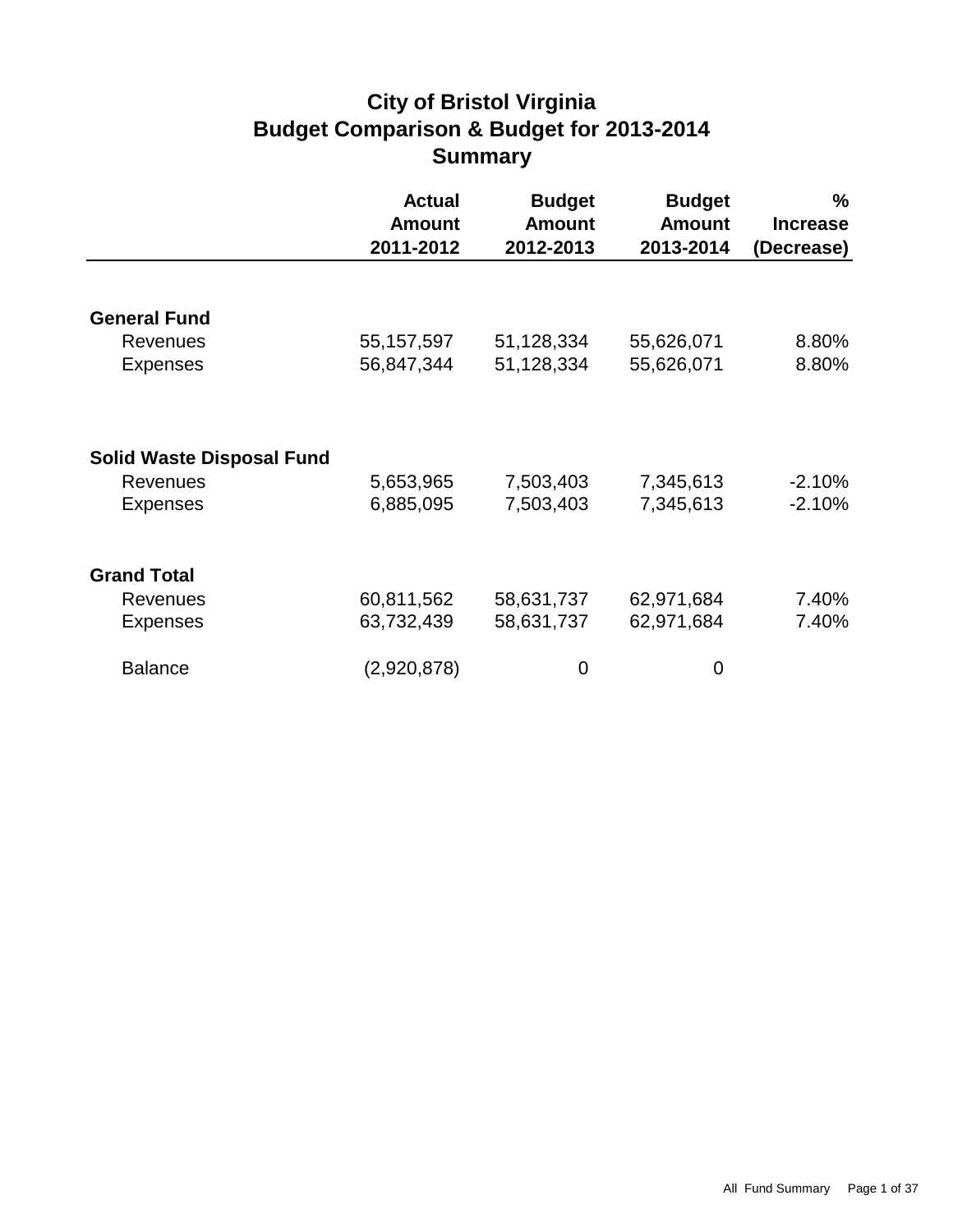# City of Bristol Virginia
## Budget Comparison & Budget for 2013-2014
## Summary

| | Actual Amount 2011-2012 | Budget Amount 2012-2013 | Budget Amount 2013-2014 | % Increase (Decrease) |
|---|---|---|---|---|
| **General Fund** | | | | |
| Revenues | 55,157,597 | 51,128,334 | 55,626,071 | 8.80% |
| Expenses | 56,847,344 | 51,128,334 | 55,626,071 | 8.80% |
| **Solid Waste Disposal Fund** | | | | |
| Revenues | 5,653,965 | 7,503,403 | 7,345,613 | -2.10% |
| Expenses | 6,885,095 | 7,503,403 | 7,345,613 | -2.10% |
| **Grand Total** | | | | |
| Revenues | 60,811,562 | 58,631,737 | 62,971,684 | 7.40% |
| Expenses | 63,732,439 | 58,631,737 | 62,971,684 | 7.40% |
| Balance | (2,920,878) | 0 | 0 | |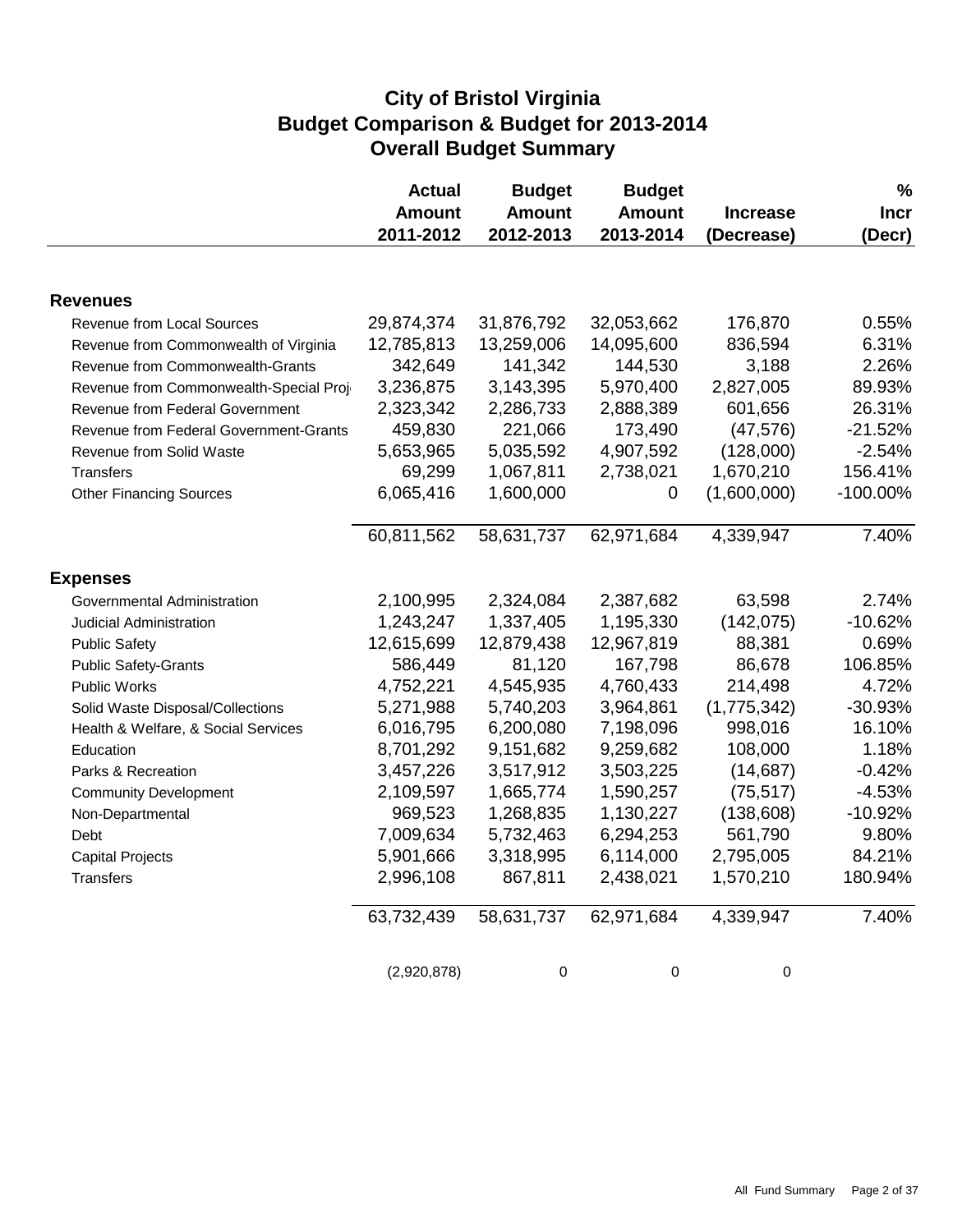# City of Bristol Virginia
## Budget Comparison & Budget for 2013-2014
## Overall Budget Summary

| | Actual Amount 2011-2012 | Budget Amount 2012-2013 | Budget Amount 2013-2014 | Increase (Decrease) | % Incr (Decr) |
|---|---|---|---|---|---|
| **Revenues** | | | | | |
| Revenue from Local Sources | 29,874,374 | 31,876,792 | 32,053,662 | 176,870 | 0.55% |
| Revenue from Commonwealth of Virginia | 12,785,813 | 13,259,006 | 14,095,600 | 836,594 | 6.31% |
| Revenue from Commonwealth-Grants | 342,649 | 141,342 | 144,530 | 3,188 | 2.26% |
| Revenue from Commonwealth-Special Proj | 3,236,875 | 3,143,395 | 5,970,400 | 2,827,005 | 89.93% |
| Revenue from Federal Government | 2,323,342 | 2,286,733 | 2,888,389 | 601,656 | 26.31% |
| Revenue from Federal Government-Grants | 459,830 | 221,066 | 173,490 | (47,576) | -21.52% |
| Revenue from Solid Waste | 5,653,965 | 5,035,592 | 4,907,592 | (128,000) | -2.54% |
| Transfers | 69,299 | 1,067,811 | 2,738,021 | 1,670,210 | 156.41% |
| Other Financing Sources | 6,065,416 | 1,600,000 | 0 | (1,600,000) | -100.00% |
| | 60,811,562 | 58,631,737 | 62,971,684 | 4,339,947 | 7.40% |
| **Expenses** | | | | | |
| Governmental Administration | 2,100,995 | 2,324,084 | 2,387,682 | 63,598 | 2.74% |
| Judicial Administration | 1,243,247 | 1,337,405 | 1,195,330 | (142,075) | -10.62% |
| Public Safety | 12,615,699 | 12,879,438 | 12,967,819 | 88,381 | 0.69% |
| Public Safety-Grants | 586,449 | 81,120 | 167,798 | 86,678 | 106.85% |
| Public Works | 4,752,221 | 4,545,935 | 4,760,433 | 214,498 | 4.72% |
| Solid Waste Disposal/Collections | 5,271,988 | 5,740,203 | 3,964,861 | (1,775,342) | -30.93% |
| Health & Welfare, & Social Services | 6,016,795 | 6,200,080 | 7,198,096 | 998,016 | 16.10% |
| Education | 8,701,292 | 9,151,682 | 9,259,682 | 108,000 | 1.18% |
| Parks & Recreation | 3,457,226 | 3,517,912 | 3,503,225 | (14,687) | -0.42% |
| Community Development | 2,109,597 | 1,665,774 | 1,590,257 | (75,517) | -4.53% |
| Non-Departmental | 969,523 | 1,268,835 | 1,130,227 | (138,608) | -10.92% |
| Debt | 7,009,634 | 5,732,463 | 6,294,253 | 561,790 | 9.80% |
| Capital Projects | 5,901,666 | 3,318,995 | 6,114,000 | 2,795,005 | 84.21% |
| Transfers | 2,996,108 | 867,811 | 2,438,021 | 1,570,210 | 180.94% |
| | 63,732,439 | 58,631,737 | 62,971,684 | 4,339,947 | 7.40% |
| | (2,920,878) | 0 | 0 | 0 | |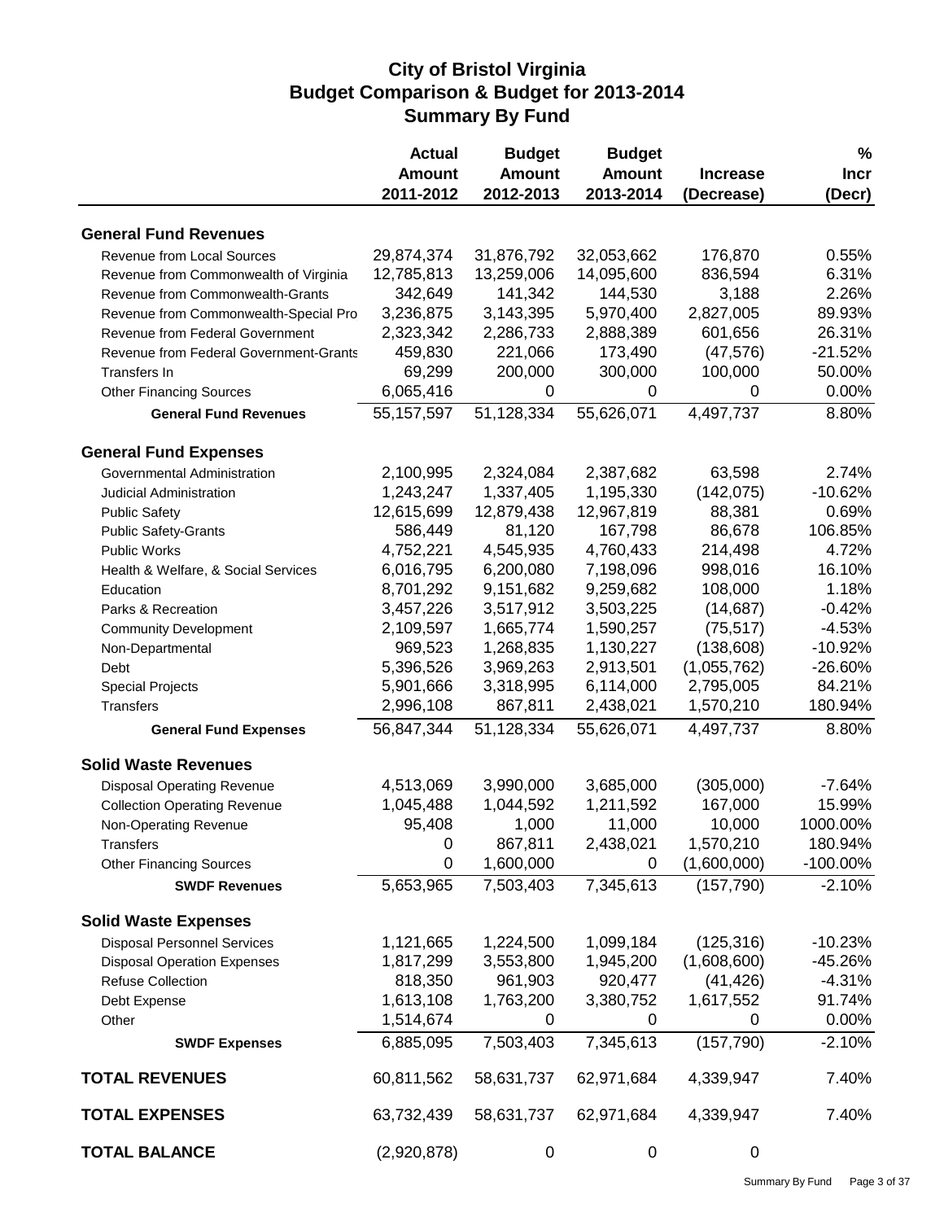# City of Bristol Virginia
## Budget Comparison & Budget for 2013-2014
## Summary By Fund

| | Actual Amount 2011-2012 | Budget Amount 2012-2013 | Budget Amount 2013-2014 | Increase (Decrease) | % Incr (Decr) |
|---|---|---|---|---|---|
| **General Fund Revenues** | | | | | |
| Revenue from Local Sources | 29,874,374 | 31,876,792 | 32,053,662 | 176,870 | 0.55% |
| Revenue from Commonwealth of Virginia | 12,785,813 | 13,259,006 | 14,095,600 | 836,594 | 6.31% |
| Revenue from Commonwealth-Grants | 342,649 | 141,342 | 144,530 | 3,188 | 2.26% |
| Revenue from Commonwealth-Special Pro | 3,236,875 | 3,143,395 | 5,970,400 | 2,827,005 | 89.93% |
| Revenue from Federal Government | 2,323,342 | 2,286,733 | 2,888,389 | 601,656 | 26.31% |
| Revenue from Federal Government-Grants | 459,830 | 221,066 | 173,490 | (47,576) | -21.52% |
| Transfers In | 69,299 | 200,000 | 300,000 | 100,000 | 50.00% |
| Other Financing Sources | 6,065,416 | 0 | 0 | 0 | 0.00% |
| **General Fund Revenues** | 55,157,597 | 51,128,334 | 55,626,071 | 4,497,737 | 8.80% |
| **General Fund Expenses** | | | | | |
| Governmental Administration | 2,100,995 | 2,324,084 | 2,387,682 | 63,598 | 2.74% |
| Judicial Administration | 1,243,247 | 1,337,405 | 1,195,330 | (142,075) | -10.62% |
| Public Safety | 12,615,699 | 12,879,438 | 12,967,819 | 88,381 | 0.69% |
| Public Safety-Grants | 586,449 | 81,120 | 167,798 | 86,678 | 106.85% |
| Public Works | 4,752,221 | 4,545,935 | 4,760,433 | 214,498 | 4.72% |
| Health & Welfare, & Social Services | 6,016,795 | 6,200,080 | 7,198,096 | 998,016 | 16.10% |
| Education | 8,701,292 | 9,151,682 | 9,259,682 | 108,000 | 1.18% |
| Parks & Recreation | 3,457,226 | 3,517,912 | 3,503,225 | (14,687) | -0.42% |
| Community Development | 2,109,597 | 1,665,774 | 1,590,257 | (75,517) | -4.53% |
| Non-Departmental | 969,523 | 1,268,835 | 1,130,227 | (138,608) | -10.92% |
| Debt | 5,396,526 | 3,969,263 | 2,913,501 | (1,055,762) | -26.60% |
| Special Projects | 5,901,666 | 3,318,995 | 6,114,000 | 2,795,005 | 84.21% |
| Transfers | 2,996,108 | 867,811 | 2,438,021 | 1,570,210 | 180.94% |
| **General Fund Expenses** | 56,847,344 | 51,128,334 | 55,626,071 | 4,497,737 | 8.80% |
| **Solid Waste Revenues** | | | | | |
| Disposal Operating Revenue | 4,513,069 | 3,990,000 | 3,685,000 | (305,000) | -7.64% |
| Collection Operating Revenue | 1,045,488 | 1,044,592 | 1,211,592 | 167,000 | 15.99% |
| Non-Operating Revenue | 95,408 | 1,000 | 11,000 | 10,000 | 1000.00% |
| Transfers | 0 | 867,811 | 2,438,021 | 1,570,210 | 180.94% |
| Other Financing Sources | 0 | 1,600,000 | 0 | (1,600,000) | -100.00% |
| **SWDF Revenues** | 5,653,965 | 7,503,403 | 7,345,613 | (157,790) | -2.10% |
| **Solid Waste Expenses** | | | | | |
| Disposal Personnel Services | 1,121,665 | 1,224,500 | 1,099,184 | (125,316) | -10.23% |
| Disposal Operation Expenses | 1,817,299 | 3,553,800 | 1,945,200 | (1,608,600) | -45.26% |
| Refuse Collection | 818,350 | 961,903 | 920,477 | (41,426) | -4.31% |
| Debt Expense | 1,613,108 | 1,763,200 | 3,380,752 | 1,617,552 | 91.74% |
| Other | 1,514,674 | 0 | 0 | 0 | 0.00% |
| **SWDF Expenses** | 6,885,095 | 7,503,403 | 7,345,613 | (157,790) | -2.10% |
| **TOTAL REVENUES** | 60,811,562 | 58,631,737 | 62,971,684 | 4,339,947 | 7.40% |
| **TOTAL EXPENSES** | 63,732,439 | 58,631,737 | 62,971,684 | 4,339,947 | 7.40% |
| **TOTAL BALANCE** | (2,920,878) | 0 | 0 | 0 | |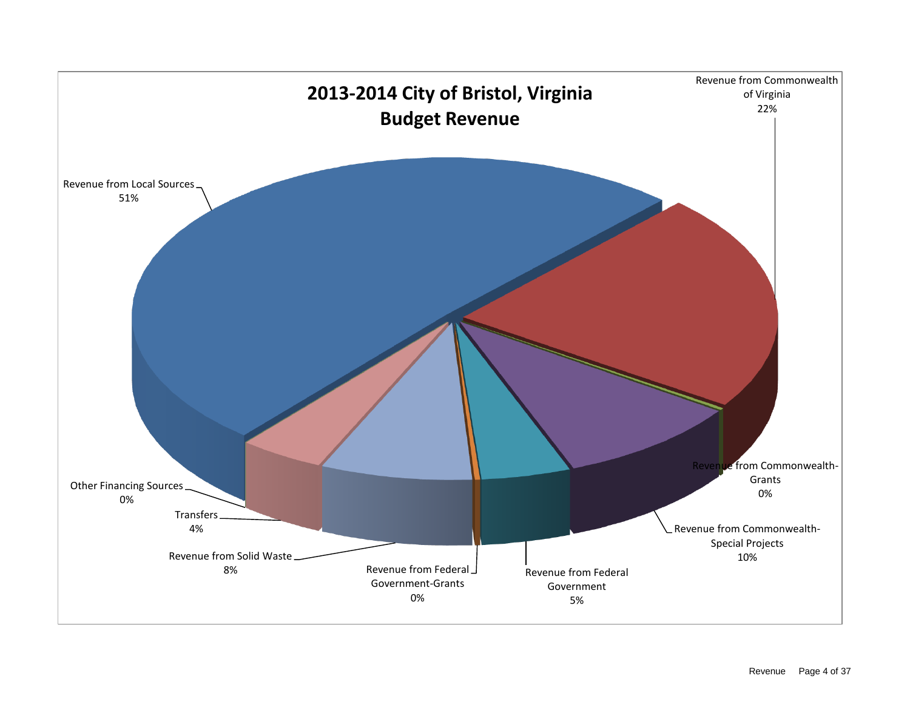# 2013-2014 City of Bristol, Virginia Budget Revenue

Revenue from Local Sources 51%

Revenue from Commonwealth of Virginia 22%

Revenue from Commonwealth-Grants 0%

Revenue from Commonwealth-Special Projects 10%

Revenue from Federal Government 5%

Revenue from Federal Government-Grants 0%

Revenue from Solid Waste 8%

Transfers 4%

Other Financing Sources 0%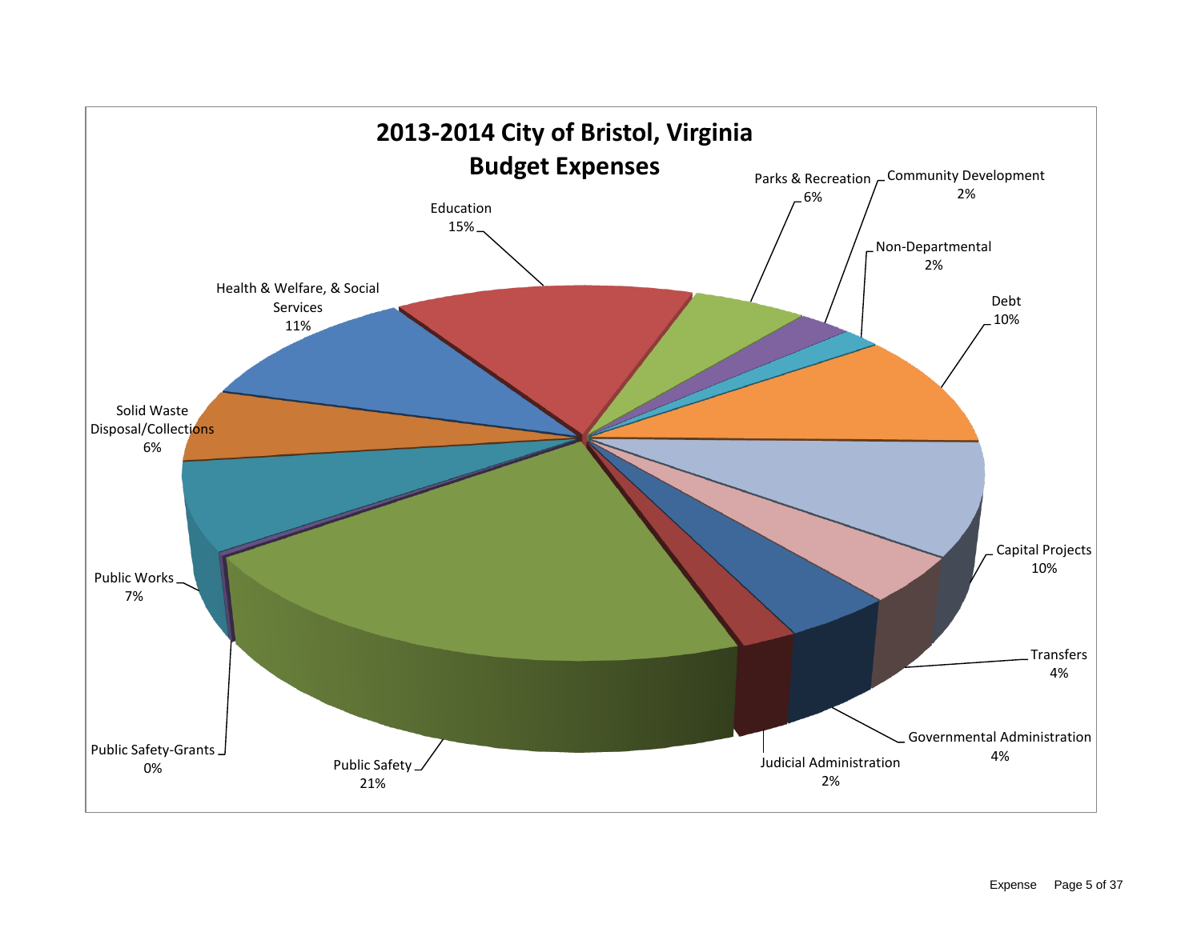# 2013-2014 City of Bristol, Virginia Budget Expenses

| Category | Percentage |
| --- | --- |
| Education | 15% |
| Parks & Recreation | 6% |
| Community Development | 2% |
| Non-Departmental | 2% |
| Debt | 10% |
| Capital Projects | 10% |
| Transfers | 4% |
| Governmental Administration | 4% |
| Judicial Administration | 2% |
| Public Safety | 21% |
| Public Safety-Grants | 0% |
| Public Works | 7% |
| Solid Waste Disposal/Collections | 6% |
| Health & Welfare, & Social Services | 11% |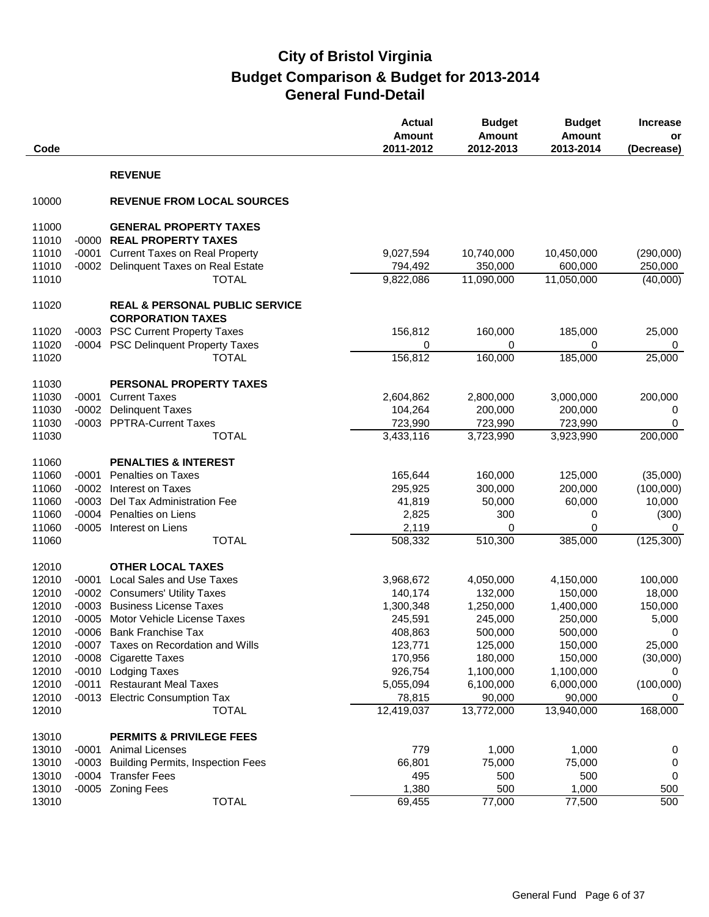# City of Bristol Virginia
## Budget Comparison & Budget for 2013-2014
## General Fund-Detail

| Code | | | Actual Amount 2011-2012 | Budget Amount 2012-2013 | Budget Amount 2013-2014 | Increase or (Decrease) |
|---|---|---|---|---|---|---|
| | | **REVENUE** | | | | |
| 10000 | | **REVENUE FROM LOCAL SOURCES** | | | | |
| 11000 | | **GENERAL PROPERTY TAXES** | | | | |
| 11010 | -0000 | **REAL PROPERTY TAXES** | | | | |
| 11010 | -0001 | Current Taxes on Real Property | 9,027,594 | 10,740,000 | 10,450,000 | (290,000) |
| 11010 | -0002 | Delinquent Taxes on Real Estate | 794,492 | 350,000 | 600,000 | 250,000 |
| 11010 | | TOTAL | 9,822,086 | 11,090,000 | 11,050,000 | (40,000) |
| 11020 | | **REAL & PERSONAL PUBLIC SERVICE CORPORATION TAXES** | | | | |
| 11020 | -0003 | PSC Current Property Taxes | 156,812 | 160,000 | 185,000 | 25,000 |
| 11020 | -0004 | PSC Delinquent Property Taxes | 0 | 0 | 0 | 0 |
| 11020 | | TOTAL | 156,812 | 160,000 | 185,000 | 25,000 |
| 11030 | | **PERSONAL PROPERTY TAXES** | | | | |
| 11030 | -0001 | Current Taxes | 2,604,862 | 2,800,000 | 3,000,000 | 200,000 |
| 11030 | -0002 | Delinquent Taxes | 104,264 | 200,000 | 200,000 | 0 |
| 11030 | -0003 | PPTRA-Current Taxes | 723,990 | 723,990 | 723,990 | 0 |
| 11030 | | TOTAL | 3,433,116 | 3,723,990 | 3,923,990 | 200,000 |
| 11060 | | **PENALTIES & INTEREST** | | | | |
| 11060 | -0001 | Penalties on Taxes | 165,644 | 160,000 | 125,000 | (35,000) |
| 11060 | -0002 | Interest on Taxes | 295,925 | 300,000 | 200,000 | (100,000) |
| 11060 | -0003 | Del Tax Administration Fee | 41,819 | 50,000 | 60,000 | 10,000 |
| 11060 | -0004 | Penalties on Liens | 2,825 | 300 | 0 | (300) |
| 11060 | -0005 | Interest on Liens | 2,119 | 0 | 0 | 0 |
| 11060 | | TOTAL | 508,332 | 510,300 | 385,000 | (125,300) |
| 12010 | | **OTHER LOCAL TAXES** | | | | |
| 12010 | -0001 | Local Sales and Use Taxes | 3,968,672 | 4,050,000 | 4,150,000 | 100,000 |
| 12010 | -0002 | Consumers' Utility Taxes | 140,174 | 132,000 | 150,000 | 18,000 |
| 12010 | -0003 | Business License Taxes | 1,300,348 | 1,250,000 | 1,400,000 | 150,000 |
| 12010 | -0005 | Motor Vehicle License Taxes | 245,591 | 245,000 | 250,000 | 5,000 |
| 12010 | -0006 | Bank Franchise Tax | 408,863 | 500,000 | 500,000 | 0 |
| 12010 | -0007 | Taxes on Recordation and Wills | 123,771 | 125,000 | 150,000 | 25,000 |
| 12010 | -0008 | Cigarette Taxes | 170,956 | 180,000 | 150,000 | (30,000) |
| 12010 | -0010 | Lodging Taxes | 926,754 | 1,100,000 | 1,100,000 | 0 |
| 12010 | -0011 | Restaurant Meal Taxes | 5,055,094 | 6,100,000 | 6,000,000 | (100,000) |
| 12010 | -0013 | Electric Consumption Tax | 78,815 | 90,000 | 90,000 | 0 |
| 12010 | | TOTAL | 12,419,037 | 13,772,000 | 13,940,000 | 168,000 |
| 13010 | | **PERMITS & PRIVILEGE FEES** | | | | |
| 13010 | -0001 | Animal Licenses | 779 | 1,000 | 1,000 | 0 |
| 13010 | -0003 | Building Permits, Inspection Fees | 66,801 | 75,000 | 75,000 | 0 |
| 13010 | -0004 | Transfer Fees | 495 | 500 | 500 | 0 |
| 13010 | -0005 | Zoning Fees | 1,380 | 500 | 1,000 | 500 |
| 13010 | | TOTAL | 69,455 | 77,000 | 77,500 | 500 |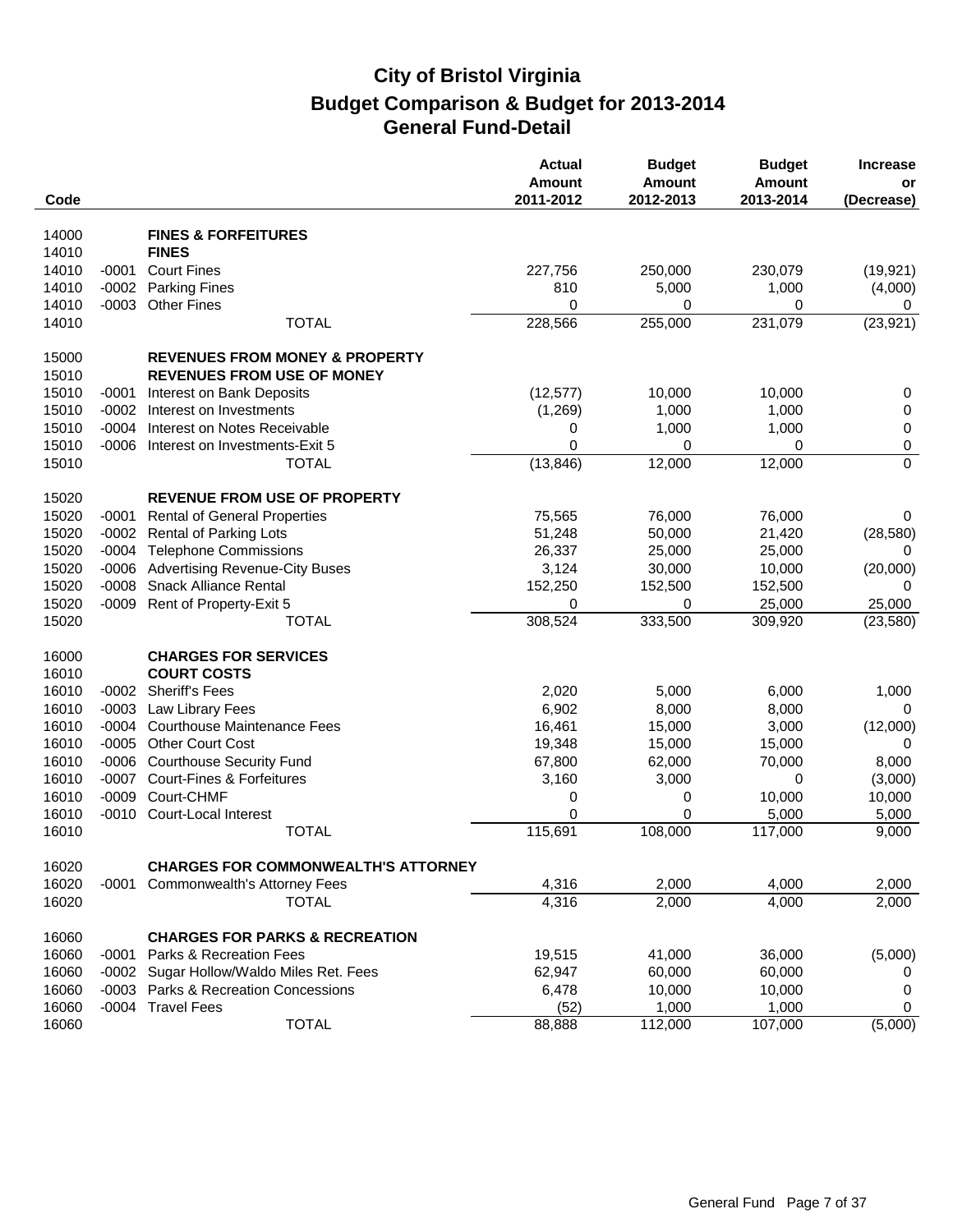# City of Bristol Virginia
## Budget Comparison & Budget for 2013-2014
## General Fund-Detail

| Code | | | Actual Amount 2011-2012 | Budget Amount 2012-2013 | Budget Amount 2013-2014 | Increase or (Decrease) |
|---|---|---|---|---|---|---|
| 14000 | | **FINES & FORFEITURES** | | | | |
| 14010 | | **FINES** | | | | |
| 14010 | -0001 | Court Fines | 227,756 | 250,000 | 230,079 | (19,921) |
| 14010 | -0002 | Parking Fines | 810 | 5,000 | 1,000 | (4,000) |
| 14010 | -0003 | Other Fines | 0 | 0 | 0 | 0 |
| 14010 | | TOTAL | 228,566 | 255,000 | 231,079 | (23,921) |
| 15000 | | **REVENUES FROM MONEY & PROPERTY** | | | | |
| 15010 | | **REVENUES FROM USE OF MONEY** | | | | |
| 15010 | -0001 | Interest on Bank Deposits | (12,577) | 10,000 | 10,000 | 0 |
| 15010 | -0002 | Interest on Investments | (1,269) | 1,000 | 1,000 | 0 |
| 15010 | -0004 | Interest on Notes Receivable | 0 | 1,000 | 1,000 | 0 |
| 15010 | -0006 | Interest on Investments-Exit 5 | 0 | 0 | 0 | 0 |
| 15010 | | TOTAL | (13,846) | 12,000 | 12,000 | 0 |
| 15020 | | **REVENUE FROM USE OF PROPERTY** | | | | |
| 15020 | -0001 | Rental of General Properties | 75,565 | 76,000 | 76,000 | 0 |
| 15020 | -0002 | Rental of Parking Lots | 51,248 | 50,000 | 21,420 | (28,580) |
| 15020 | -0004 | Telephone Commissions | 26,337 | 25,000 | 25,000 | 0 |
| 15020 | -0006 | Advertising Revenue-City Buses | 3,124 | 30,000 | 10,000 | (20,000) |
| 15020 | -0008 | Snack Alliance Rental | 152,250 | 152,500 | 152,500 | 0 |
| 15020 | -0009 | Rent of Property-Exit 5 | 0 | 0 | 25,000 | 25,000 |
| 15020 | | TOTAL | 308,524 | 333,500 | 309,920 | (23,580) |
| 16000 | | **CHARGES FOR SERVICES** | | | | |
| 16010 | | **COURT COSTS** | | | | |
| 16010 | -0002 | Sheriff's Fees | 2,020 | 5,000 | 6,000 | 1,000 |
| 16010 | -0003 | Law Library Fees | 6,902 | 8,000 | 8,000 | 0 |
| 16010 | -0004 | Courthouse Maintenance Fees | 16,461 | 15,000 | 3,000 | (12,000) |
| 16010 | -0005 | Other Court Cost | 19,348 | 15,000 | 15,000 | 0 |
| 16010 | -0006 | Courthouse Security Fund | 67,800 | 62,000 | 70,000 | 8,000 |
| 16010 | -0007 | Court-Fines & Forfeitures | 3,160 | 3,000 | 0 | (3,000) |
| 16010 | -0009 | Court-CHMF | 0 | 0 | 10,000 | 10,000 |
| 16010 | -0010 | Court-Local Interest | 0 | 0 | 5,000 | 5,000 |
| 16010 | | TOTAL | 115,691 | 108,000 | 117,000 | 9,000 |
| 16020 | | **CHARGES FOR COMMONWEALTH'S ATTORNEY** | | | | |
| 16020 | -0001 | Commonwealth's Attorney Fees | 4,316 | 2,000 | 4,000 | 2,000 |
| 16020 | | TOTAL | 4,316 | 2,000 | 4,000 | 2,000 |
| 16060 | | **CHARGES FOR PARKS & RECREATION** | | | | |
| 16060 | -0001 | Parks & Recreation Fees | 19,515 | 41,000 | 36,000 | (5,000) |
| 16060 | -0002 | Sugar Hollow/Waldo Miles Ret. Fees | 62,947 | 60,000 | 60,000 | 0 |
| 16060 | -0003 | Parks & Recreation Concessions | 6,478 | 10,000 | 10,000 | 0 |
| 16060 | -0004 | Travel Fees | (52) | 1,000 | 1,000 | 0 |
| 16060 | | TOTAL | 88,888 | 112,000 | 107,000 | (5,000) |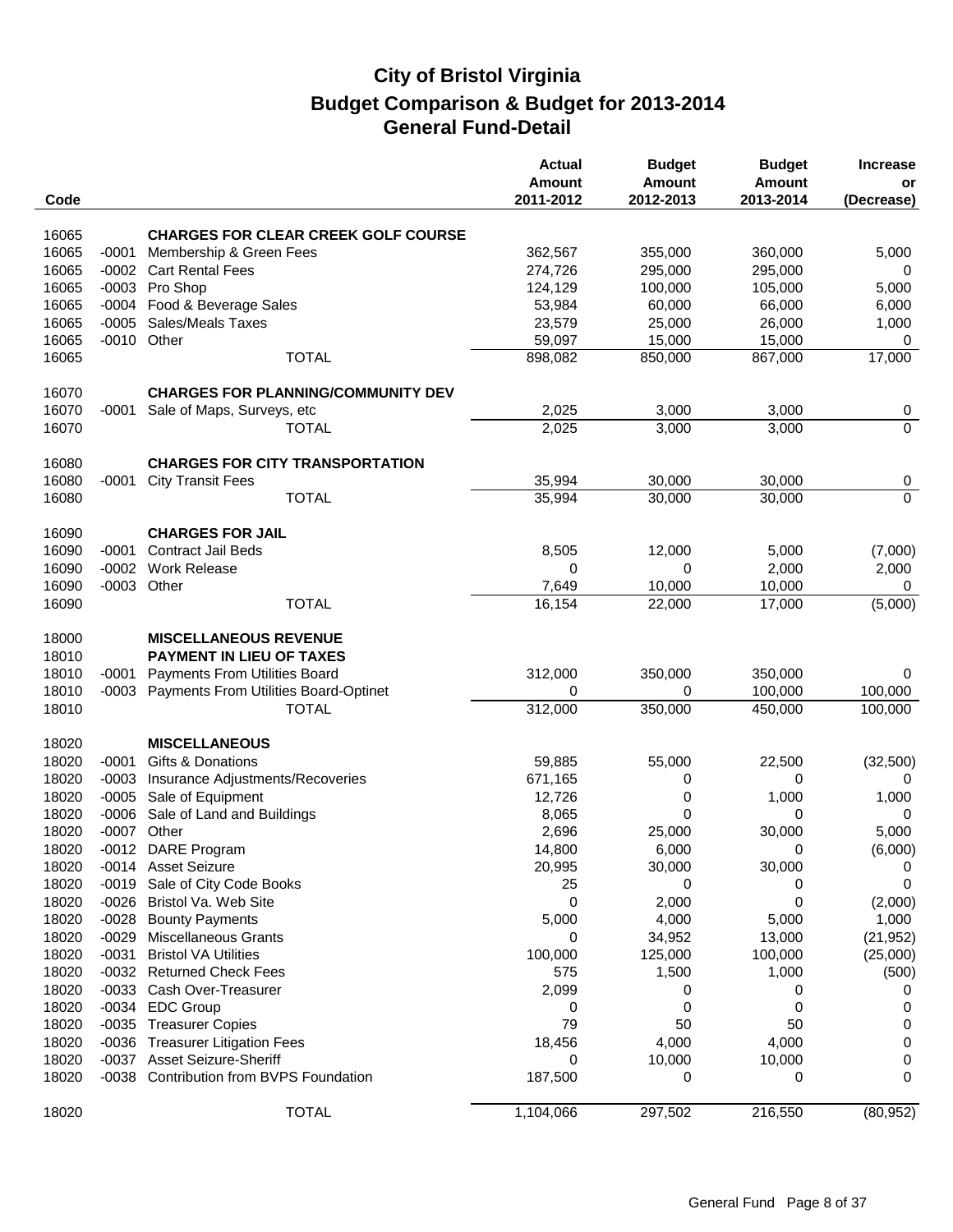# City of Bristol Virginia
## Budget Comparison & Budget for 2013-2014
## General Fund-Detail

| Code | | | Actual Amount 2011-2012 | Budget Amount 2012-2013 | Budget Amount 2013-2014 | Increase or (Decrease) |
|---|---|---|---|---|---|---|
| 16065 | | **CHARGES FOR CLEAR CREEK GOLF COURSE** | | | | |
| 16065 | -0001 | Membership & Green Fees | 362,567 | 355,000 | 360,000 | 5,000 |
| 16065 | -0002 | Cart Rental Fees | 274,726 | 295,000 | 295,000 | 0 |
| 16065 | -0003 | Pro Shop | 124,129 | 100,000 | 105,000 | 5,000 |
| 16065 | -0004 | Food & Beverage Sales | 53,984 | 60,000 | 66,000 | 6,000 |
| 16065 | -0005 | Sales/Meals Taxes | 23,579 | 25,000 | 26,000 | 1,000 |
| 16065 | -0010 | Other | 59,097 | 15,000 | 15,000 | 0 |
| 16065 | | TOTAL | 898,082 | 850,000 | 867,000 | 17,000 |
| 16070 | | **CHARGES FOR PLANNING/COMMUNITY DEV** | | | | |
| 16070 | -0001 | Sale of Maps, Surveys, etc | 2,025 | 3,000 | 3,000 | 0 |
| 16070 | | TOTAL | 2,025 | 3,000 | 3,000 | 0 |
| 16080 | | **CHARGES FOR CITY TRANSPORTATION** | | | | |
| 16080 | -0001 | City Transit Fees | 35,994 | 30,000 | 30,000 | 0 |
| 16080 | | TOTAL | 35,994 | 30,000 | 30,000 | 0 |
| 16090 | | **CHARGES FOR JAIL** | | | | |
| 16090 | -0001 | Contract Jail Beds | 8,505 | 12,000 | 5,000 | (7,000) |
| 16090 | -0002 | Work Release | 0 | 0 | 2,000 | 2,000 |
| 16090 | -0003 | Other | 7,649 | 10,000 | 10,000 | 0 |
| 16090 | | TOTAL | 16,154 | 22,000 | 17,000 | (5,000) |
| 18000 | | **MISCELLANEOUS REVENUE** | | | | |
| 18010 | | **PAYMENT IN LIEU OF TAXES** | | | | |
| 18010 | -0001 | Payments From Utilities Board | 312,000 | 350,000 | 350,000 | 0 |
| 18010 | -0003 | Payments From Utilities Board-Optinet | 0 | 0 | 100,000 | 100,000 |
| 18010 | | TOTAL | 312,000 | 350,000 | 450,000 | 100,000 |
| 18020 | | **MISCELLANEOUS** | | | | |
| 18020 | -0001 | Gifts & Donations | 59,885 | 55,000 | 22,500 | (32,500) |
| 18020 | -0003 | Insurance Adjustments/Recoveries | 671,165 | 0 | 0 | 0 |
| 18020 | -0005 | Sale of Equipment | 12,726 | 0 | 1,000 | 1,000 |
| 18020 | -0006 | Sale of Land and Buildings | 8,065 | 0 | 0 | 0 |
| 18020 | -0007 | Other | 2,696 | 25,000 | 30,000 | 5,000 |
| 18020 | -0012 | DARE Program | 14,800 | 6,000 | 0 | (6,000) |
| 18020 | -0014 | Asset Seizure | 20,995 | 30,000 | 30,000 | 0 |
| 18020 | -0019 | Sale of City Code Books | 25 | 0 | 0 | 0 |
| 18020 | -0026 | Bristol Va. Web Site | 0 | 2,000 | 0 | (2,000) |
| 18020 | -0028 | Bounty Payments | 5,000 | 4,000 | 5,000 | 1,000 |
| 18020 | -0029 | Miscellaneous Grants | 0 | 34,952 | 13,000 | (21,952) |
| 18020 | -0031 | Bristol VA Utilities | 100,000 | 125,000 | 100,000 | (25,000) |
| 18020 | -0032 | Returned Check Fees | 575 | 1,500 | 1,000 | (500) |
| 18020 | -0033 | Cash Over-Treasurer | 2,099 | 0 | 0 | 0 |
| 18020 | -0034 | EDC Group | 0 | 0 | 0 | 0 |
| 18020 | -0035 | Treasurer Copies | 79 | 50 | 50 | 0 |
| 18020 | -0036 | Treasurer Litigation Fees | 18,456 | 4,000 | 4,000 | 0 |
| 18020 | -0037 | Asset Seizure-Sheriff | 0 | 10,000 | 10,000 | 0 |
| 18020 | -0038 | Contribution from BVPS Foundation | 187,500 | 0 | 0 | 0 |
| 18020 | | TOTAL | 1,104,066 | 297,502 | 216,550 | (80,952) |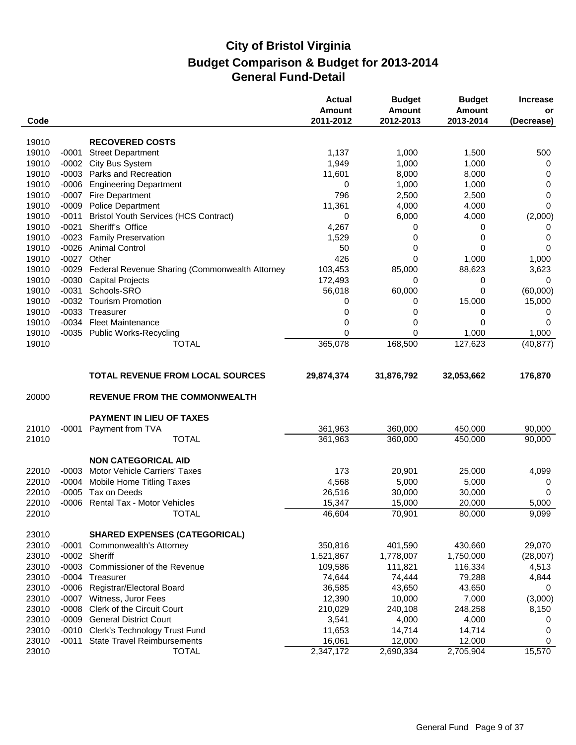# City of Bristol Virginia
## Budget Comparison & Budget for 2013-2014
## General Fund-Detail

| Code | | | Actual Amount 2011-2012 | Budget Amount 2012-2013 | Budget Amount 2013-2014 | Increase or (Decrease) |
|---|---|---|---|---|---|---|
| 19010 | | **RECOVERED COSTS** | | | | |
| 19010 | -0001 | Street Department | 1,137 | 1,000 | 1,500 | 500 |
| 19010 | -0002 | City Bus System | 1,949 | 1,000 | 1,000 | 0 |
| 19010 | -0003 | Parks and Recreation | 11,601 | 8,000 | 8,000 | 0 |
| 19010 | -0006 | Engineering Department | 0 | 1,000 | 1,000 | 0 |
| 19010 | -0007 | Fire Department | 796 | 2,500 | 2,500 | 0 |
| 19010 | -0009 | Police Department | 11,361 | 4,000 | 4,000 | 0 |
| 19010 | -0011 | Bristol Youth Services (HCS Contract) | 0 | 6,000 | 4,000 | (2,000) |
| 19010 | -0021 | Sheriff's Office | 4,267 | 0 | 0 | 0 |
| 19010 | -0023 | Family Preservation | 1,529 | 0 | 0 | 0 |
| 19010 | -0026 | Animal Control | 50 | 0 | 0 | 0 |
| 19010 | -0027 | Other | 426 | 0 | 1,000 | 1,000 |
| 19010 | -0029 | Federal Revenue Sharing (Commonwealth Attorney | 103,453 | 85,000 | 88,623 | 3,623 |
| 19010 | -0030 | Capital Projects | 172,493 | 0 | 0 | 0 |
| 19010 | -0031 | Schools-SRO | 56,018 | 60,000 | 0 | (60,000) |
| 19010 | -0032 | Tourism Promotion | 0 | 0 | 15,000 | 15,000 |
| 19010 | -0033 | Treasurer | 0 | 0 | 0 | 0 |
| 19010 | -0034 | Fleet Maintenance | 0 | 0 | 0 | 0 |
| 19010 | -0035 | Public Works-Recycling | 0 | 0 | 1,000 | 1,000 |
| 19010 | | TOTAL | 365,078 | 168,500 | 127,623 | (40,877) |
| | | **TOTAL REVENUE FROM LOCAL SOURCES** | **29,874,374** | **31,876,792** | **32,053,662** | **176,870** |
| 20000 | | **REVENUE FROM THE COMMONWEALTH** | | | | |
| | | **PAYMENT IN LIEU OF TAXES** | | | | |
| 21010 | -0001 | Payment from TVA | 361,963 | 360,000 | 450,000 | 90,000 |
| 21010 | | TOTAL | 361,963 | 360,000 | 450,000 | 90,000 |
| | | **NON CATEGORICAL AID** | | | | |
| 22010 | -0003 | Motor Vehicle Carriers' Taxes | 173 | 20,901 | 25,000 | 4,099 |
| 22010 | -0004 | Mobile Home Titling Taxes | 4,568 | 5,000 | 5,000 | 0 |
| 22010 | -0005 | Tax on Deeds | 26,516 | 30,000 | 30,000 | 0 |
| 22010 | -0006 | Rental Tax - Motor Vehicles | 15,347 | 15,000 | 20,000 | 5,000 |
| 22010 | | TOTAL | 46,604 | 70,901 | 80,000 | 9,099 |
| 23010 | | **SHARED EXPENSES (CATEGORICAL)** | | | | |
| 23010 | -0001 | Commonwealth's Attorney | 350,816 | 401,590 | 430,660 | 29,070 |
| 23010 | -0002 | Sheriff | 1,521,867 | 1,778,007 | 1,750,000 | (28,007) |
| 23010 | -0003 | Commissioner of the Revenue | 109,586 | 111,821 | 116,334 | 4,513 |
| 23010 | -0004 | Treasurer | 74,644 | 74,444 | 79,288 | 4,844 |
| 23010 | -0006 | Registrar/Electoral Board | 36,585 | 43,650 | 43,650 | 0 |
| 23010 | -0007 | Witness, Juror Fees | 12,390 | 10,000 | 7,000 | (3,000) |
| 23010 | -0008 | Clerk of the Circuit Court | 210,029 | 240,108 | 248,258 | 8,150 |
| 23010 | -0009 | General District Court | 3,541 | 4,000 | 4,000 | 0 |
| 23010 | -0010 | Clerk's Technology Trust Fund | 11,653 | 14,714 | 14,714 | 0 |
| 23010 | -0011 | State Travel Reimbursements | 16,061 | 12,000 | 12,000 | 0 |
| 23010 | | TOTAL | 2,347,172 | 2,690,334 | 2,705,904 | 15,570 |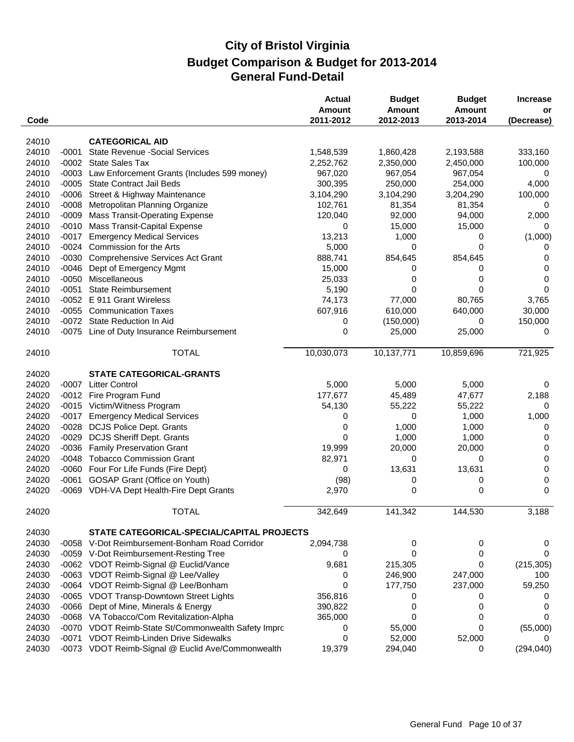# City of Bristol Virginia

## Budget Comparison & Budget for 2013-2014

## General Fund-Detail

| Code | | | Actual Amount 2011-2012 | Budget Amount 2012-2013 | Budget Amount 2013-2014 | Increase or (Decrease) |
|---|---|---|---|---|---|---|
| 24010 | | **CATEGORICAL AID** | | | | |
| 24010 | -0001 | State Revenue -Social Services | 1,548,539 | 1,860,428 | 2,193,588 | 333,160 |
| 24010 | -0002 | State Sales Tax | 2,252,762 | 2,350,000 | 2,450,000 | 100,000 |
| 24010 | -0003 | Law Enforcement Grants (Includes 599 money) | 967,020 | 967,054 | 967,054 | 0 |
| 24010 | -0005 | State Contract Jail Beds | 300,395 | 250,000 | 254,000 | 4,000 |
| 24010 | -0006 | Street & Highway Maintenance | 3,104,290 | 3,104,290 | 3,204,290 | 100,000 |
| 24010 | -0008 | Metropolitan Planning Organize | 102,761 | 81,354 | 81,354 | 0 |
| 24010 | -0009 | Mass Transit-Operating Expense | 120,040 | 92,000 | 94,000 | 2,000 |
| 24010 | -0010 | Mass Transit-Capital Expense | 0 | 15,000 | 15,000 | 0 |
| 24010 | -0017 | Emergency Medical Services | 13,213 | 1,000 | 0 | (1,000) |
| 24010 | -0024 | Commission for the Arts | 5,000 | 0 | 0 | 0 |
| 24010 | -0030 | Comprehensive Services Act Grant | 888,741 | 854,645 | 854,645 | 0 |
| 24010 | -0046 | Dept of Emergency Mgmt | 15,000 | 0 | 0 | 0 |
| 24010 | -0050 | Miscellaneous | 25,033 | 0 | 0 | 0 |
| 24010 | -0051 | State Reimbursement | 5,190 | 0 | 0 | 0 |
| 24010 | -0052 | E 911 Grant Wireless | 74,173 | 77,000 | 80,765 | 3,765 |
| 24010 | -0055 | Communication Taxes | 607,916 | 610,000 | 640,000 | 30,000 |
| 24010 | -0072 | State Reduction In Aid | 0 | (150,000) | 0 | 150,000 |
| 24010 | -0075 | Line of Duty Insurance Reimbursement | 0 | 25,000 | 25,000 | 0 |
| 24010 | | TOTAL | 10,030,073 | 10,137,771 | 10,859,696 | 721,925 |
| 24020 | | **STATE CATEGORICAL-GRANTS** | | | | |
| 24020 | -0007 | Litter Control | 5,000 | 5,000 | 5,000 | 0 |
| 24020 | -0012 | Fire Program Fund | 177,677 | 45,489 | 47,677 | 2,188 |
| 24020 | -0015 | Victim/Witness Program | 54,130 | 55,222 | 55,222 | 0 |
| 24020 | -0017 | Emergency Medical Services | 0 | 0 | 1,000 | 1,000 |
| 24020 | -0028 | DCJS Police Dept. Grants | 0 | 1,000 | 1,000 | 0 |
| 24020 | -0029 | DCJS Sheriff Dept. Grants | 0 | 1,000 | 1,000 | 0 |
| 24020 | -0036 | Family Preservation Grant | 19,999 | 20,000 | 20,000 | 0 |
| 24020 | -0048 | Tobacco Commission Grant | 82,971 | 0 | 0 | 0 |
| 24020 | -0060 | Four For Life Funds (Fire Dept) | 0 | 13,631 | 13,631 | 0 |
| 24020 | -0061 | GOSAP Grant (Office on Youth) | (98) | 0 | 0 | 0 |
| 24020 | -0069 | VDH-VA Dept Health-Fire Dept Grants | 2,970 | 0 | 0 | 0 |
| 24020 | | TOTAL | 342,649 | 141,342 | 144,530 | 3,188 |
| 24030 | | **STATE CATEGORICAL-SPECIAL/CAPITAL PROJECTS** | | | | |
| 24030 | -0058 | V-Dot Reimbursement-Bonham Road Corridor | 2,094,738 | 0 | 0 | 0 |
| 24030 | -0059 | V-Dot Reimbursement-Resting Tree | 0 | 0 | 0 | 0 |
| 24030 | -0062 | VDOT Reimb-Signal @ Euclid/Vance | 9,681 | 215,305 | 0 | (215,305) |
| 24030 | -0063 | VDOT Reimb-Signal @ Lee/Valley | 0 | 246,900 | 247,000 | 100 |
| 24030 | -0064 | VDOT Reimb-Signal @ Lee/Bonham | 0 | 177,750 | 237,000 | 59,250 |
| 24030 | -0065 | VDOT Transp-Downtown Street Lights | 356,816 | 0 | 0 | 0 |
| 24030 | -0066 | Dept of Mine, Minerals & Energy | 390,822 | 0 | 0 | 0 |
| 24030 | -0068 | VA Tobacco/Com Revitalization-Alpha | 365,000 | 0 | 0 | 0 |
| 24030 | -0070 | VDOT Reimb-State St/Commonwealth Safety Imprc | 0 | 55,000 | 0 | (55,000) |
| 24030 | -0071 | VDOT Reimb-Linden Drive Sidewalks | 0 | 52,000 | 52,000 | 0 |
| 24030 | -0073 | VDOT Reimb-Signal @ Euclid Ave/Commonwealth | 19,379 | 294,040 | 0 | (294,040) |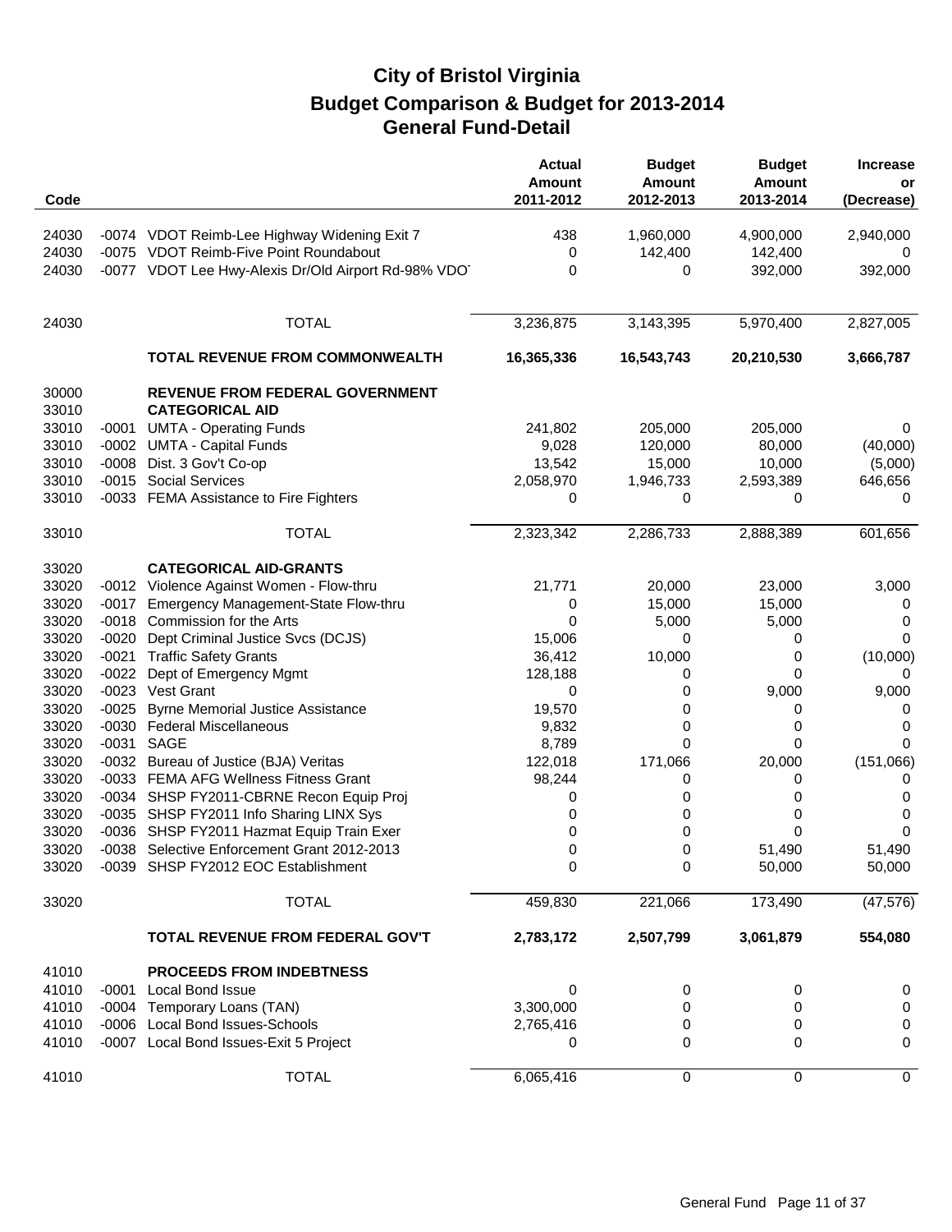# City of Bristol Virginia
## Budget Comparison & Budget for 2013-2014
## General Fund-Detail

| Code | | | Actual Amount 2011-2012 | Budget Amount 2012-2013 | Budget Amount 2013-2014 | Increase or (Decrease) |
|---|---|---|---|---|---|---|
| 24030 | -0074 | VDOT Reimb-Lee Highway Widening Exit 7 | 438 | 1,960,000 | 4,900,000 | 2,940,000 |
| 24030 | -0075 | VDOT Reimb-Five Point Roundabout | 0 | 142,400 | 142,400 | 0 |
| 24030 | -0077 | VDOT Lee Hwy-Alexis Dr/Old Airport Rd-98% VDOT | 0 | 0 | 392,000 | 392,000 |
| 24030 | | TOTAL | 3,236,875 | 3,143,395 | 5,970,400 | 2,827,005 |
| | | **TOTAL REVENUE FROM COMMONWEALTH** | **16,365,336** | **16,543,743** | **20,210,530** | **3,666,787** |
| 30000 | | **REVENUE FROM FEDERAL GOVERNMENT** | | | | |
| 33010 | | **CATEGORICAL AID** | | | | |
| 33010 | -0001 | UMTA - Operating Funds | 241,802 | 205,000 | 205,000 | 0 |
| 33010 | -0002 | UMTA - Capital Funds | 9,028 | 120,000 | 80,000 | (40,000) |
| 33010 | -0008 | Dist. 3 Gov't Co-op | 13,542 | 15,000 | 10,000 | (5,000) |
| 33010 | -0015 | Social Services | 2,058,970 | 1,946,733 | 2,593,389 | 646,656 |
| 33010 | -0033 | FEMA Assistance to Fire Fighters | 0 | 0 | 0 | 0 |
| 33010 | | TOTAL | 2,323,342 | 2,286,733 | 2,888,389 | 601,656 |
| 33020 | | **CATEGORICAL AID-GRANTS** | | | | |
| 33020 | -0012 | Violence Against Women - Flow-thru | 21,771 | 20,000 | 23,000 | 3,000 |
| 33020 | -0017 | Emergency Management-State Flow-thru | 0 | 15,000 | 15,000 | 0 |
| 33020 | -0018 | Commission for the Arts | 0 | 5,000 | 5,000 | 0 |
| 33020 | -0020 | Dept Criminal Justice Svcs (DCJS) | 15,006 | 0 | 0 | 0 |
| 33020 | -0021 | Traffic Safety Grants | 36,412 | 10,000 | 0 | (10,000) |
| 33020 | -0022 | Dept of Emergency Mgmt | 128,188 | 0 | 0 | 0 |
| 33020 | -0023 | Vest Grant | 0 | 0 | 9,000 | 9,000 |
| 33020 | -0025 | Byrne Memorial Justice Assistance | 19,570 | 0 | 0 | 0 |
| 33020 | -0030 | Federal Miscellaneous | 9,832 | 0 | 0 | 0 |
| 33020 | -0031 | SAGE | 8,789 | 0 | 0 | 0 |
| 33020 | -0032 | Bureau of Justice (BJA) Veritas | 122,018 | 171,066 | 20,000 | (151,066) |
| 33020 | -0033 | FEMA AFG Wellness Fitness Grant | 98,244 | 0 | 0 | 0 |
| 33020 | -0034 | SHSP FY2011-CBRNE Recon Equip Proj | 0 | 0 | 0 | 0 |
| 33020 | -0035 | SHSP FY2011 Info Sharing LINX Sys | 0 | 0 | 0 | 0 |
| 33020 | -0036 | SHSP FY2011 Hazmat Equip Train Exer | 0 | 0 | 0 | 0 |
| 33020 | -0038 | Selective Enforcement Grant 2012-2013 | 0 | 0 | 51,490 | 51,490 |
| 33020 | -0039 | SHSP FY2012 EOC Establishment | 0 | 0 | 50,000 | 50,000 |
| 33020 | | TOTAL | 459,830 | 221,066 | 173,490 | (47,576) |
| | | **TOTAL REVENUE FROM FEDERAL GOV'T** | **2,783,172** | **2,507,799** | **3,061,879** | **554,080** |
| 41010 | | **PROCEEDS FROM INDEBTNESS** | | | | |
| 41010 | -0001 | Local Bond Issue | 0 | 0 | 0 | 0 |
| 41010 | -0004 | Temporary Loans (TAN) | 3,300,000 | 0 | 0 | 0 |
| 41010 | -0006 | Local Bond Issues-Schools | 2,765,416 | 0 | 0 | 0 |
| 41010 | -0007 | Local Bond Issues-Exit 5 Project | 0 | 0 | 0 | 0 |
| 41010 | | TOTAL | 6,065,416 | 0 | 0 | 0 |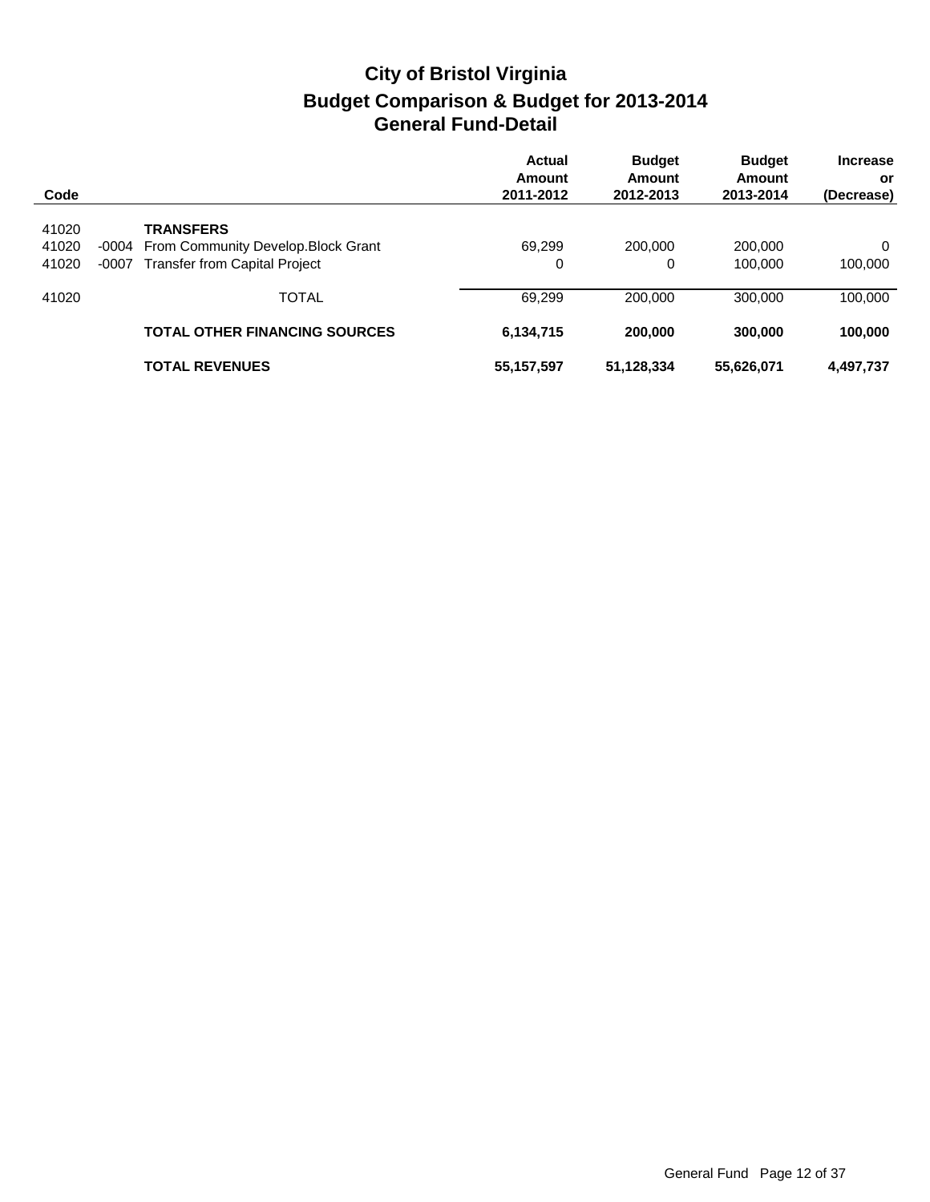# City of Bristol Virginia
## Budget Comparison & Budget for 2013-2014
## General Fund-Detail

| Code | | | Actual Amount 2011-2012 | Budget Amount 2012-2013 | Budget Amount 2013-2014 | Increase or (Decrease) |
|---|---|---|---|---|---|---|
| 41020 | | **TRANSFERS** | | | | |
| 41020 | -0004 | From Community Develop.Block Grant | 69,299 | 200,000 | 200,000 | 0 |
| 41020 | -0007 | Transfer from Capital Project | 0 | 0 | 100,000 | 100,000 |
| 41020 | | TOTAL | 69,299 | 200,000 | 300,000 | 100,000 |
| | | **TOTAL OTHER FINANCING SOURCES** | **6,134,715** | **200,000** | **300,000** | **100,000** |
| | | **TOTAL REVENUES** | **55,157,597** | **51,128,334** | **55,626,071** | **4,497,737** |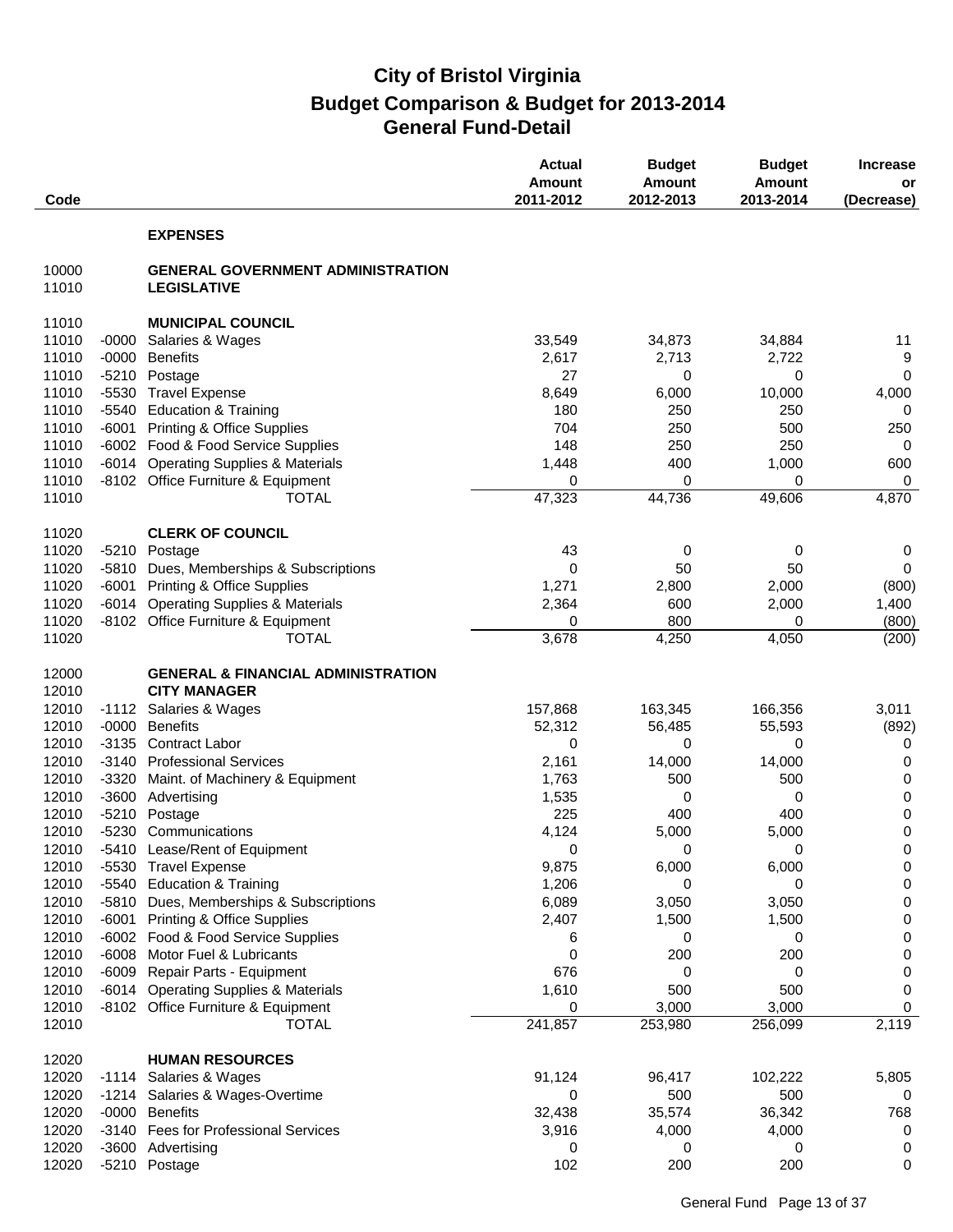# City of Bristol Virginia
## Budget Comparison & Budget for 2013-2014
## General Fund-Detail

| Code | | | Actual Amount 2011-2012 | Budget Amount 2012-2013 | Budget Amount 2013-2014 | Increase or (Decrease) |
|---|---|---|---|---|---|---|
| | | **EXPENSES** | | | | |
| 10000 | | **GENERAL GOVERNMENT ADMINISTRATION** | | | | |
| 11010 | | **LEGISLATIVE** | | | | |
| 11010 | | **MUNICIPAL COUNCIL** | | | | |
| 11010 | -0000 | Salaries & Wages | 33,549 | 34,873 | 34,884 | 11 |
| 11010 | -0000 | Benefits | 2,617 | 2,713 | 2,722 | 9 |
| 11010 | -5210 | Postage | 27 | 0 | 0 | 0 |
| 11010 | -5530 | Travel Expense | 8,649 | 6,000 | 10,000 | 4,000 |
| 11010 | -5540 | Education & Training | 180 | 250 | 250 | 0 |
| 11010 | -6001 | Printing & Office Supplies | 704 | 250 | 500 | 250 |
| 11010 | -6002 | Food & Food Service Supplies | 148 | 250 | 250 | 0 |
| 11010 | -6014 | Operating Supplies & Materials | 1,448 | 400 | 1,000 | 600 |
| 11010 | -8102 | Office Furniture & Equipment | 0 | 0 | 0 | 0 |
| 11010 | | TOTAL | 47,323 | 44,736 | 49,606 | 4,870 |
| 11020 | | **CLERK OF COUNCIL** | | | | |
| 11020 | -5210 | Postage | 43 | 0 | 0 | 0 |
| 11020 | -5810 | Dues, Memberships & Subscriptions | 0 | 50 | 50 | 0 |
| 11020 | -6001 | Printing & Office Supplies | 1,271 | 2,800 | 2,000 | (800) |
| 11020 | -6014 | Operating Supplies & Materials | 2,364 | 600 | 2,000 | 1,400 |
| 11020 | -8102 | Office Furniture & Equipment | 0 | 800 | 0 | (800) |
| 11020 | | TOTAL | 3,678 | 4,250 | 4,050 | (200) |
| 12000 | | **GENERAL & FINANCIAL ADMINISTRATION** | | | | |
| 12010 | | **CITY MANAGER** | | | | |
| 12010 | -1112 | Salaries & Wages | 157,868 | 163,345 | 166,356 | 3,011 |
| 12010 | -0000 | Benefits | 52,312 | 56,485 | 55,593 | (892) |
| 12010 | -3135 | Contract Labor | 0 | 0 | 0 | 0 |
| 12010 | -3140 | Professional Services | 2,161 | 14,000 | 14,000 | 0 |
| 12010 | -3320 | Maint. of Machinery & Equipment | 1,763 | 500 | 500 | 0 |
| 12010 | -3600 | Advertising | 1,535 | 0 | 0 | 0 |
| 12010 | -5210 | Postage | 225 | 400 | 400 | 0 |
| 12010 | -5230 | Communications | 4,124 | 5,000 | 5,000 | 0 |
| 12010 | -5410 | Lease/Rent of Equipment | 0 | 0 | 0 | 0 |
| 12010 | -5530 | Travel Expense | 9,875 | 6,000 | 6,000 | 0 |
| 12010 | -5540 | Education & Training | 1,206 | 0 | 0 | 0 |
| 12010 | -5810 | Dues, Memberships & Subscriptions | 6,089 | 3,050 | 3,050 | 0 |
| 12010 | -6001 | Printing & Office Supplies | 2,407 | 1,500 | 1,500 | 0 |
| 12010 | -6002 | Food & Food Service Supplies | 6 | 0 | 0 | 0 |
| 12010 | -6008 | Motor Fuel & Lubricants | 0 | 200 | 200 | 0 |
| 12010 | -6009 | Repair Parts - Equipment | 676 | 0 | 0 | 0 |
| 12010 | -6014 | Operating Supplies & Materials | 1,610 | 500 | 500 | 0 |
| 12010 | -8102 | Office Furniture & Equipment | 0 | 3,000 | 3,000 | 0 |
| 12010 | | TOTAL | 241,857 | 253,980 | 256,099 | 2,119 |
| 12020 | | **HUMAN RESOURCES** | | | | |
| 12020 | -1114 | Salaries & Wages | 91,124 | 96,417 | 102,222 | 5,805 |
| 12020 | -1214 | Salaries & Wages-Overtime | 0 | 500 | 500 | 0 |
| 12020 | -0000 | Benefits | 32,438 | 35,574 | 36,342 | 768 |
| 12020 | -3140 | Fees for Professional Services | 3,916 | 4,000 | 4,000 | 0 |
| 12020 | -3600 | Advertising | 0 | 0 | 0 | 0 |
| 12020 | -5210 | Postage | 102 | 200 | 200 | 0 |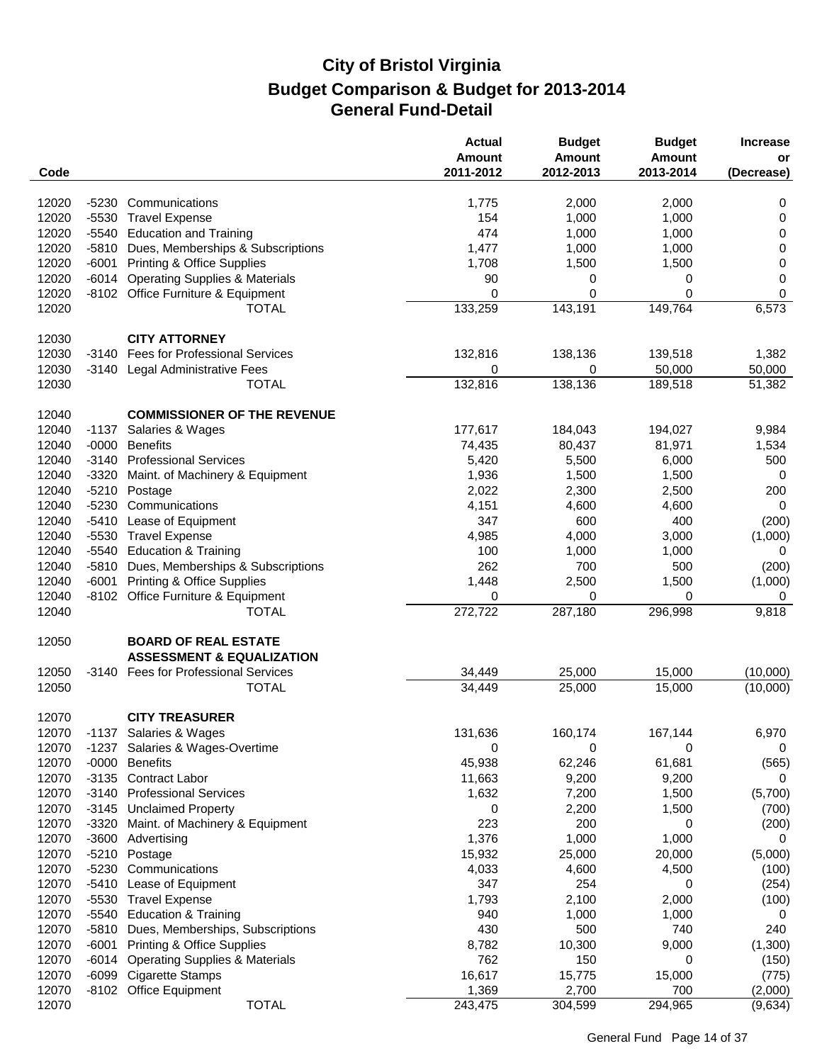# City of Bristol Virginia
## Budget Comparison & Budget for 2013-2014
## General Fund-Detail

| Code | | | Actual Amount 2011-2012 | Budget Amount 2012-2013 | Budget Amount 2013-2014 | Increase or (Decrease) |
|---|---|---|---|---|---|---|
| 12020 | -5230 | Communications | 1,775 | 2,000 | 2,000 | 0 |
| 12020 | -5530 | Travel Expense | 154 | 1,000 | 1,000 | 0 |
| 12020 | -5540 | Education and Training | 474 | 1,000 | 1,000 | 0 |
| 12020 | -5810 | Dues, Memberships & Subscriptions | 1,477 | 1,000 | 1,000 | 0 |
| 12020 | -6001 | Printing & Office Supplies | 1,708 | 1,500 | 1,500 | 0 |
| 12020 | -6014 | Operating Supplies & Materials | 90 | 0 | 0 | 0 |
| 12020 | -8102 | Office Furniture & Equipment | 0 | 0 | 0 | 0 |
| 12020 | | TOTAL | 133,259 | 143,191 | 149,764 | 6,573 |
| | | | | | | |
| 12030 | | **CITY ATTORNEY** | | | | |
| 12030 | -3140 | Fees for Professional Services | 132,816 | 138,136 | 139,518 | 1,382 |
| 12030 | -3140 | Legal Administrative Fees | 0 | 0 | 50,000 | 50,000 |
| 12030 | | TOTAL | 132,816 | 138,136 | 189,518 | 51,382 |
| | | | | | | |
| 12040 | | **COMMISSIONER OF THE REVENUE** | | | | |
| 12040 | -1137 | Salaries & Wages | 177,617 | 184,043 | 194,027 | 9,984 |
| 12040 | -0000 | Benefits | 74,435 | 80,437 | 81,971 | 1,534 |
| 12040 | -3140 | Professional Services | 5,420 | 5,500 | 6,000 | 500 |
| 12040 | -3320 | Maint. of Machinery & Equipment | 1,936 | 1,500 | 1,500 | 0 |
| 12040 | -5210 | Postage | 2,022 | 2,300 | 2,500 | 200 |
| 12040 | -5230 | Communications | 4,151 | 4,600 | 4,600 | 0 |
| 12040 | -5410 | Lease of Equipment | 347 | 600 | 400 | (200) |
| 12040 | -5530 | Travel Expense | 4,985 | 4,000 | 3,000 | (1,000) |
| 12040 | -5540 | Education & Training | 100 | 1,000 | 1,000 | 0 |
| 12040 | -5810 | Dues, Memberships & Subscriptions | 262 | 700 | 500 | (200) |
| 12040 | -6001 | Printing & Office Supplies | 1,448 | 2,500 | 1,500 | (1,000) |
| 12040 | -8102 | Office Furniture & Equipment | 0 | 0 | 0 | 0 |
| 12040 | | TOTAL | 272,722 | 287,180 | 296,998 | 9,818 |
| | | | | | | |
| 12050 | | **BOARD OF REAL ESTATE ASSESSMENT & EQUALIZATION** | | | | |
| 12050 | -3140 | Fees for Professional Services | 34,449 | 25,000 | 15,000 | (10,000) |
| 12050 | | TOTAL | 34,449 | 25,000 | 15,000 | (10,000) |
| | | | | | | |
| 12070 | | **CITY TREASURER** | | | | |
| 12070 | -1137 | Salaries & Wages | 131,636 | 160,174 | 167,144 | 6,970 |
| 12070 | -1237 | Salaries & Wages-Overtime | 0 | 0 | 0 | 0 |
| 12070 | -0000 | Benefits | 45,938 | 62,246 | 61,681 | (565) |
| 12070 | -3135 | Contract Labor | 11,663 | 9,200 | 9,200 | 0 |
| 12070 | -3140 | Professional Services | 1,632 | 7,200 | 1,500 | (5,700) |
| 12070 | -3145 | Unclaimed Property | 0 | 2,200 | 1,500 | (700) |
| 12070 | -3320 | Maint. of Machinery & Equipment | 223 | 200 | 0 | (200) |
| 12070 | -3600 | Advertising | 1,376 | 1,000 | 1,000 | 0 |
| 12070 | -5210 | Postage | 15,932 | 25,000 | 20,000 | (5,000) |
| 12070 | -5230 | Communications | 4,033 | 4,600 | 4,500 | (100) |
| 12070 | -5410 | Lease of Equipment | 347 | 254 | 0 | (254) |
| 12070 | -5530 | Travel Expense | 1,793 | 2,100 | 2,000 | (100) |
| 12070 | -5540 | Education & Training | 940 | 1,000 | 1,000 | 0 |
| 12070 | -5810 | Dues, Memberships, Subscriptions | 430 | 500 | 740 | 240 |
| 12070 | -6001 | Printing & Office Supplies | 8,782 | 10,300 | 9,000 | (1,300) |
| 12070 | -6014 | Operating Supplies & Materials | 762 | 150 | 0 | (150) |
| 12070 | -6099 | Cigarette Stamps | 16,617 | 15,775 | 15,000 | (775) |
| 12070 | -8102 | Office Equipment | 1,369 | 2,700 | 700 | (2,000) |
| 12070 | | TOTAL | 243,475 | 304,599 | 294,965 | (9,634) |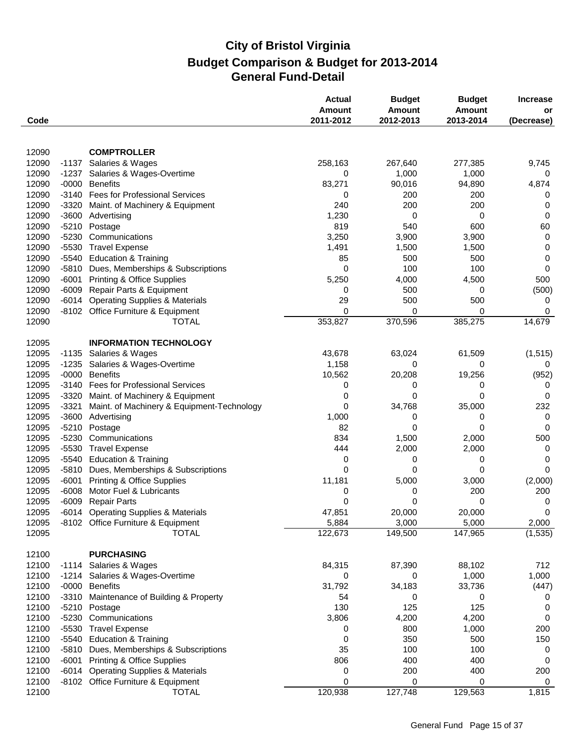# City of Bristol Virginia
## Budget Comparison & Budget for 2013-2014
## General Fund-Detail

| Code | | | Actual Amount 2011-2012 | Budget Amount 2012-2013 | Budget Amount 2013-2014 | Increase or (Decrease) |
|---|---|---|---|---|---|---|
| 12090 | | **COMPTROLLER** | | | | |
| 12090 | -1137 | Salaries & Wages | 258,163 | 267,640 | 277,385 | 9,745 |
| 12090 | -1237 | Salaries & Wages-Overtime | 0 | 1,000 | 1,000 | 0 |
| 12090 | -0000 | Benefits | 83,271 | 90,016 | 94,890 | 4,874 |
| 12090 | -3140 | Fees for Professional Services | 0 | 200 | 200 | 0 |
| 12090 | -3320 | Maint. of Machinery & Equipment | 240 | 200 | 200 | 0 |
| 12090 | -3600 | Advertising | 1,230 | 0 | 0 | 0 |
| 12090 | -5210 | Postage | 819 | 540 | 600 | 60 |
| 12090 | -5230 | Communications | 3,250 | 3,900 | 3,900 | 0 |
| 12090 | -5530 | Travel Expense | 1,491 | 1,500 | 1,500 | 0 |
| 12090 | -5540 | Education & Training | 85 | 500 | 500 | 0 |
| 12090 | -5810 | Dues, Memberships & Subscriptions | 0 | 100 | 100 | 0 |
| 12090 | -6001 | Printing & Office Supplies | 5,250 | 4,000 | 4,500 | 500 |
| 12090 | -6009 | Repair Parts & Equipment | 0 | 500 | 0 | (500) |
| 12090 | -6014 | Operating Supplies & Materials | 29 | 500 | 500 | 0 |
| 12090 | -8102 | Office Furniture & Equipment | 0 | 0 | 0 | 0 |
| 12090 | | TOTAL | 353,827 | 370,596 | 385,275 | 14,679 |
| 12095 | | **INFORMATION TECHNOLOGY** | | | | |
| 12095 | -1135 | Salaries & Wages | 43,678 | 63,024 | 61,509 | (1,515) |
| 12095 | -1235 | Salaries & Wages-Overtime | 1,158 | 0 | 0 | 0 |
| 12095 | -0000 | Benefits | 10,562 | 20,208 | 19,256 | (952) |
| 12095 | -3140 | Fees for Professional Services | 0 | 0 | 0 | 0 |
| 12095 | -3320 | Maint. of Machinery & Equipment | 0 | 0 | 0 | 0 |
| 12095 | -3321 | Maint. of Machinery & Equipment-Technology | 0 | 34,768 | 35,000 | 232 |
| 12095 | -3600 | Advertising | 1,000 | 0 | 0 | 0 |
| 12095 | -5210 | Postage | 82 | 0 | 0 | 0 |
| 12095 | -5230 | Communications | 834 | 1,500 | 2,000 | 500 |
| 12095 | -5530 | Travel Expense | 444 | 2,000 | 2,000 | 0 |
| 12095 | -5540 | Education & Training | 0 | 0 | 0 | 0 |
| 12095 | -5810 | Dues, Memberships & Subscriptions | 0 | 0 | 0 | 0 |
| 12095 | -6001 | Printing & Office Supplies | 11,181 | 5,000 | 3,000 | (2,000) |
| 12095 | -6008 | Motor Fuel & Lubricants | 0 | 0 | 200 | 200 |
| 12095 | -6009 | Repair Parts | 0 | 0 | 0 | 0 |
| 12095 | -6014 | Operating Supplies & Materials | 47,851 | 20,000 | 20,000 | 0 |
| 12095 | -8102 | Office Furniture & Equipment | 5,884 | 3,000 | 5,000 | 2,000 |
| 12095 | | TOTAL | 122,673 | 149,500 | 147,965 | (1,535) |
| 12100 | | **PURCHASING** | | | | |
| 12100 | -1114 | Salaries & Wages | 84,315 | 87,390 | 88,102 | 712 |
| 12100 | -1214 | Salaries & Wages-Overtime | 0 | 0 | 1,000 | 1,000 |
| 12100 | -0000 | Benefits | 31,792 | 34,183 | 33,736 | (447) |
| 12100 | -3310 | Maintenance of Building & Property | 54 | 0 | 0 | 0 |
| 12100 | -5210 | Postage | 130 | 125 | 125 | 0 |
| 12100 | -5230 | Communications | 3,806 | 4,200 | 4,200 | 0 |
| 12100 | -5530 | Travel Expense | 0 | 800 | 1,000 | 200 |
| 12100 | -5540 | Education & Training | 0 | 350 | 500 | 150 |
| 12100 | -5810 | Dues, Memberships & Subscriptions | 35 | 100 | 100 | 0 |
| 12100 | -6001 | Printing & Office Supplies | 806 | 400 | 400 | 0 |
| 12100 | -6014 | Operating Supplies & Materials | 0 | 200 | 400 | 200 |
| 12100 | -8102 | Office Furniture & Equipment | 0 | 0 | 0 | 0 |
| 12100 | | TOTAL | 120,938 | 127,748 | 129,563 | 1,815 |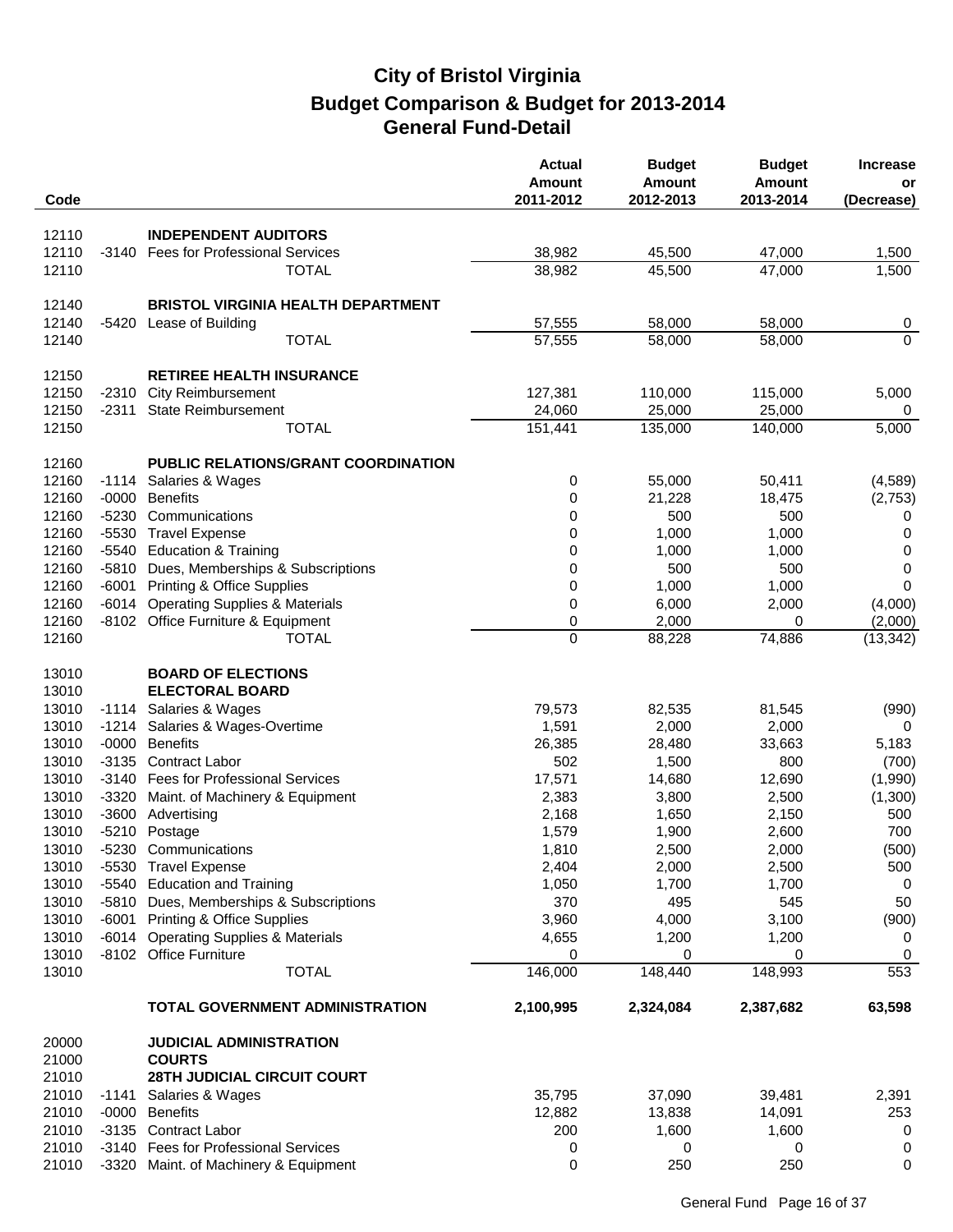# City of Bristol Virginia
## Budget Comparison & Budget for 2013-2014
## General Fund-Detail

| Code | | | Actual Amount 2011-2012 | Budget Amount 2012-2013 | Budget Amount 2013-2014 | Increase or (Decrease) |
|---|---|---|---|---|---|---|
| 12110 | | **INDEPENDENT AUDITORS** | | | | |
| 12110 | -3140 | Fees for Professional Services | 38,982 | 45,500 | 47,000 | 1,500 |
| 12110 | | TOTAL | 38,982 | 45,500 | 47,000 | 1,500 |
| 12140 | | **BRISTOL VIRGINIA HEALTH DEPARTMENT** | | | | |
| 12140 | -5420 | Lease of Building | 57,555 | 58,000 | 58,000 | 0 |
| 12140 | | TOTAL | 57,555 | 58,000 | 58,000 | 0 |
| 12150 | | **RETIREE HEALTH INSURANCE** | | | | |
| 12150 | -2310 | City Reimbursement | 127,381 | 110,000 | 115,000 | 5,000 |
| 12150 | -2311 | State Reimbursement | 24,060 | 25,000 | 25,000 | 0 |
| 12150 | | TOTAL | 151,441 | 135,000 | 140,000 | 5,000 |
| 12160 | | **PUBLIC RELATIONS/GRANT COORDINATION** | | | | |
| 12160 | -1114 | Salaries & Wages | 0 | 55,000 | 50,411 | (4,589) |
| 12160 | -0000 | Benefits | 0 | 21,228 | 18,475 | (2,753) |
| 12160 | -5230 | Communications | 0 | 500 | 500 | 0 |
| 12160 | -5530 | Travel Expense | 0 | 1,000 | 1,000 | 0 |
| 12160 | -5540 | Education & Training | 0 | 1,000 | 1,000 | 0 |
| 12160 | -5810 | Dues, Memberships & Subscriptions | 0 | 500 | 500 | 0 |
| 12160 | -6001 | Printing & Office Supplies | 0 | 1,000 | 1,000 | 0 |
| 12160 | -6014 | Operating Supplies & Materials | 0 | 6,000 | 2,000 | (4,000) |
| 12160 | -8102 | Office Furniture & Equipment | 0 | 2,000 | 0 | (2,000) |
| 12160 | | TOTAL | 0 | 88,228 | 74,886 | (13,342) |
| 13010 | | **BOARD OF ELECTIONS** | | | | |
| 13010 | | **ELECTORAL BOARD** | | | | |
| 13010 | -1114 | Salaries & Wages | 79,573 | 82,535 | 81,545 | (990) |
| 13010 | -1214 | Salaries & Wages-Overtime | 1,591 | 2,000 | 2,000 | 0 |
| 13010 | -0000 | Benefits | 26,385 | 28,480 | 33,663 | 5,183 |
| 13010 | -3135 | Contract Labor | 502 | 1,500 | 800 | (700) |
| 13010 | -3140 | Fees for Professional Services | 17,571 | 14,680 | 12,690 | (1,990) |
| 13010 | -3320 | Maint. of Machinery & Equipment | 2,383 | 3,800 | 2,500 | (1,300) |
| 13010 | -3600 | Advertising | 2,168 | 1,650 | 2,150 | 500 |
| 13010 | -5210 | Postage | 1,579 | 1,900 | 2,600 | 700 |
| 13010 | -5230 | Communications | 1,810 | 2,500 | 2,000 | (500) |
| 13010 | -5530 | Travel Expense | 2,404 | 2,000 | 2,500 | 500 |
| 13010 | -5540 | Education and Training | 1,050 | 1,700 | 1,700 | 0 |
| 13010 | -5810 | Dues, Memberships & Subscriptions | 370 | 495 | 545 | 50 |
| 13010 | -6001 | Printing & Office Supplies | 3,960 | 4,000 | 3,100 | (900) |
| 13010 | -6014 | Operating Supplies & Materials | 4,655 | 1,200 | 1,200 | 0 |
| 13010 | -8102 | Office Furniture | 0 | 0 | 0 | 0 |
| 13010 | | TOTAL | 146,000 | 148,440 | 148,993 | 553 |
| | | **TOTAL GOVERNMENT ADMINISTRATION** | **2,100,995** | **2,324,084** | **2,387,682** | **63,598** |
| 20000 | | **JUDICIAL ADMINISTRATION** | | | | |
| 21000 | | **COURTS** | | | | |
| 21010 | | **28TH JUDICIAL CIRCUIT COURT** | | | | |
| 21010 | -1141 | Salaries & Wages | 35,795 | 37,090 | 39,481 | 2,391 |
| 21010 | -0000 | Benefits | 12,882 | 13,838 | 14,091 | 253 |
| 21010 | -3135 | Contract Labor | 200 | 1,600 | 1,600 | 0 |
| 21010 | -3140 | Fees for Professional Services | 0 | 0 | 0 | 0 |
| 21010 | -3320 | Maint. of Machinery & Equipment | 0 | 250 | 250 | 0 |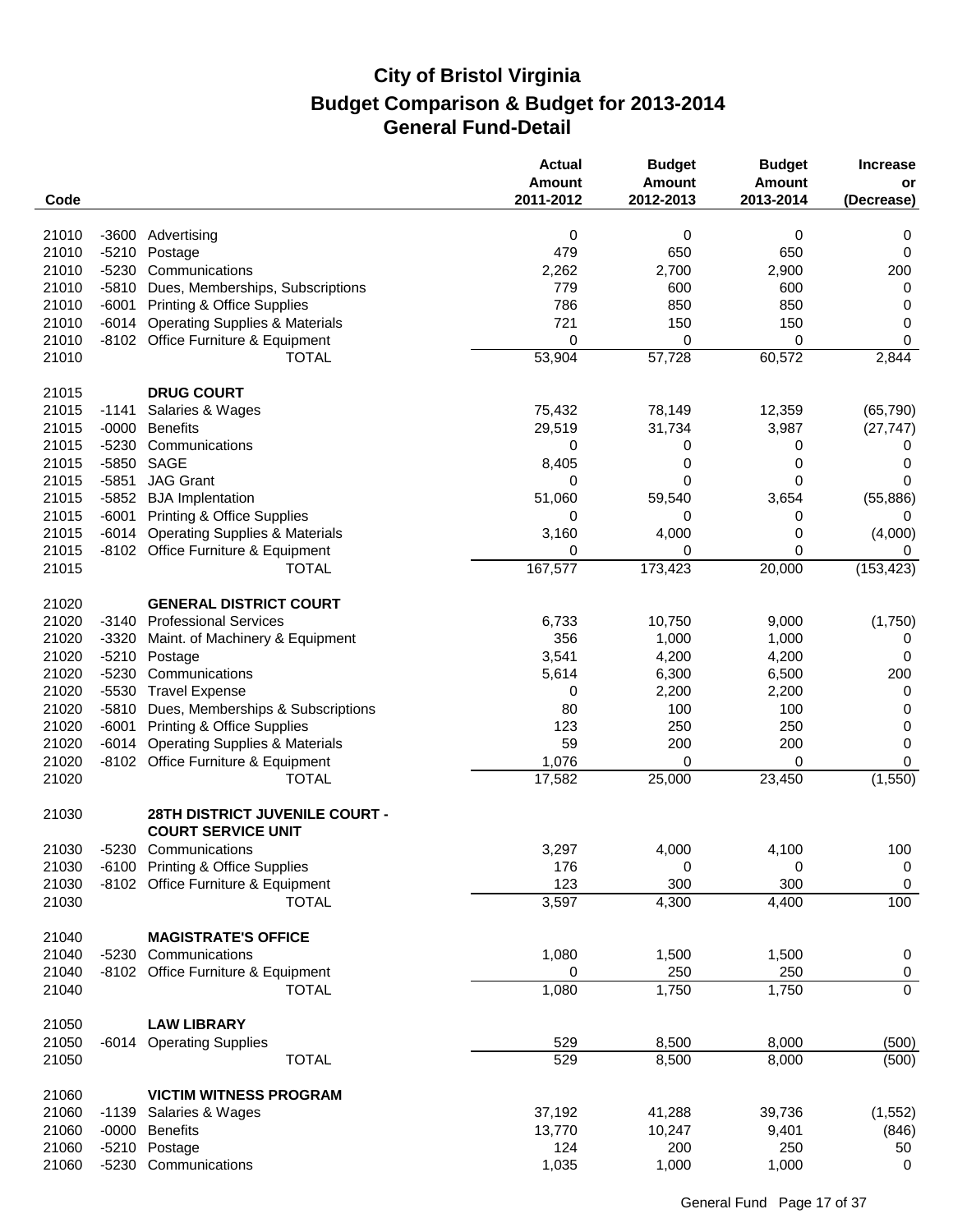# City of Bristol Virginia
## Budget Comparison & Budget for 2013-2014
### General Fund-Detail

| Code | | | Actual Amount 2011-2012 | Budget Amount 2012-2013 | Budget Amount 2013-2014 | Increase or (Decrease) |
|---|---|---|---|---|---|---|
| 21010 | -3600 | Advertising | 0 | 0 | 0 | 0 |
| 21010 | -5210 | Postage | 479 | 650 | 650 | 0 |
| 21010 | -5230 | Communications | 2,262 | 2,700 | 2,900 | 200 |
| 21010 | -5810 | Dues, Memberships, Subscriptions | 779 | 600 | 600 | 0 |
| 21010 | -6001 | Printing & Office Supplies | 786 | 850 | 850 | 0 |
| 21010 | -6014 | Operating Supplies & Materials | 721 | 150 | 150 | 0 |
| 21010 | -8102 | Office Furniture & Equipment | 0 | 0 | 0 | 0 |
| 21010 | | TOTAL | 53,904 | 57,728 | 60,572 | 2,844 |
| | | | | | | |
| 21015 | | **DRUG COURT** | | | | |
| 21015 | -1141 | Salaries & Wages | 75,432 | 78,149 | 12,359 | (65,790) |
| 21015 | -0000 | Benefits | 29,519 | 31,734 | 3,987 | (27,747) |
| 21015 | -5230 | Communications | 0 | 0 | 0 | 0 |
| 21015 | -5850 | SAGE | 8,405 | 0 | 0 | 0 |
| 21015 | -5851 | JAG Grant | 0 | 0 | 0 | 0 |
| 21015 | -5852 | BJA Implentation | 51,060 | 59,540 | 3,654 | (55,886) |
| 21015 | -6001 | Printing & Office Supplies | 0 | 0 | 0 | 0 |
| 21015 | -6014 | Operating Supplies & Materials | 3,160 | 4,000 | 0 | (4,000) |
| 21015 | -8102 | Office Furniture & Equipment | 0 | 0 | 0 | 0 |
| 21015 | | TOTAL | 167,577 | 173,423 | 20,000 | (153,423) |
| | | | | | | |
| 21020 | | **GENERAL DISTRICT COURT** | | | | |
| 21020 | -3140 | Professional Services | 6,733 | 10,750 | 9,000 | (1,750) |
| 21020 | -3320 | Maint. of Machinery & Equipment | 356 | 1,000 | 1,000 | 0 |
| 21020 | -5210 | Postage | 3,541 | 4,200 | 4,200 | 0 |
| 21020 | -5230 | Communications | 5,614 | 6,300 | 6,500 | 200 |
| 21020 | -5530 | Travel Expense | 0 | 2,200 | 2,200 | 0 |
| 21020 | -5810 | Dues, Memberships & Subscriptions | 80 | 100 | 100 | 0 |
| 21020 | -6001 | Printing & Office Supplies | 123 | 250 | 250 | 0 |
| 21020 | -6014 | Operating Supplies & Materials | 59 | 200 | 200 | 0 |
| 21020 | -8102 | Office Furniture & Equipment | 1,076 | 0 | 0 | 0 |
| 21020 | | TOTAL | 17,582 | 25,000 | 23,450 | (1,550) |
| | | | | | | |
| 21030 | | **28TH DISTRICT JUVENILE COURT - COURT SERVICE UNIT** | | | | |
| 21030 | -5230 | Communications | 3,297 | 4,000 | 4,100 | 100 |
| 21030 | -6100 | Printing & Office Supplies | 176 | 0 | 0 | 0 |
| 21030 | -8102 | Office Furniture & Equipment | 123 | 300 | 300 | 0 |
| 21030 | | TOTAL | 3,597 | 4,300 | 4,400 | 100 |
| | | | | | | |
| 21040 | | **MAGISTRATE'S OFFICE** | | | | |
| 21040 | -5230 | Communications | 1,080 | 1,500 | 1,500 | 0 |
| 21040 | -8102 | Office Furniture & Equipment | 0 | 250 | 250 | 0 |
| 21040 | | TOTAL | 1,080 | 1,750 | 1,750 | 0 |
| | | | | | | |
| 21050 | | **LAW LIBRARY** | | | | |
| 21050 | -6014 | Operating Supplies | 529 | 8,500 | 8,000 | (500) |
| 21050 | | TOTAL | 529 | 8,500 | 8,000 | (500) |
| | | | | | | |
| 21060 | | **VICTIM WITNESS PROGRAM** | | | | |
| 21060 | -1139 | Salaries & Wages | 37,192 | 41,288 | 39,736 | (1,552) |
| 21060 | -0000 | Benefits | 13,770 | 10,247 | 9,401 | (846) |
| 21060 | -5210 | Postage | 124 | 200 | 250 | 50 |
| 21060 | -5230 | Communications | 1,035 | 1,000 | 1,000 | 0 |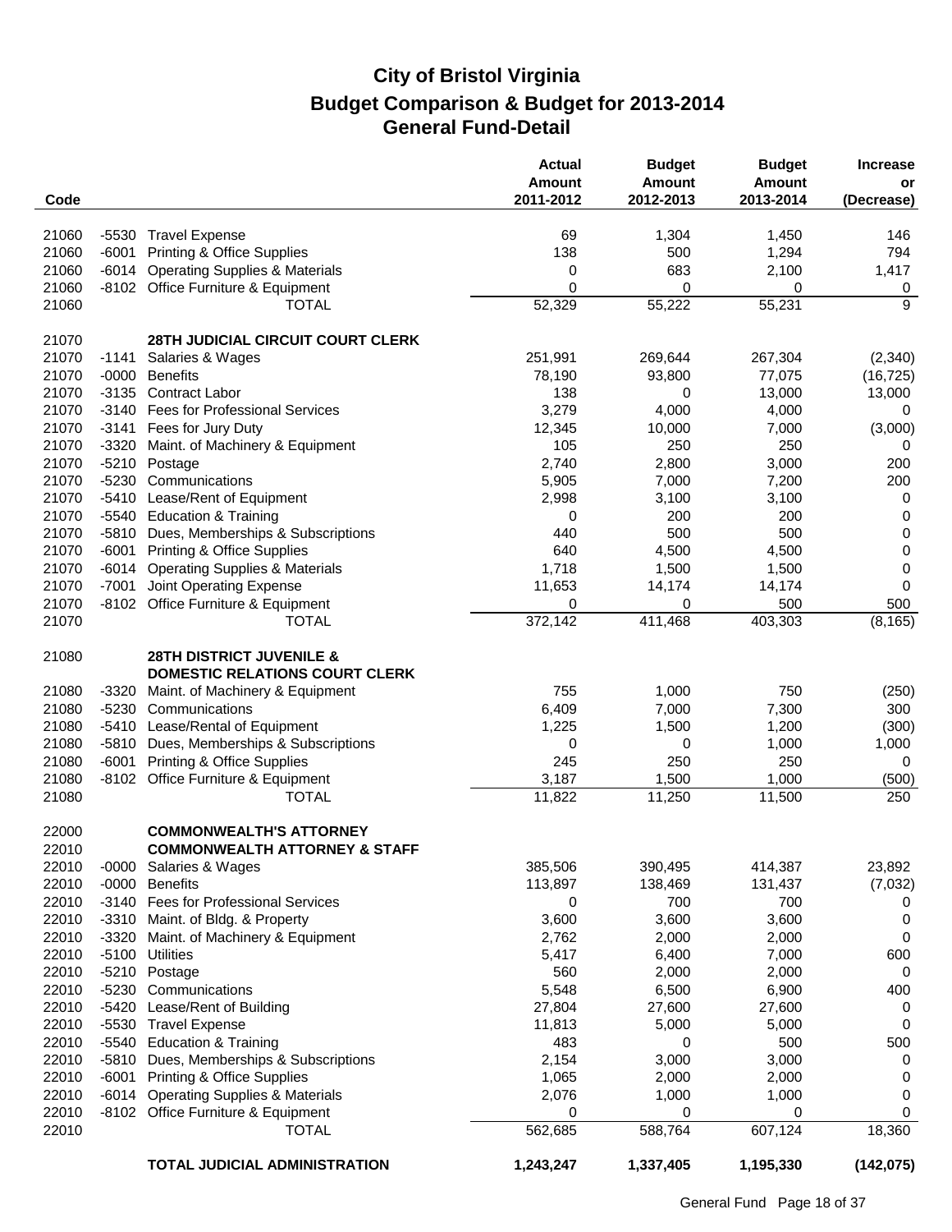# City of Bristol Virginia

## Budget Comparison & Budget for 2013-2014

## General Fund-Detail

| Code | | | Actual Amount 2011-2012 | Budget Amount 2012-2013 | Budget Amount 2013-2014 | Increase or (Decrease) |
|---|---|---|---|---|---|---|
| 21060 | -5530 | Travel Expense | 69 | 1,304 | 1,450 | 146 |
| 21060 | -6001 | Printing & Office Supplies | 138 | 500 | 1,294 | 794 |
| 21060 | -6014 | Operating Supplies & Materials | 0 | 683 | 2,100 | 1,417 |
| 21060 | -8102 | Office Furniture & Equipment | 0 | 0 | 0 | 0 |
| 21060 | | TOTAL | 52,329 | 55,222 | 55,231 | 9 |
| | | | | | | |
| 21070 | | **28TH JUDICIAL CIRCUIT COURT CLERK** | | | | |
| 21070 | -1141 | Salaries & Wages | 251,991 | 269,644 | 267,304 | (2,340) |
| 21070 | -0000 | Benefits | 78,190 | 93,800 | 77,075 | (16,725) |
| 21070 | -3135 | Contract Labor | 138 | 0 | 13,000 | 13,000 |
| 21070 | -3140 | Fees for Professional Services | 3,279 | 4,000 | 4,000 | 0 |
| 21070 | -3141 | Fees for Jury Duty | 12,345 | 10,000 | 7,000 | (3,000) |
| 21070 | -3320 | Maint. of Machinery & Equipment | 105 | 250 | 250 | 0 |
| 21070 | -5210 | Postage | 2,740 | 2,800 | 3,000 | 200 |
| 21070 | -5230 | Communications | 5,905 | 7,000 | 7,200 | 200 |
| 21070 | -5410 | Lease/Rent of Equipment | 2,998 | 3,100 | 3,100 | 0 |
| 21070 | -5540 | Education & Training | 0 | 200 | 200 | 0 |
| 21070 | -5810 | Dues, Memberships & Subscriptions | 440 | 500 | 500 | 0 |
| 21070 | -6001 | Printing & Office Supplies | 640 | 4,500 | 4,500 | 0 |
| 21070 | -6014 | Operating Supplies & Materials | 1,718 | 1,500 | 1,500 | 0 |
| 21070 | -7001 | Joint Operating Expense | 11,653 | 14,174 | 14,174 | 0 |
| 21070 | -8102 | Office Furniture & Equipment | 0 | 0 | 500 | 500 |
| 21070 | | TOTAL | 372,142 | 411,468 | 403,303 | (8,165) |
| | | | | | | |
| 21080 | | **28TH DISTRICT JUVENILE & DOMESTIC RELATIONS COURT CLERK** | | | | |
| 21080 | -3320 | Maint. of Machinery & Equipment | 755 | 1,000 | 750 | (250) |
| 21080 | -5230 | Communications | 6,409 | 7,000 | 7,300 | 300 |
| 21080 | -5410 | Lease/Rental of Equipment | 1,225 | 1,500 | 1,200 | (300) |
| 21080 | -5810 | Dues, Memberships & Subscriptions | 0 | 0 | 1,000 | 1,000 |
| 21080 | -6001 | Printing & Office Supplies | 245 | 250 | 250 | 0 |
| 21080 | -8102 | Office Furniture & Equipment | 3,187 | 1,500 | 1,000 | (500) |
| 21080 | | TOTAL | 11,822 | 11,250 | 11,500 | 250 |
| | | | | | | |
| 22000 | | **COMMONWEALTH'S ATTORNEY** | | | | |
| 22010 | | **COMMONWEALTH ATTORNEY & STAFF** | | | | |
| 22010 | -0000 | Salaries & Wages | 385,506 | 390,495 | 414,387 | 23,892 |
| 22010 | -0000 | Benefits | 113,897 | 138,469 | 131,437 | (7,032) |
| 22010 | -3140 | Fees for Professional Services | 0 | 700 | 700 | 0 |
| 22010 | -3310 | Maint. of Bldg. & Property | 3,600 | 3,600 | 3,600 | 0 |
| 22010 | -3320 | Maint. of Machinery & Equipment | 2,762 | 2,000 | 2,000 | 0 |
| 22010 | -5100 | Utilities | 5,417 | 6,400 | 7,000 | 600 |
| 22010 | -5210 | Postage | 560 | 2,000 | 2,000 | 0 |
| 22010 | -5230 | Communications | 5,548 | 6,500 | 6,900 | 400 |
| 22010 | -5420 | Lease/Rent of Building | 27,804 | 27,600 | 27,600 | 0 |
| 22010 | -5530 | Travel Expense | 11,813 | 5,000 | 5,000 | 0 |
| 22010 | -5540 | Education & Training | 483 | 0 | 500 | 500 |
| 22010 | -5810 | Dues, Memberships & Subscriptions | 2,154 | 3,000 | 3,000 | 0 |
| 22010 | -6001 | Printing & Office Supplies | 1,065 | 2,000 | 2,000 | 0 |
| 22010 | -6014 | Operating Supplies & Materials | 2,076 | 1,000 | 1,000 | 0 |
| 22010 | -8102 | Office Furniture & Equipment | 0 | 0 | 0 | 0 |
| 22010 | | TOTAL | 562,685 | 588,764 | 607,124 | 18,360 |
| | | | | | | |
| | | **TOTAL JUDICIAL ADMINISTRATION** | **1,243,247** | **1,337,405** | **1,195,330** | **(142,075)** |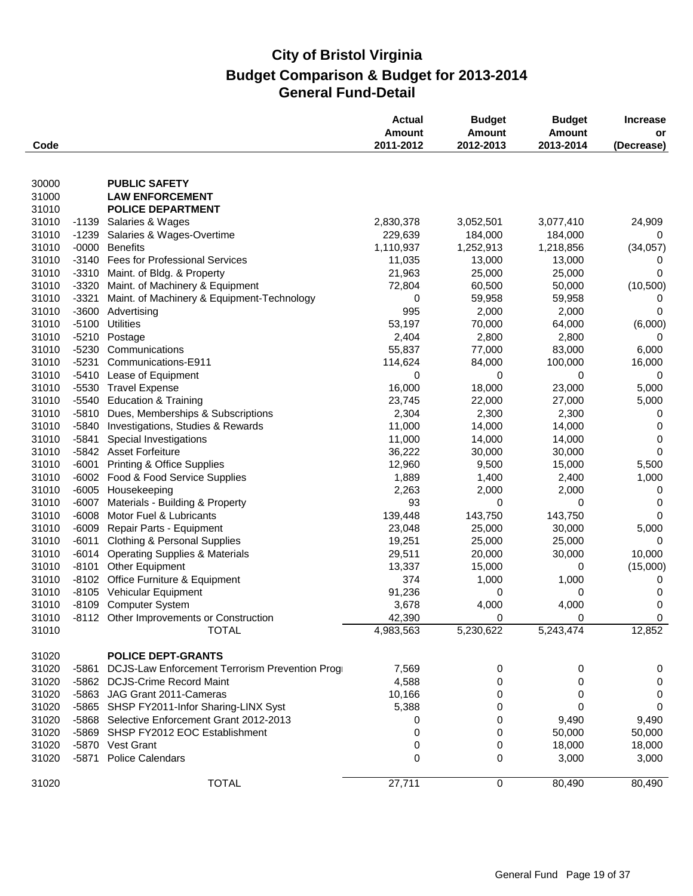# City of Bristol Virginia
## Budget Comparison & Budget for 2013-2014
## General Fund-Detail

| Code | | | Actual Amount 2011-2012 | Budget Amount 2012-2013 | Budget Amount 2013-2014 | Increase or (Decrease) |
|---|---|---|---|---|---|---|
| 30000 | | **PUBLIC SAFETY** | | | | |
| 31000 | | **LAW ENFORCEMENT** | | | | |
| 31010 | | **POLICE DEPARTMENT** | | | | |
| 31010 | -1139 | Salaries & Wages | 2,830,378 | 3,052,501 | 3,077,410 | 24,909 |
| 31010 | -1239 | Salaries & Wages-Overtime | 229,639 | 184,000 | 184,000 | 0 |
| 31010 | -0000 | Benefits | 1,110,937 | 1,252,913 | 1,218,856 | (34,057) |
| 31010 | -3140 | Fees for Professional Services | 11,035 | 13,000 | 13,000 | 0 |
| 31010 | -3310 | Maint. of Bldg. & Property | 21,963 | 25,000 | 25,000 | 0 |
| 31010 | -3320 | Maint. of Machinery & Equipment | 72,804 | 60,500 | 50,000 | (10,500) |
| 31010 | -3321 | Maint. of Machinery & Equipment-Technology | 0 | 59,958 | 59,958 | 0 |
| 31010 | -3600 | Advertising | 995 | 2,000 | 2,000 | 0 |
| 31010 | -5100 | Utilities | 53,197 | 70,000 | 64,000 | (6,000) |
| 31010 | -5210 | Postage | 2,404 | 2,800 | 2,800 | 0 |
| 31010 | -5230 | Communications | 55,837 | 77,000 | 83,000 | 6,000 |
| 31010 | -5231 | Communications-E911 | 114,624 | 84,000 | 100,000 | 16,000 |
| 31010 | -5410 | Lease of Equipment | 0 | 0 | 0 | 0 |
| 31010 | -5530 | Travel Expense | 16,000 | 18,000 | 23,000 | 5,000 |
| 31010 | -5540 | Education & Training | 23,745 | 22,000 | 27,000 | 5,000 |
| 31010 | -5810 | Dues, Memberships & Subscriptions | 2,304 | 2,300 | 2,300 | 0 |
| 31010 | -5840 | Investigations, Studies & Rewards | 11,000 | 14,000 | 14,000 | 0 |
| 31010 | -5841 | Special Investigations | 11,000 | 14,000 | 14,000 | 0 |
| 31010 | -5842 | Asset Forfeiture | 36,222 | 30,000 | 30,000 | 0 |
| 31010 | -6001 | Printing & Office Supplies | 12,960 | 9,500 | 15,000 | 5,500 |
| 31010 | -6002 | Food & Food Service Supplies | 1,889 | 1,400 | 2,400 | 1,000 |
| 31010 | -6005 | Housekeeping | 2,263 | 2,000 | 2,000 | 0 |
| 31010 | -6007 | Materials - Building & Property | 93 | 0 | 0 | 0 |
| 31010 | -6008 | Motor Fuel & Lubricants | 139,448 | 143,750 | 143,750 | 0 |
| 31010 | -6009 | Repair Parts - Equipment | 23,048 | 25,000 | 30,000 | 5,000 |
| 31010 | -6011 | Clothing & Personal Supplies | 19,251 | 25,000 | 25,000 | 0 |
| 31010 | -6014 | Operating Supplies & Materials | 29,511 | 20,000 | 30,000 | 10,000 |
| 31010 | -8101 | Other Equipment | 13,337 | 15,000 | 0 | (15,000) |
| 31010 | -8102 | Office Furniture & Equipment | 374 | 1,000 | 1,000 | 0 |
| 31010 | -8105 | Vehicular Equipment | 91,236 | 0 | 0 | 0 |
| 31010 | -8109 | Computer System | 3,678 | 4,000 | 4,000 | 0 |
| 31010 | -8112 | Other Improvements or Construction | 42,390 | 0 | 0 | 0 |
| 31010 | | TOTAL | 4,983,563 | 5,230,622 | 5,243,474 | 12,852 |
| 31020 | | **POLICE DEPT-GRANTS** | | | | |
| 31020 | -5861 | DCJS-Law Enforcement Terrorism Prevention Progr | 7,569 | 0 | 0 | 0 |
| 31020 | -5862 | DCJS-Crime Record Maint | 4,588 | 0 | 0 | 0 |
| 31020 | -5863 | JAG Grant 2011-Cameras | 10,166 | 0 | 0 | 0 |
| 31020 | -5865 | SHSP FY2011-Infor Sharing-LINX Syst | 5,388 | 0 | 0 | 0 |
| 31020 | -5868 | Selective Enforcement Grant 2012-2013 | 0 | 0 | 9,490 | 9,490 |
| 31020 | -5869 | SHSP FY2012 EOC Establishment | 0 | 0 | 50,000 | 50,000 |
| 31020 | -5870 | Vest Grant | 0 | 0 | 18,000 | 18,000 |
| 31020 | -5871 | Police Calendars | 0 | 0 | 3,000 | 3,000 |
| 31020 | | TOTAL | 27,711 | 0 | 80,490 | 80,490 |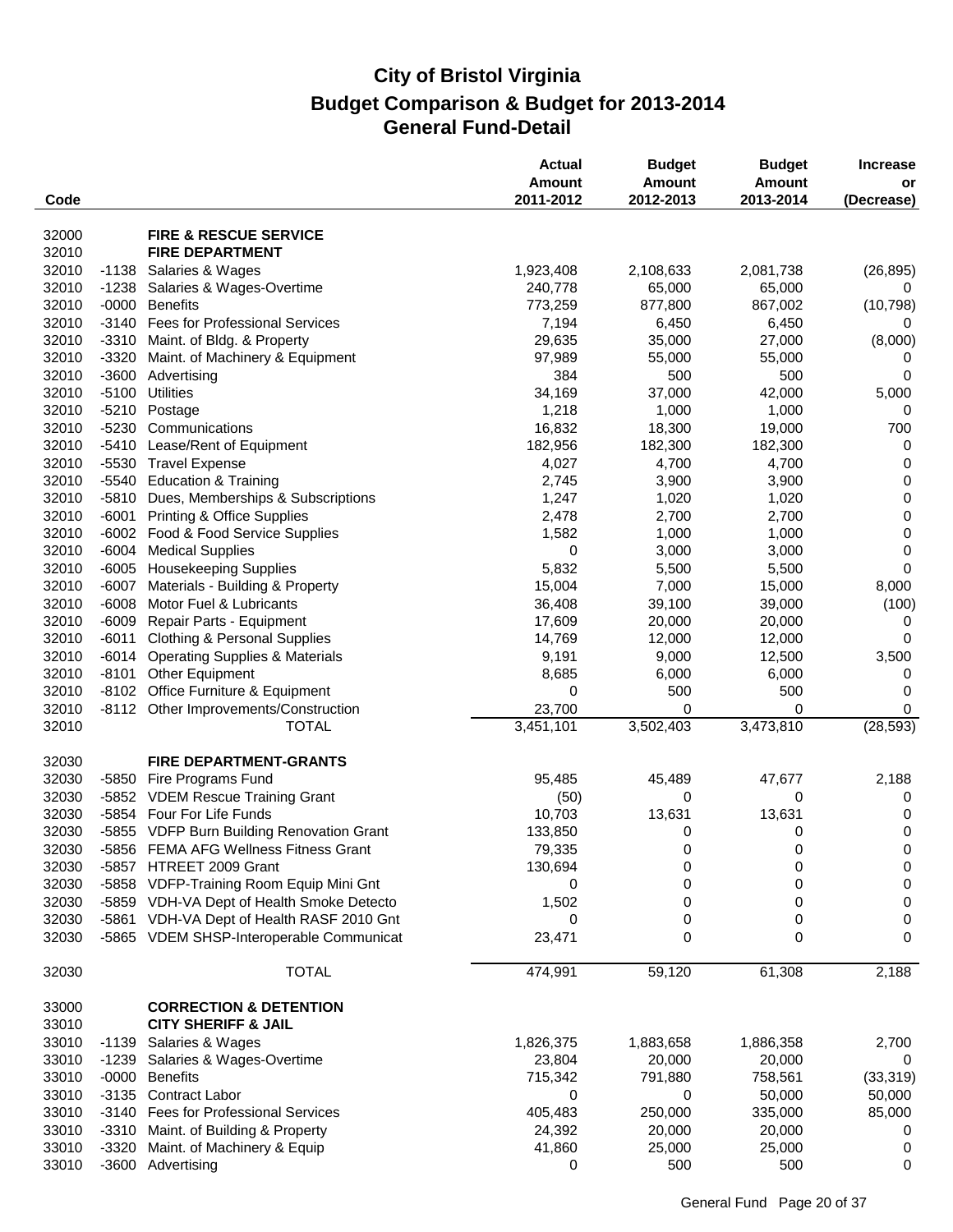# City of Bristol Virginia
## Budget Comparison & Budget for 2013-2014
## General Fund-Detail

| Code | | | Actual Amount 2011-2012 | Budget Amount 2012-2013 | Budget Amount 2013-2014 | Increase or (Decrease) |
|---|---|---|---|---|---|---|
| 32000 | | **FIRE & RESCUE SERVICE** | | | | |
| 32010 | | **FIRE DEPARTMENT** | | | | |
| 32010 | -1138 | Salaries & Wages | 1,923,408 | 2,108,633 | 2,081,738 | (26,895) |
| 32010 | -1238 | Salaries & Wages-Overtime | 240,778 | 65,000 | 65,000 | 0 |
| 32010 | -0000 | Benefits | 773,259 | 877,800 | 867,002 | (10,798) |
| 32010 | -3140 | Fees for Professional Services | 7,194 | 6,450 | 6,450 | 0 |
| 32010 | -3310 | Maint. of Bldg. & Property | 29,635 | 35,000 | 27,000 | (8,000) |
| 32010 | -3320 | Maint. of Machinery & Equipment | 97,989 | 55,000 | 55,000 | 0 |
| 32010 | -3600 | Advertising | 384 | 500 | 500 | 0 |
| 32010 | -5100 | Utilities | 34,169 | 37,000 | 42,000 | 5,000 |
| 32010 | -5210 | Postage | 1,218 | 1,000 | 1,000 | 0 |
| 32010 | -5230 | Communications | 16,832 | 18,300 | 19,000 | 700 |
| 32010 | -5410 | Lease/Rent of Equipment | 182,956 | 182,300 | 182,300 | 0 |
| 32010 | -5530 | Travel Expense | 4,027 | 4,700 | 4,700 | 0 |
| 32010 | -5540 | Education & Training | 2,745 | 3,900 | 3,900 | 0 |
| 32010 | -5810 | Dues, Memberships & Subscriptions | 1,247 | 1,020 | 1,020 | 0 |
| 32010 | -6001 | Printing & Office Supplies | 2,478 | 2,700 | 2,700 | 0 |
| 32010 | -6002 | Food & Food Service Supplies | 1,582 | 1,000 | 1,000 | 0 |
| 32010 | -6004 | Medical Supplies | 0 | 3,000 | 3,000 | 0 |
| 32010 | -6005 | Housekeeping Supplies | 5,832 | 5,500 | 5,500 | 0 |
| 32010 | -6007 | Materials - Building & Property | 15,004 | 7,000 | 15,000 | 8,000 |
| 32010 | -6008 | Motor Fuel & Lubricants | 36,408 | 39,100 | 39,000 | (100) |
| 32010 | -6009 | Repair Parts - Equipment | 17,609 | 20,000 | 20,000 | 0 |
| 32010 | -6011 | Clothing & Personal Supplies | 14,769 | 12,000 | 12,000 | 0 |
| 32010 | -6014 | Operating Supplies & Materials | 9,191 | 9,000 | 12,500 | 3,500 |
| 32010 | -8101 | Other Equipment | 8,685 | 6,000 | 6,000 | 0 |
| 32010 | -8102 | Office Furniture & Equipment | 0 | 500 | 500 | 0 |
| 32010 | -8112 | Other Improvements/Construction | 23,700 | 0 | 0 | 0 |
| 32010 | | TOTAL | 3,451,101 | 3,502,403 | 3,473,810 | (28,593) |
| | | | | | | |
| 32030 | | **FIRE DEPARTMENT-GRANTS** | | | | |
| 32030 | -5850 | Fire Programs Fund | 95,485 | 45,489 | 47,677 | 2,188 |
| 32030 | -5852 | VDEM Rescue Training Grant | (50) | 0 | 0 | 0 |
| 32030 | -5854 | Four For Life Funds | 10,703 | 13,631 | 13,631 | 0 |
| 32030 | -5855 | VDFP Burn Building Renovation Grant | 133,850 | 0 | 0 | 0 |
| 32030 | -5856 | FEMA AFG Wellness Fitness Grant | 79,335 | 0 | 0 | 0 |
| 32030 | -5857 | HTREET 2009 Grant | 130,694 | 0 | 0 | 0 |
| 32030 | -5858 | VDFP-Training Room Equip Mini Gnt | 0 | 0 | 0 | 0 |
| 32030 | -5859 | VDH-VA Dept of Health Smoke Detecto | 1,502 | 0 | 0 | 0 |
| 32030 | -5861 | VDH-VA Dept of Health RASF 2010 Gnt | 0 | 0 | 0 | 0 |
| 32030 | -5865 | VDEM SHSP-Interoperable Communicat | 23,471 | 0 | 0 | 0 |
| 32030 | | TOTAL | 474,991 | 59,120 | 61,308 | 2,188 |
| | | | | | | |
| 33000 | | **CORRECTION & DETENTION** | | | | |
| 33010 | | **CITY SHERIFF & JAIL** | | | | |
| 33010 | -1139 | Salaries & Wages | 1,826,375 | 1,883,658 | 1,886,358 | 2,700 |
| 33010 | -1239 | Salaries & Wages-Overtime | 23,804 | 20,000 | 20,000 | 0 |
| 33010 | -0000 | Benefits | 715,342 | 791,880 | 758,561 | (33,319) |
| 33010 | -3135 | Contract Labor | 0 | 0 | 50,000 | 50,000 |
| 33010 | -3140 | Fees for Professional Services | 405,483 | 250,000 | 335,000 | 85,000 |
| 33010 | -3310 | Maint. of Building & Property | 24,392 | 20,000 | 20,000 | 0 |
| 33010 | -3320 | Maint. of Machinery & Equip | 41,860 | 25,000 | 25,000 | 0 |
| 33010 | -3600 | Advertising | 0 | 500 | 500 | 0 |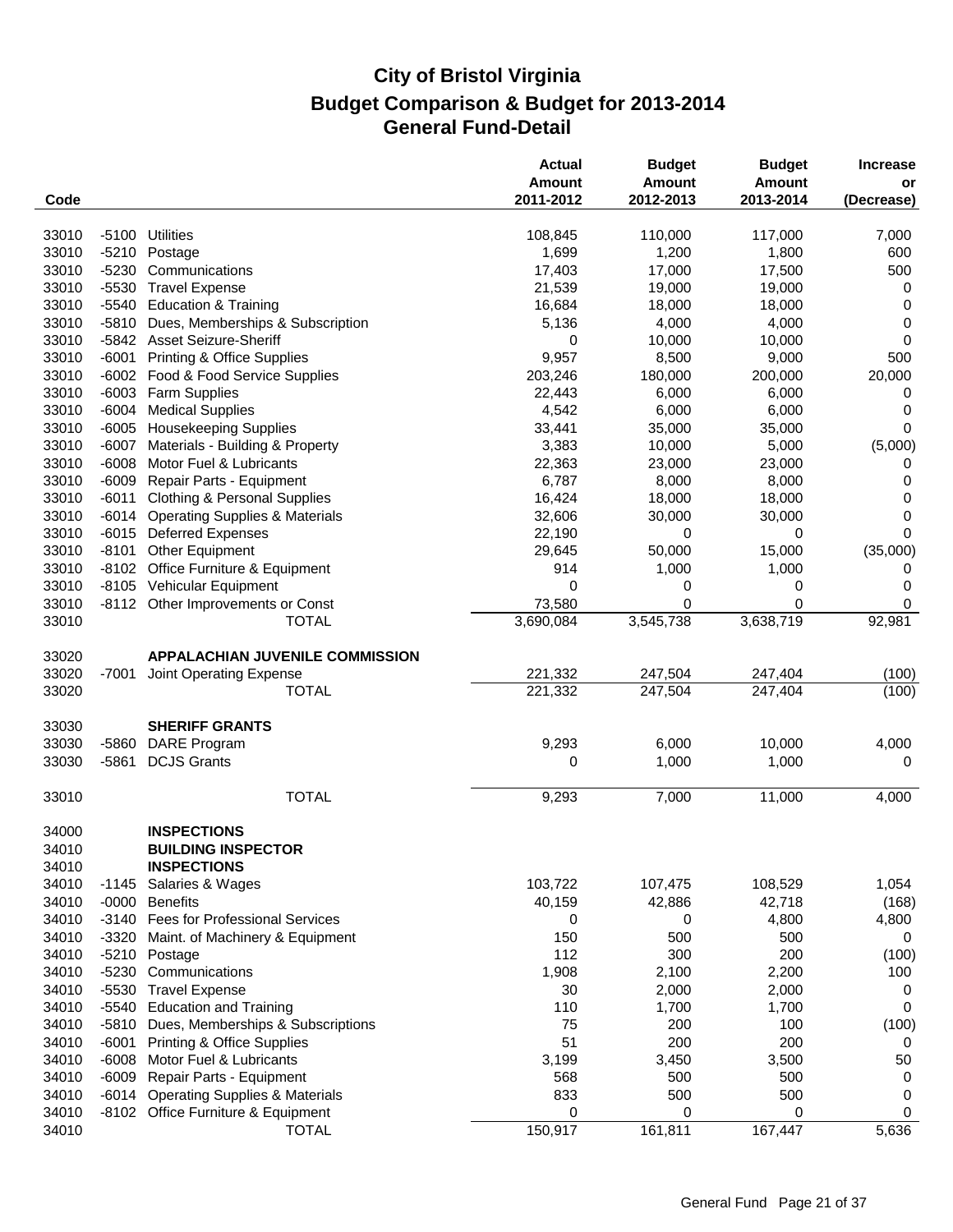# City of Bristol Virginia
## Budget Comparison & Budget for 2013-2014
### General Fund-Detail

| Code | | | Actual Amount 2011-2012 | Budget Amount 2012-2013 | Budget Amount 2013-2014 | Increase or (Decrease) |
|---|---|---|---|---|---|---|
| 33010 | -5100 | Utilities | 108,845 | 110,000 | 117,000 | 7,000 |
| 33010 | -5210 | Postage | 1,699 | 1,200 | 1,800 | 600 |
| 33010 | -5230 | Communications | 17,403 | 17,000 | 17,500 | 500 |
| 33010 | -5530 | Travel Expense | 21,539 | 19,000 | 19,000 | 0 |
| 33010 | -5540 | Education & Training | 16,684 | 18,000 | 18,000 | 0 |
| 33010 | -5810 | Dues, Memberships & Subscription | 5,136 | 4,000 | 4,000 | 0 |
| 33010 | -5842 | Asset Seizure-Sheriff | 0 | 10,000 | 10,000 | 0 |
| 33010 | -6001 | Printing & Office Supplies | 9,957 | 8,500 | 9,000 | 500 |
| 33010 | -6002 | Food & Food Service Supplies | 203,246 | 180,000 | 200,000 | 20,000 |
| 33010 | -6003 | Farm Supplies | 22,443 | 6,000 | 6,000 | 0 |
| 33010 | -6004 | Medical Supplies | 4,542 | 6,000 | 6,000 | 0 |
| 33010 | -6005 | Housekeeping Supplies | 33,441 | 35,000 | 35,000 | 0 |
| 33010 | -6007 | Materials - Building & Property | 3,383 | 10,000 | 5,000 | (5,000) |
| 33010 | -6008 | Motor Fuel & Lubricants | 22,363 | 23,000 | 23,000 | 0 |
| 33010 | -6009 | Repair Parts - Equipment | 6,787 | 8,000 | 8,000 | 0 |
| 33010 | -6011 | Clothing & Personal Supplies | 16,424 | 18,000 | 18,000 | 0 |
| 33010 | -6014 | Operating Supplies & Materials | 32,606 | 30,000 | 30,000 | 0 |
| 33010 | -6015 | Deferred Expenses | 22,190 | 0 | 0 | 0 |
| 33010 | -8101 | Other Equipment | 29,645 | 50,000 | 15,000 | (35,000) |
| 33010 | -8102 | Office Furniture & Equipment | 914 | 1,000 | 1,000 | 0 |
| 33010 | -8105 | Vehicular Equipment | 0 | 0 | 0 | 0 |
| 33010 | -8112 | Other Improvements or Const | 73,580 | 0 | 0 | 0 |
| 33010 | | TOTAL | 3,690,084 | 3,545,738 | 3,638,719 | 92,981 |
| | | | | | | |
| 33020 | | **APPALACHIAN JUVENILE COMMISSION** | | | | |
| 33020 | -7001 | Joint Operating Expense | 221,332 | 247,504 | 247,404 | (100) |
| 33020 | | TOTAL | 221,332 | 247,504 | 247,404 | (100) |
| | | | | | | |
| 33030 | | **SHERIFF GRANTS** | | | | |
| 33030 | -5860 | DARE Program | 9,293 | 6,000 | 10,000 | 4,000 |
| 33030 | -5861 | DCJS Grants | 0 | 1,000 | 1,000 | 0 |
| | | | | | | |
| 33010 | | TOTAL | 9,293 | 7,000 | 11,000 | 4,000 |
| | | | | | | |
| 34000 | | **INSPECTIONS** | | | | |
| 34010 | | **BUILDING INSPECTOR** | | | | |
| 34010 | | **INSPECTIONS** | | | | |
| 34010 | -1145 | Salaries & Wages | 103,722 | 107,475 | 108,529 | 1,054 |
| 34010 | -0000 | Benefits | 40,159 | 42,886 | 42,718 | (168) |
| 34010 | -3140 | Fees for Professional Services | 0 | 0 | 4,800 | 4,800 |
| 34010 | -3320 | Maint. of Machinery & Equipment | 150 | 500 | 500 | 0 |
| 34010 | -5210 | Postage | 112 | 300 | 200 | (100) |
| 34010 | -5230 | Communications | 1,908 | 2,100 | 2,200 | 100 |
| 34010 | -5530 | Travel Expense | 30 | 2,000 | 2,000 | 0 |
| 34010 | -5540 | Education and Training | 110 | 1,700 | 1,700 | 0 |
| 34010 | -5810 | Dues, Memberships & Subscriptions | 75 | 200 | 100 | (100) |
| 34010 | -6001 | Printing & Office Supplies | 51 | 200 | 200 | 0 |
| 34010 | -6008 | Motor Fuel & Lubricants | 3,199 | 3,450 | 3,500 | 50 |
| 34010 | -6009 | Repair Parts - Equipment | 568 | 500 | 500 | 0 |
| 34010 | -6014 | Operating Supplies & Materials | 833 | 500 | 500 | 0 |
| 34010 | -8102 | Office Furniture & Equipment | 0 | 0 | 0 | 0 |
| 34010 | | TOTAL | 150,917 | 161,811 | 167,447 | 5,636 |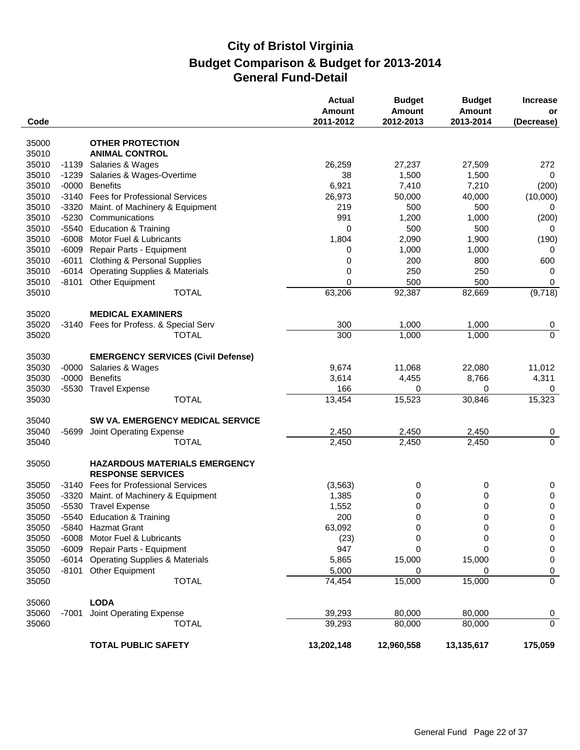# City of Bristol Virginia
## Budget Comparison & Budget for 2013-2014
## General Fund-Detail

| Code | | | Actual Amount 2011-2012 | Budget Amount 2012-2013 | Budget Amount 2013-2014 | Increase or (Decrease) |
|---|---|---|---|---|---|---|
| 35000 | | **OTHER PROTECTION** | | | | |
| 35010 | | **ANIMAL CONTROL** | | | | |
| 35010 | -1139 | Salaries & Wages | 26,259 | 27,237 | 27,509 | 272 |
| 35010 | -1239 | Salaries & Wages-Overtime | 38 | 1,500 | 1,500 | 0 |
| 35010 | -0000 | Benefits | 6,921 | 7,410 | 7,210 | (200) |
| 35010 | -3140 | Fees for Professional Services | 26,973 | 50,000 | 40,000 | (10,000) |
| 35010 | -3320 | Maint. of Machinery & Equipment | 219 | 500 | 500 | 0 |
| 35010 | -5230 | Communications | 991 | 1,200 | 1,000 | (200) |
| 35010 | -5540 | Education & Training | 0 | 500 | 500 | 0 |
| 35010 | -6008 | Motor Fuel & Lubricants | 1,804 | 2,090 | 1,900 | (190) |
| 35010 | -6009 | Repair Parts - Equipment | 0 | 1,000 | 1,000 | 0 |
| 35010 | -6011 | Clothing & Personal Supplies | 0 | 200 | 800 | 600 |
| 35010 | -6014 | Operating Supplies & Materials | 0 | 250 | 250 | 0 |
| 35010 | -8101 | Other Equipment | 0 | 500 | 500 | 0 |
| 35010 | | TOTAL | 63,206 | 92,387 | 82,669 | (9,718) |
| 35020 | | **MEDICAL EXAMINERS** | | | | |
| 35020 | -3140 | Fees for Profess. & Special Serv | 300 | 1,000 | 1,000 | 0 |
| 35020 | | TOTAL | 300 | 1,000 | 1,000 | 0 |
| 35030 | | **EMERGENCY SERVICES (Civil Defense)** | | | | |
| 35030 | -0000 | Salaries & Wages | 9,674 | 11,068 | 22,080 | 11,012 |
| 35030 | -0000 | Benefits | 3,614 | 4,455 | 8,766 | 4,311 |
| 35030 | -5530 | Travel Expense | 166 | 0 | 0 | 0 |
| 35030 | | TOTAL | 13,454 | 15,523 | 30,846 | 15,323 |
| 35040 | | **SW VA. EMERGENCY MEDICAL SERVICE** | | | | |
| 35040 | -5699 | Joint Operating Expense | 2,450 | 2,450 | 2,450 | 0 |
| 35040 | | TOTAL | 2,450 | 2,450 | 2,450 | 0 |
| 35050 | | **HAZARDOUS MATERIALS EMERGENCY RESPONSE SERVICES** | | | | |
| 35050 | -3140 | Fees for Professional Services | (3,563) | 0 | 0 | 0 |
| 35050 | -3320 | Maint. of Machinery & Equipment | 1,385 | 0 | 0 | 0 |
| 35050 | -5530 | Travel Expense | 1,552 | 0 | 0 | 0 |
| 35050 | -5540 | Education & Training | 200 | 0 | 0 | 0 |
| 35050 | -5840 | Hazmat Grant | 63,092 | 0 | 0 | 0 |
| 35050 | -6008 | Motor Fuel & Lubricants | (23) | 0 | 0 | 0 |
| 35050 | -6009 | Repair Parts - Equipment | 947 | 0 | 0 | 0 |
| 35050 | -6014 | Operating Supplies & Materials | 5,865 | 15,000 | 15,000 | 0 |
| 35050 | -8101 | Other Equipment | 5,000 | 0 | 0 | 0 |
| 35050 | | TOTAL | 74,454 | 15,000 | 15,000 | 0 |
| 35060 | | **LODA** | | | | |
| 35060 | -7001 | Joint Operating Expense | 39,293 | 80,000 | 80,000 | 0 |
| 35060 | | TOTAL | 39,293 | 80,000 | 80,000 | 0 |
| | | **TOTAL PUBLIC SAFETY** | **13,202,148** | **12,960,558** | **13,135,617** | **175,059** |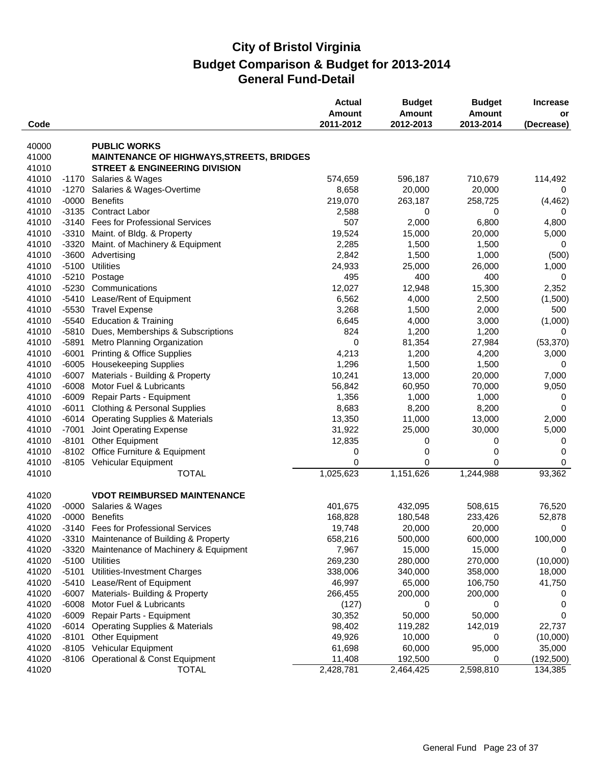# City of Bristol Virginia
## Budget Comparison & Budget for 2013-2014
## General Fund-Detail

| Code | | | Actual Amount 2011-2012 | Budget Amount 2012-2013 | Budget Amount 2013-2014 | Increase or (Decrease) |
|---|---|---|---|---|---|---|
| 40000 | | **PUBLIC WORKS** | | | | |
| 41000 | | **MAINTENANCE OF HIGHWAYS,STREETS, BRIDGES** | | | | |
| 41010 | | **STREET & ENGINEERING DIVISION** | | | | |
| 41010 | -1170 | Salaries & Wages | 574,659 | 596,187 | 710,679 | 114,492 |
| 41010 | -1270 | Salaries & Wages-Overtime | 8,658 | 20,000 | 20,000 | 0 |
| 41010 | -0000 | Benefits | 219,070 | 263,187 | 258,725 | (4,462) |
| 41010 | -3135 | Contract Labor | 2,588 | 0 | 0 | 0 |
| 41010 | -3140 | Fees for Professional Services | 507 | 2,000 | 6,800 | 4,800 |
| 41010 | -3310 | Maint. of Bldg. & Property | 19,524 | 15,000 | 20,000 | 5,000 |
| 41010 | -3320 | Maint. of Machinery & Equipment | 2,285 | 1,500 | 1,500 | 0 |
| 41010 | -3600 | Advertising | 2,842 | 1,500 | 1,000 | (500) |
| 41010 | -5100 | Utilities | 24,933 | 25,000 | 26,000 | 1,000 |
| 41010 | -5210 | Postage | 495 | 400 | 400 | 0 |
| 41010 | -5230 | Communications | 12,027 | 12,948 | 15,300 | 2,352 |
| 41010 | -5410 | Lease/Rent of Equipment | 6,562 | 4,000 | 2,500 | (1,500) |
| 41010 | -5530 | Travel Expense | 3,268 | 1,500 | 2,000 | 500 |
| 41010 | -5540 | Education & Training | 6,645 | 4,000 | 3,000 | (1,000) |
| 41010 | -5810 | Dues, Memberships & Subscriptions | 824 | 1,200 | 1,200 | 0 |
| 41010 | -5891 | Metro Planning Organization | 0 | 81,354 | 27,984 | (53,370) |
| 41010 | -6001 | Printing & Office Supplies | 4,213 | 1,200 | 4,200 | 3,000 |
| 41010 | -6005 | Housekeeping Supplies | 1,296 | 1,500 | 1,500 | 0 |
| 41010 | -6007 | Materials - Building & Property | 10,241 | 13,000 | 20,000 | 7,000 |
| 41010 | -6008 | Motor Fuel & Lubricants | 56,842 | 60,950 | 70,000 | 9,050 |
| 41010 | -6009 | Repair Parts - Equipment | 1,356 | 1,000 | 1,000 | 0 |
| 41010 | -6011 | Clothing & Personal Supplies | 8,683 | 8,200 | 8,200 | 0 |
| 41010 | -6014 | Operating Supplies & Materials | 13,350 | 11,000 | 13,000 | 2,000 |
| 41010 | -7001 | Joint Operating Expense | 31,922 | 25,000 | 30,000 | 5,000 |
| 41010 | -8101 | Other Equipment | 12,835 | 0 | 0 | 0 |
| 41010 | -8102 | Office Furniture & Equipment | 0 | 0 | 0 | 0 |
| 41010 | -8105 | Vehicular Equipment | 0 | 0 | 0 | 0 |
| 41010 | | TOTAL | 1,025,623 | 1,151,626 | 1,244,988 | 93,362 |
| | | | | | | |
| 41020 | | **VDOT REIMBURSED MAINTENANCE** | | | | |
| 41020 | -0000 | Salaries & Wages | 401,675 | 432,095 | 508,615 | 76,520 |
| 41020 | -0000 | Benefits | 168,828 | 180,548 | 233,426 | 52,878 |
| 41020 | -3140 | Fees for Professional Services | 19,748 | 20,000 | 20,000 | 0 |
| 41020 | -3310 | Maintenance of Building & Property | 658,216 | 500,000 | 600,000 | 100,000 |
| 41020 | -3320 | Maintenance of Machinery & Equipment | 7,967 | 15,000 | 15,000 | 0 |
| 41020 | -5100 | Utilities | 269,230 | 280,000 | 270,000 | (10,000) |
| 41020 | -5101 | Utilities-Investment Charges | 338,006 | 340,000 | 358,000 | 18,000 |
| 41020 | -5410 | Lease/Rent of Equipment | 46,997 | 65,000 | 106,750 | 41,750 |
| 41020 | -6007 | Materials- Building & Property | 266,455 | 200,000 | 200,000 | 0 |
| 41020 | -6008 | Motor Fuel & Lubricants | (127) | 0 | 0 | 0 |
| 41020 | -6009 | Repair Parts - Equipment | 30,352 | 50,000 | 50,000 | 0 |
| 41020 | -6014 | Operating Supplies & Materials | 98,402 | 119,282 | 142,019 | 22,737 |
| 41020 | -8101 | Other Equipment | 49,926 | 10,000 | 0 | (10,000) |
| 41020 | -8105 | Vehicular Equipment | 61,698 | 60,000 | 95,000 | 35,000 |
| 41020 | -8106 | Operational & Const Equipment | 11,408 | 192,500 | 0 | (192,500) |
| 41020 | | TOTAL | 2,428,781 | 2,464,425 | 2,598,810 | 134,385 |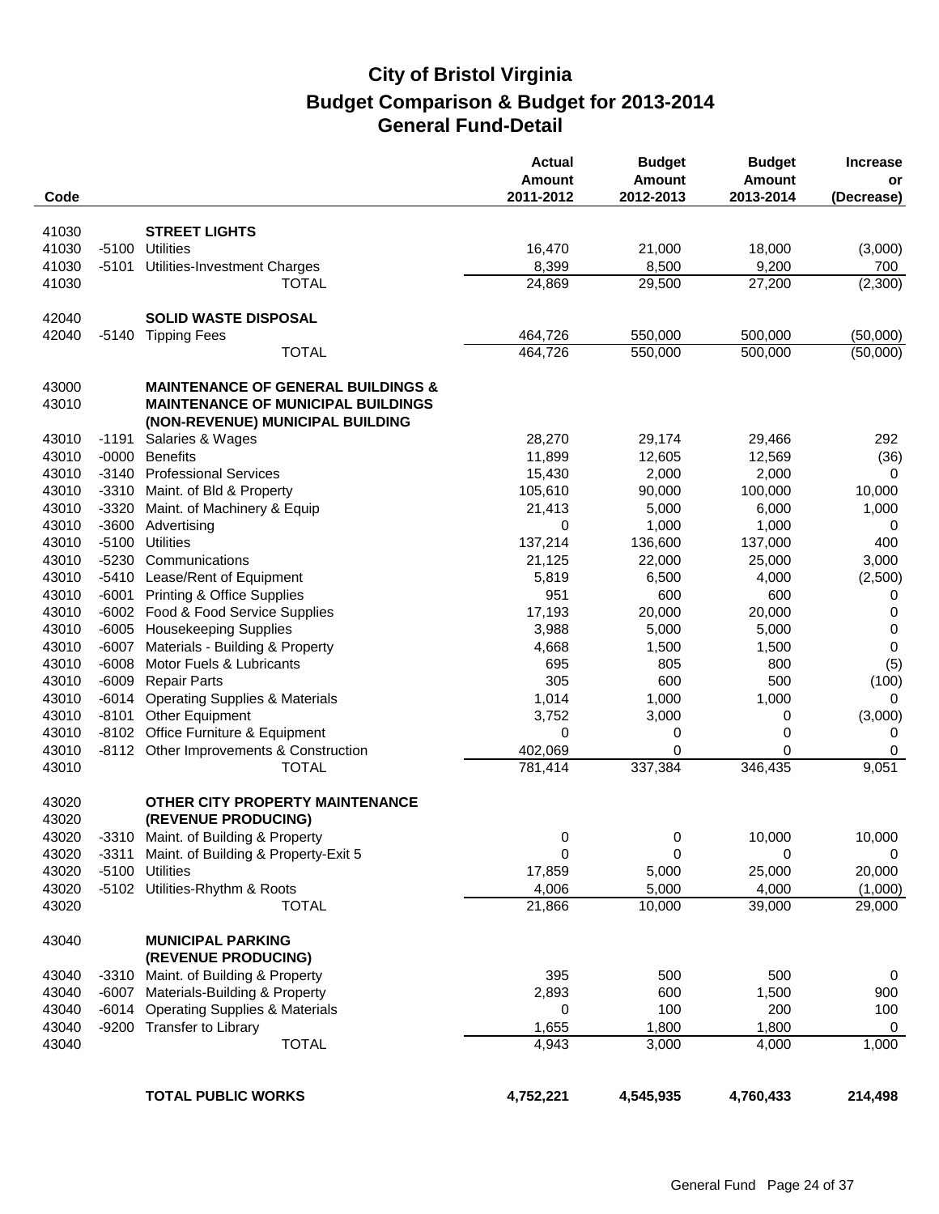# City of Bristol Virginia
## Budget Comparison & Budget for 2013-2014
## General Fund-Detail

| Code | | | Actual Amount 2011-2012 | Budget Amount 2012-2013 | Budget Amount 2013-2014 | Increase or (Decrease) |
|---|---|---|---|---|---|---|
| 41030 | | **STREET LIGHTS** | | | | |
| 41030 | -5100 | Utilities | 16,470 | 21,000 | 18,000 | (3,000) |
| 41030 | -5101 | Utilities-Investment Charges | 8,399 | 8,500 | 9,200 | 700 |
| 41030 | | TOTAL | 24,869 | 29,500 | 27,200 | (2,300) |
| 42040 | | **SOLID WASTE DISPOSAL** | | | | |
| 42040 | -5140 | Tipping Fees | 464,726 | 550,000 | 500,000 | (50,000) |
| | | TOTAL | 464,726 | 550,000 | 500,000 | (50,000) |
| 43000 | | **MAINTENANCE OF GENERAL BUILDINGS &** | | | | |
| 43010 | | **MAINTENANCE OF MUNICIPAL BUILDINGS (NON-REVENUE) MUNICIPAL BUILDING** | | | | |
| 43010 | -1191 | Salaries & Wages | 28,270 | 29,174 | 29,466 | 292 |
| 43010 | -0000 | Benefits | 11,899 | 12,605 | 12,569 | (36) |
| 43010 | -3140 | Professional Services | 15,430 | 2,000 | 2,000 | 0 |
| 43010 | -3310 | Maint. of Bld & Property | 105,610 | 90,000 | 100,000 | 10,000 |
| 43010 | -3320 | Maint. of Machinery & Equip | 21,413 | 5,000 | 6,000 | 1,000 |
| 43010 | -3600 | Advertising | 0 | 1,000 | 1,000 | 0 |
| 43010 | -5100 | Utilities | 137,214 | 136,600 | 137,000 | 400 |
| 43010 | -5230 | Communications | 21,125 | 22,000 | 25,000 | 3,000 |
| 43010 | -5410 | Lease/Rent of Equipment | 5,819 | 6,500 | 4,000 | (2,500) |
| 43010 | -6001 | Printing & Office Supplies | 951 | 600 | 600 | 0 |
| 43010 | -6002 | Food & Food Service Supplies | 17,193 | 20,000 | 20,000 | 0 |
| 43010 | -6005 | Housekeeping Supplies | 3,988 | 5,000 | 5,000 | 0 |
| 43010 | -6007 | Materials - Building & Property | 4,668 | 1,500 | 1,500 | 0 |
| 43010 | -6008 | Motor Fuels & Lubricants | 695 | 805 | 800 | (5) |
| 43010 | -6009 | Repair Parts | 305 | 600 | 500 | (100) |
| 43010 | -6014 | Operating Supplies & Materials | 1,014 | 1,000 | 1,000 | 0 |
| 43010 | -8101 | Other Equipment | 3,752 | 3,000 | 0 | (3,000) |
| 43010 | -8102 | Office Furniture & Equipment | 0 | 0 | 0 | 0 |
| 43010 | -8112 | Other Improvements & Construction | 402,069 | 0 | 0 | 0 |
| 43010 | | TOTAL | 781,414 | 337,384 | 346,435 | 9,051 |
| 43020 | | **OTHER CITY PROPERTY MAINTENANCE** | | | | |
| 43020 | | **(REVENUE PRODUCING)** | | | | |
| 43020 | -3310 | Maint. of Building & Property | 0 | 0 | 10,000 | 10,000 |
| 43020 | -3311 | Maint. of Building & Property-Exit 5 | 0 | 0 | 0 | 0 |
| 43020 | -5100 | Utilities | 17,859 | 5,000 | 25,000 | 20,000 |
| 43020 | -5102 | Utilities-Rhythm & Roots | 4,006 | 5,000 | 4,000 | (1,000) |
| 43020 | | TOTAL | 21,866 | 10,000 | 39,000 | 29,000 |
| 43040 | | **MUNICIPAL PARKING (REVENUE PRODUCING)** | | | | |
| 43040 | -3310 | Maint. of Building & Property | 395 | 500 | 500 | 0 |
| 43040 | -6007 | Materials-Building & Property | 2,893 | 600 | 1,500 | 900 |
| 43040 | -6014 | Operating Supplies & Materials | 0 | 100 | 200 | 100 |
| 43040 | -9200 | Transfer to Library | 1,655 | 1,800 | 1,800 | 0 |
| 43040 | | TOTAL | 4,943 | 3,000 | 4,000 | 1,000 |
| | | **TOTAL PUBLIC WORKS** | **4,752,221** | **4,545,935** | **4,760,433** | **214,498** |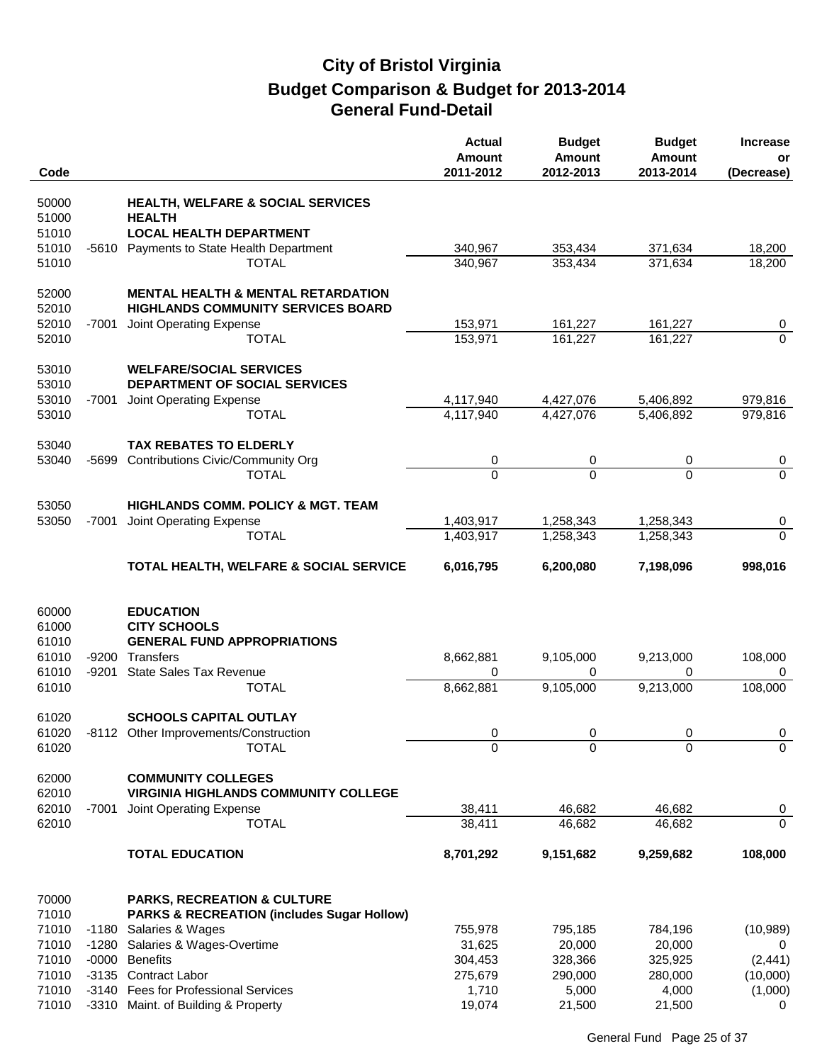# City of Bristol Virginia

## Budget Comparison & Budget for 2013-2014

## General Fund-Detail

| Code | | | Actual Amount 2011-2012 | Budget Amount 2012-2013 | Budget Amount 2013-2014 | Increase or (Decrease) |
|---|---|---|---|---|---|---|
| 50000 | | **HEALTH, WELFARE & SOCIAL SERVICES** | | | | |
| 51000 | | **HEALTH** | | | | |
| 51010 | | **LOCAL HEALTH DEPARTMENT** | | | | |
| 51010 | -5610 | Payments to State Health Department | 340,967 | 353,434 | 371,634 | 18,200 |
| 51010 | | TOTAL | 340,967 | 353,434 | 371,634 | 18,200 |
| 52000 | | **MENTAL HEALTH & MENTAL RETARDATION** | | | | |
| 52010 | | **HIGHLANDS COMMUNITY SERVICES BOARD** | | | | |
| 52010 | -7001 | Joint Operating Expense | 153,971 | 161,227 | 161,227 | 0 |
| 52010 | | TOTAL | 153,971 | 161,227 | 161,227 | 0 |
| 53010 | | **WELFARE/SOCIAL SERVICES** | | | | |
| 53010 | | **DEPARTMENT OF SOCIAL SERVICES** | | | | |
| 53010 | -7001 | Joint Operating Expense | 4,117,940 | 4,427,076 | 5,406,892 | 979,816 |
| 53010 | | TOTAL | 4,117,940 | 4,427,076 | 5,406,892 | 979,816 |
| 53040 | | **TAX REBATES TO ELDERLY** | | | | |
| 53040 | -5699 | Contributions Civic/Community Org | 0 | 0 | 0 | 0 |
| | | TOTAL | 0 | 0 | 0 | 0 |
| 53050 | | **HIGHLANDS COMM. POLICY & MGT. TEAM** | | | | |
| 53050 | -7001 | Joint Operating Expense | 1,403,917 | 1,258,343 | 1,258,343 | 0 |
| | | TOTAL | 1,403,917 | 1,258,343 | 1,258,343 | 0 |
| | | **TOTAL HEALTH, WELFARE & SOCIAL SERVICE** | **6,016,795** | **6,200,080** | **7,198,096** | **998,016** |
| 60000 | | **EDUCATION** | | | | |
| 61000 | | **CITY SCHOOLS** | | | | |
| 61010 | | **GENERAL FUND APPROPRIATIONS** | | | | |
| 61010 | -9200 | Transfers | 8,662,881 | 9,105,000 | 9,213,000 | 108,000 |
| 61010 | -9201 | State Sales Tax Revenue | 0 | 0 | 0 | 0 |
| 61010 | | TOTAL | 8,662,881 | 9,105,000 | 9,213,000 | 108,000 |
| 61020 | | **SCHOOLS CAPITAL OUTLAY** | | | | |
| 61020 | -8112 | Other Improvements/Construction | 0 | 0 | 0 | 0 |
| 61020 | | TOTAL | 0 | 0 | 0 | 0 |
| 62000 | | **COMMUNITY COLLEGES** | | | | |
| 62010 | | **VIRGINIA HIGHLANDS COMMUNITY COLLEGE** | | | | |
| 62010 | -7001 | Joint Operating Expense | 38,411 | 46,682 | 46,682 | 0 |
| 62010 | | TOTAL | 38,411 | 46,682 | 46,682 | 0 |
| | | **TOTAL EDUCATION** | **8,701,292** | **9,151,682** | **9,259,682** | **108,000** |
| 70000 | | **PARKS, RECREATION & CULTURE** | | | | |
| 71010 | | **PARKS & RECREATION (includes Sugar Hollow)** | | | | |
| 71010 | -1180 | Salaries & Wages | 755,978 | 795,185 | 784,196 | (10,989) |
| 71010 | -1280 | Salaries & Wages-Overtime | 31,625 | 20,000 | 20,000 | 0 |
| 71010 | -0000 | Benefits | 304,453 | 328,366 | 325,925 | (2,441) |
| 71010 | -3135 | Contract Labor | 275,679 | 290,000 | 280,000 | (10,000) |
| 71010 | -3140 | Fees for Professional Services | 1,710 | 5,000 | 4,000 | (1,000) |
| 71010 | -3310 | Maint. of Building & Property | 19,074 | 21,500 | 21,500 | 0 |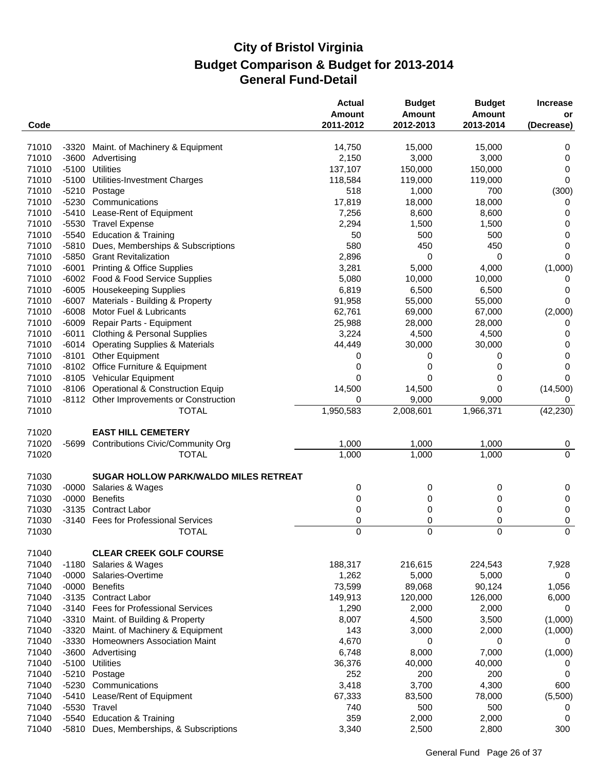# City of Bristol Virginia
## Budget Comparison & Budget for 2013-2014
## General Fund-Detail

| Code | | | Actual Amount 2011-2012 | Budget Amount 2012-2013 | Budget Amount 2013-2014 | Increase or (Decrease) |
|---|---|---|---|---|---|---|
| 71010 | -3320 | Maint. of Machinery & Equipment | 14,750 | 15,000 | 15,000 | 0 |
| 71010 | -3600 | Advertising | 2,150 | 3,000 | 3,000 | 0 |
| 71010 | -5100 | Utilities | 137,107 | 150,000 | 150,000 | 0 |
| 71010 | -5100 | Utilities-Investment Charges | 118,584 | 119,000 | 119,000 | 0 |
| 71010 | -5210 | Postage | 518 | 1,000 | 700 | (300) |
| 71010 | -5230 | Communications | 17,819 | 18,000 | 18,000 | 0 |
| 71010 | -5410 | Lease-Rent of Equipment | 7,256 | 8,600 | 8,600 | 0 |
| 71010 | -5530 | Travel Expense | 2,294 | 1,500 | 1,500 | 0 |
| 71010 | -5540 | Education & Training | 50 | 500 | 500 | 0 |
| 71010 | -5810 | Dues, Memberships & Subscriptions | 580 | 450 | 450 | 0 |
| 71010 | -5850 | Grant Revitalization | 2,896 | 0 | 0 | 0 |
| 71010 | -6001 | Printing & Office Supplies | 3,281 | 5,000 | 4,000 | (1,000) |
| 71010 | -6002 | Food & Food Service Supplies | 5,080 | 10,000 | 10,000 | 0 |
| 71010 | -6005 | Housekeeping Supplies | 6,819 | 6,500 | 6,500 | 0 |
| 71010 | -6007 | Materials - Building & Property | 91,958 | 55,000 | 55,000 | 0 |
| 71010 | -6008 | Motor Fuel & Lubricants | 62,761 | 69,000 | 67,000 | (2,000) |
| 71010 | -6009 | Repair Parts - Equipment | 25,988 | 28,000 | 28,000 | 0 |
| 71010 | -6011 | Clothing & Personal Supplies | 3,224 | 4,500 | 4,500 | 0 |
| 71010 | -6014 | Operating Supplies & Materials | 44,449 | 30,000 | 30,000 | 0 |
| 71010 | -8101 | Other Equipment | 0 | 0 | 0 | 0 |
| 71010 | -8102 | Office Furniture & Equipment | 0 | 0 | 0 | 0 |
| 71010 | -8105 | Vehicular Equipment | 0 | 0 | 0 | 0 |
| 71010 | -8106 | Operational & Construction Equip | 14,500 | 14,500 | 0 | (14,500) |
| 71010 | -8112 | Other Improvements or Construction | 0 | 9,000 | 9,000 | 0 |
| 71010 | | TOTAL | 1,950,583 | 2,008,601 | 1,966,371 | (42,230) |
| | | | | | | |
| 71020 | | **EAST HILL CEMETERY** | | | | |
| 71020 | -5699 | Contributions Civic/Community Org | 1,000 | 1,000 | 1,000 | 0 |
| 71020 | | TOTAL | 1,000 | 1,000 | 1,000 | 0 |
| | | | | | | |
| 71030 | | **SUGAR HOLLOW PARK/WALDO MILES RETREAT** | | | | |
| 71030 | -0000 | Salaries & Wages | 0 | 0 | 0 | 0 |
| 71030 | -0000 | Benefits | 0 | 0 | 0 | 0 |
| 71030 | -3135 | Contract Labor | 0 | 0 | 0 | 0 |
| 71030 | -3140 | Fees for Professional Services | 0 | 0 | 0 | 0 |
| 71030 | | TOTAL | 0 | 0 | 0 | 0 |
| | | | | | | |
| 71040 | | **CLEAR CREEK GOLF COURSE** | | | | |
| 71040 | -1180 | Salaries & Wages | 188,317 | 216,615 | 224,543 | 7,928 |
| 71040 | -0000 | Salaries-Overtime | 1,262 | 5,000 | 5,000 | 0 |
| 71040 | -0000 | Benefits | 73,599 | 89,068 | 90,124 | 1,056 |
| 71040 | -3135 | Contract Labor | 149,913 | 120,000 | 126,000 | 6,000 |
| 71040 | -3140 | Fees for Professional Services | 1,290 | 2,000 | 2,000 | 0 |
| 71040 | -3310 | Maint. of Building & Property | 8,007 | 4,500 | 3,500 | (1,000) |
| 71040 | -3320 | Maint. of Machinery & Equipment | 143 | 3,000 | 2,000 | (1,000) |
| 71040 | -3330 | Homeowners Association Maint | 4,670 | 0 | 0 | 0 |
| 71040 | -3600 | Advertising | 6,748 | 8,000 | 7,000 | (1,000) |
| 71040 | -5100 | Utilities | 36,376 | 40,000 | 40,000 | 0 |
| 71040 | -5210 | Postage | 252 | 200 | 200 | 0 |
| 71040 | -5230 | Communications | 3,418 | 3,700 | 4,300 | 600 |
| 71040 | -5410 | Lease/Rent of Equipment | 67,333 | 83,500 | 78,000 | (5,500) |
| 71040 | -5530 | Travel | 740 | 500 | 500 | 0 |
| 71040 | -5540 | Education & Training | 359 | 2,000 | 2,000 | 0 |
| 71040 | -5810 | Dues, Memberships, & Subscriptions | 3,340 | 2,500 | 2,800 | 300 |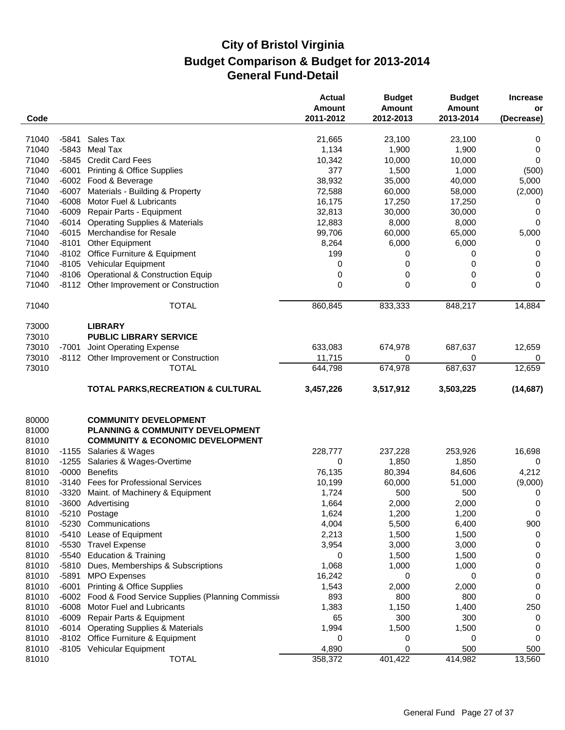# City of Bristol Virginia
## Budget Comparison & Budget for 2013-2014
## General Fund-Detail

| Code | | | Actual Amount 2011-2012 | Budget Amount 2012-2013 | Budget Amount 2013-2014 | Increase or (Decrease) |
|---|---|---|---|---|---|---|
| 71040 | -5841 | Sales Tax | 21,665 | 23,100 | 23,100 | 0 |
| 71040 | -5843 | Meal Tax | 1,134 | 1,900 | 1,900 | 0 |
| 71040 | -5845 | Credit Card Fees | 10,342 | 10,000 | 10,000 | 0 |
| 71040 | -6001 | Printing & Office Supplies | 377 | 1,500 | 1,000 | (500) |
| 71040 | -6002 | Food & Beverage | 38,932 | 35,000 | 40,000 | 5,000 |
| 71040 | -6007 | Materials - Building & Property | 72,588 | 60,000 | 58,000 | (2,000) |
| 71040 | -6008 | Motor Fuel & Lubricants | 16,175 | 17,250 | 17,250 | 0 |
| 71040 | -6009 | Repair Parts - Equipment | 32,813 | 30,000 | 30,000 | 0 |
| 71040 | -6014 | Operating Supplies & Materials | 12,883 | 8,000 | 8,000 | 0 |
| 71040 | -6015 | Merchandise for Resale | 99,706 | 60,000 | 65,000 | 5,000 |
| 71040 | -8101 | Other Equipment | 8,264 | 6,000 | 6,000 | 0 |
| 71040 | -8102 | Office Furniture & Equipment | 199 | 0 | 0 | 0 |
| 71040 | -8105 | Vehicular Equipment | 0 | 0 | 0 | 0 |
| 71040 | -8106 | Operational & Construction Equip | 0 | 0 | 0 | 0 |
| 71040 | -8112 | Other Improvement or Construction | 0 | 0 | 0 | 0 |
| 71040 | | TOTAL | 860,845 | 833,333 | 848,217 | 14,884 |
| 73000 | | **LIBRARY** | | | | |
| 73010 | | **PUBLIC LIBRARY SERVICE** | | | | |
| 73010 | -7001 | Joint Operating Expense | 633,083 | 674,978 | 687,637 | 12,659 |
| 73010 | -8112 | Other Improvement or Construction | 11,715 | 0 | 0 | 0 |
| 73010 | | TOTAL | 644,798 | 674,978 | 687,637 | 12,659 |
| | | **TOTAL PARKS,RECREATION & CULTURAL** | **3,457,226** | **3,517,912** | **3,503,225** | **(14,687)** |
| 80000 | | **COMMUNITY DEVELOPMENT** | | | | |
| 81000 | | **PLANNING & COMMUNITY DEVELOPMENT** | | | | |
| 81010 | | **COMMUNITY & ECONOMIC DEVELOPMENT** | | | | |
| 81010 | -1155 | Salaries & Wages | 228,777 | 237,228 | 253,926 | 16,698 |
| 81010 | -1255 | Salaries & Wages-Overtime | 0 | 1,850 | 1,850 | 0 |
| 81010 | -0000 | Benefits | 76,135 | 80,394 | 84,606 | 4,212 |
| 81010 | -3140 | Fees for Professional Services | 10,199 | 60,000 | 51,000 | (9,000) |
| 81010 | -3320 | Maint. of Machinery & Equipment | 1,724 | 500 | 500 | 0 |
| 81010 | -3600 | Advertising | 1,664 | 2,000 | 2,000 | 0 |
| 81010 | -5210 | Postage | 1,624 | 1,200 | 1,200 | 0 |
| 81010 | -5230 | Communications | 4,004 | 5,500 | 6,400 | 900 |
| 81010 | -5410 | Lease of Equipment | 2,213 | 1,500 | 1,500 | 0 |
| 81010 | -5530 | Travel Expense | 3,954 | 3,000 | 3,000 | 0 |
| 81010 | -5540 | Education & Training | 0 | 1,500 | 1,500 | 0 |
| 81010 | -5810 | Dues, Memberships & Subscriptions | 1,068 | 1,000 | 1,000 | 0 |
| 81010 | -5891 | MPO Expenses | 16,242 | 0 | 0 | 0 |
| 81010 | -6001 | Printing & Office Supplies | 1,543 | 2,000 | 2,000 | 0 |
| 81010 | -6002 | Food & Food Service Supplies (Planning Commissi | 893 | 800 | 800 | 0 |
| 81010 | -6008 | Motor Fuel and Lubricants | 1,383 | 1,150 | 1,400 | 250 |
| 81010 | -6009 | Repair Parts & Equipment | 65 | 300 | 300 | 0 |
| 81010 | -6014 | Operating Supplies & Materials | 1,994 | 1,500 | 1,500 | 0 |
| 81010 | -8102 | Office Furniture & Equipment | 0 | 0 | 0 | 0 |
| 81010 | -8105 | Vehicular Equipment | 4,890 | 0 | 500 | 500 |
| 81010 | | TOTAL | 358,372 | 401,422 | 414,982 | 13,560 |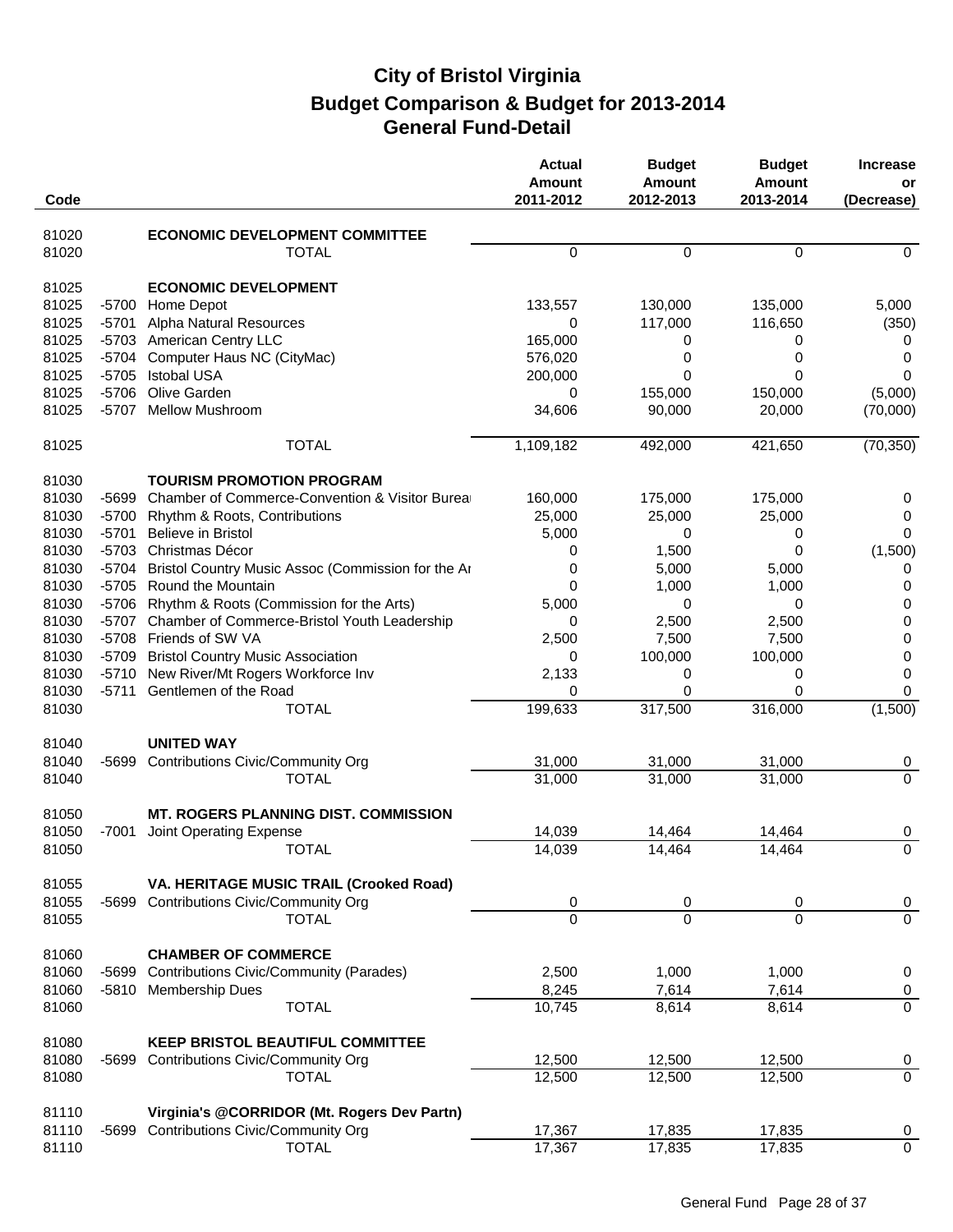# City of Bristol Virginia
## Budget Comparison & Budget for 2013-2014
## General Fund-Detail

| Code | | | Actual Amount 2011-2012 | Budget Amount 2012-2013 | Budget Amount 2013-2014 | Increase or (Decrease) |
|---|---|---|---|---|---|---|
| 81020 | | **ECONOMIC DEVELOPMENT COMMITTEE** | | | | |
| 81020 | | TOTAL | 0 | 0 | 0 | 0 |
| 81025 | | **ECONOMIC DEVELOPMENT** | | | | |
| 81025 | -5700 | Home Depot | 133,557 | 130,000 | 135,000 | 5,000 |
| 81025 | -5701 | Alpha Natural Resources | 0 | 117,000 | 116,650 | (350) |
| 81025 | -5703 | American Centry LLC | 165,000 | 0 | 0 | 0 |
| 81025 | -5704 | Computer Haus NC (CityMac) | 576,020 | 0 | 0 | 0 |
| 81025 | -5705 | Istobal USA | 200,000 | 0 | 0 | 0 |
| 81025 | -5706 | Olive Garden | 0 | 155,000 | 150,000 | (5,000) |
| 81025 | -5707 | Mellow Mushroom | 34,606 | 90,000 | 20,000 | (70,000) |
| 81025 | | TOTAL | 1,109,182 | 492,000 | 421,650 | (70,350) |
| 81030 | | **TOURISM PROMOTION PROGRAM** | | | | |
| 81030 | -5699 | Chamber of Commerce-Convention & Visitor Burea | 160,000 | 175,000 | 175,000 | 0 |
| 81030 | -5700 | Rhythm & Roots, Contributions | 25,000 | 25,000 | 25,000 | 0 |
| 81030 | -5701 | Believe in Bristol | 5,000 | 0 | 0 | 0 |
| 81030 | -5703 | Christmas Décor | 0 | 1,500 | 0 | (1,500) |
| 81030 | -5704 | Bristol Country Music Assoc (Commission for the Ar | 0 | 5,000 | 5,000 | 0 |
| 81030 | -5705 | Round the Mountain | 0 | 1,000 | 1,000 | 0 |
| 81030 | -5706 | Rhythm & Roots (Commission for the Arts) | 5,000 | 0 | 0 | 0 |
| 81030 | -5707 | Chamber of Commerce-Bristol Youth Leadership | 0 | 2,500 | 2,500 | 0 |
| 81030 | -5708 | Friends of SW VA | 2,500 | 7,500 | 7,500 | 0 |
| 81030 | -5709 | Bristol Country Music Association | 0 | 100,000 | 100,000 | 0 |
| 81030 | -5710 | New River/Mt Rogers Workforce Inv | 2,133 | 0 | 0 | 0 |
| 81030 | -5711 | Gentlemen of the Road | 0 | 0 | 0 | 0 |
| 81030 | | TOTAL | 199,633 | 317,500 | 316,000 | (1,500) |
| 81040 | | **UNITED WAY** | | | | |
| 81040 | -5699 | Contributions Civic/Community Org | 31,000 | 31,000 | 31,000 | 0 |
| 81040 | | TOTAL | 31,000 | 31,000 | 31,000 | 0 |
| 81050 | | **MT. ROGERS PLANNING DIST. COMMISSION** | | | | |
| 81050 | -7001 | Joint Operating Expense | 14,039 | 14,464 | 14,464 | 0 |
| 81050 | | TOTAL | 14,039 | 14,464 | 14,464 | 0 |
| 81055 | | **VA. HERITAGE MUSIC TRAIL (Crooked Road)** | | | | |
| 81055 | -5699 | Contributions Civic/Community Org | 0 | 0 | 0 | 0 |
| 81055 | | TOTAL | 0 | 0 | 0 | 0 |
| 81060 | | **CHAMBER OF COMMERCE** | | | | |
| 81060 | -5699 | Contributions Civic/Community (Parades) | 2,500 | 1,000 | 1,000 | 0 |
| 81060 | -5810 | Membership Dues | 8,245 | 7,614 | 7,614 | 0 |
| 81060 | | TOTAL | 10,745 | 8,614 | 8,614 | 0 |
| 81080 | | **KEEP BRISTOL BEAUTIFUL COMMITTEE** | | | | |
| 81080 | -5699 | Contributions Civic/Community Org | 12,500 | 12,500 | 12,500 | 0 |
| 81080 | | TOTAL | 12,500 | 12,500 | 12,500 | 0 |
| 81110 | | **Virginia's @CORRIDOR (Mt. Rogers Dev Partn)** | | | | |
| 81110 | -5699 | Contributions Civic/Community Org | 17,367 | 17,835 | 17,835 | 0 |
| 81110 | | TOTAL | 17,367 | 17,835 | 17,835 | 0 |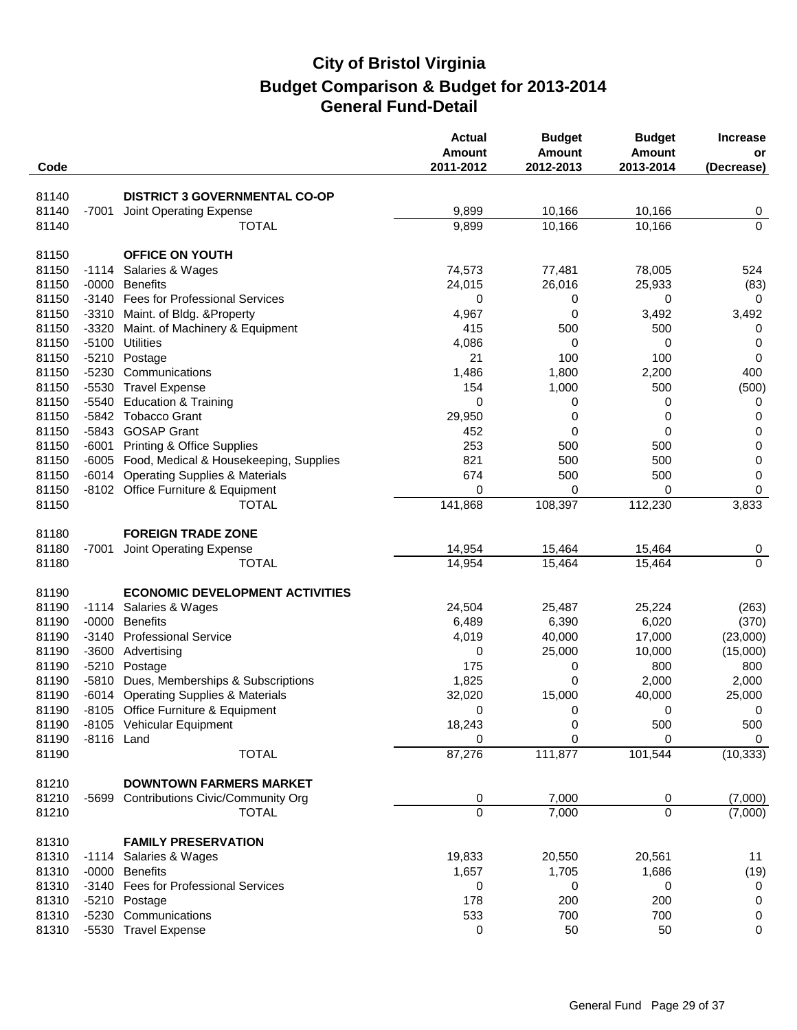# City of Bristol Virginia

## Budget Comparison & Budget for 2013-2014

## General Fund-Detail

| Code | | | Actual Amount 2011-2012 | Budget Amount 2012-2013 | Budget Amount 2013-2014 | Increase or (Decrease) |
|---|---|---|---|---|---|---|
| 81140 | | **DISTRICT 3 GOVERNMENTAL CO-OP** | | | | |
| 81140 | -7001 | Joint Operating Expense | 9,899 | 10,166 | 10,166 | 0 |
| 81140 | | TOTAL | 9,899 | 10,166 | 10,166 | 0 |
| 81150 | | **OFFICE ON YOUTH** | | | | |
| 81150 | -1114 | Salaries & Wages | 74,573 | 77,481 | 78,005 | 524 |
| 81150 | -0000 | Benefits | 24,015 | 26,016 | 25,933 | (83) |
| 81150 | -3140 | Fees for Professional Services | 0 | 0 | 0 | 0 |
| 81150 | -3310 | Maint. of Bldg. &Property | 4,967 | 0 | 3,492 | 3,492 |
| 81150 | -3320 | Maint. of Machinery & Equipment | 415 | 500 | 500 | 0 |
| 81150 | -5100 | Utilities | 4,086 | 0 | 0 | 0 |
| 81150 | -5210 | Postage | 21 | 100 | 100 | 0 |
| 81150 | -5230 | Communications | 1,486 | 1,800 | 2,200 | 400 |
| 81150 | -5530 | Travel Expense | 154 | 1,000 | 500 | (500) |
| 81150 | -5540 | Education & Training | 0 | 0 | 0 | 0 |
| 81150 | -5842 | Tobacco Grant | 29,950 | 0 | 0 | 0 |
| 81150 | -5843 | GOSAP Grant | 452 | 0 | 0 | 0 |
| 81150 | -6001 | Printing & Office Supplies | 253 | 500 | 500 | 0 |
| 81150 | -6005 | Food, Medical & Housekeeping, Supplies | 821 | 500 | 500 | 0 |
| 81150 | -6014 | Operating Supplies & Materials | 674 | 500 | 500 | 0 |
| 81150 | -8102 | Office Furniture & Equipment | 0 | 0 | 0 | 0 |
| 81150 | | TOTAL | 141,868 | 108,397 | 112,230 | 3,833 |
| 81180 | | **FOREIGN TRADE ZONE** | | | | |
| 81180 | -7001 | Joint Operating Expense | 14,954 | 15,464 | 15,464 | 0 |
| 81180 | | TOTAL | 14,954 | 15,464 | 15,464 | 0 |
| 81190 | | **ECONOMIC DEVELOPMENT ACTIVITIES** | | | | |
| 81190 | -1114 | Salaries & Wages | 24,504 | 25,487 | 25,224 | (263) |
| 81190 | -0000 | Benefits | 6,489 | 6,390 | 6,020 | (370) |
| 81190 | -3140 | Professional Service | 4,019 | 40,000 | 17,000 | (23,000) |
| 81190 | -3600 | Advertising | 0 | 25,000 | 10,000 | (15,000) |
| 81190 | -5210 | Postage | 175 | 0 | 800 | 800 |
| 81190 | -5810 | Dues, Memberships & Subscriptions | 1,825 | 0 | 2,000 | 2,000 |
| 81190 | -6014 | Operating Supplies & Materials | 32,020 | 15,000 | 40,000 | 25,000 |
| 81190 | -8105 | Office Furniture & Equipment | 0 | 0 | 0 | 0 |
| 81190 | -8105 | Vehicular Equipment | 18,243 | 0 | 500 | 500 |
| 81190 | -8116 | Land | 0 | 0 | 0 | 0 |
| 81190 | | TOTAL | 87,276 | 111,877 | 101,544 | (10,333) |
| 81210 | | **DOWNTOWN FARMERS MARKET** | | | | |
| 81210 | -5699 | Contributions Civic/Community Org | 0 | 7,000 | 0 | (7,000) |
| 81210 | | TOTAL | 0 | 7,000 | 0 | (7,000) |
| 81310 | | **FAMILY PRESERVATION** | | | | |
| 81310 | -1114 | Salaries & Wages | 19,833 | 20,550 | 20,561 | 11 |
| 81310 | -0000 | Benefits | 1,657 | 1,705 | 1,686 | (19) |
| 81310 | -3140 | Fees for Professional Services | 0 | 0 | 0 | 0 |
| 81310 | -5210 | Postage | 178 | 200 | 200 | 0 |
| 81310 | -5230 | Communications | 533 | 700 | 700 | 0 |
| 81310 | -5530 | Travel Expense | 0 | 50 | 50 | 0 |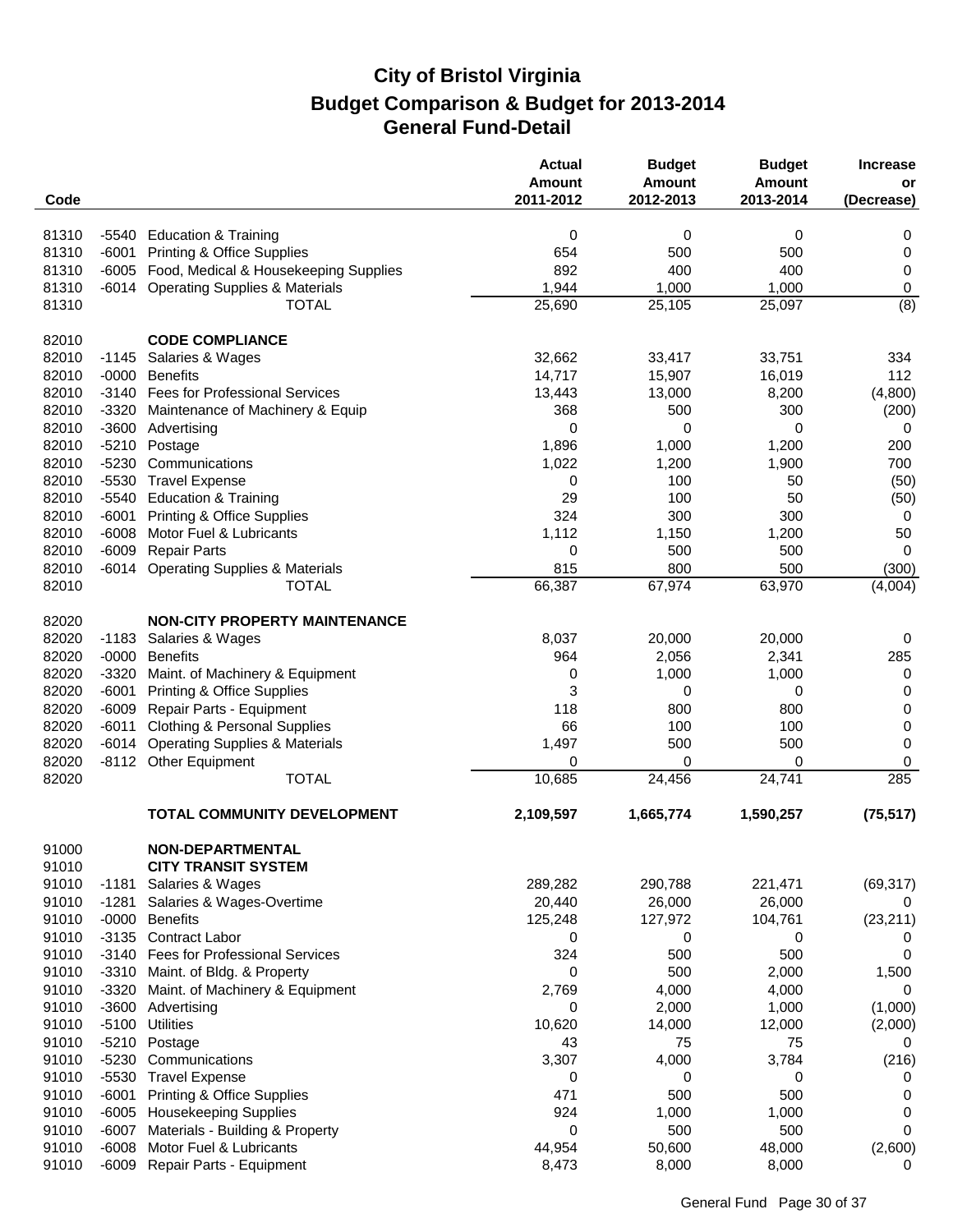# City of Bristol Virginia
## Budget Comparison & Budget for 2013-2014
## General Fund-Detail

| Code | | | Actual Amount 2011-2012 | Budget Amount 2012-2013 | Budget Amount 2013-2014 | Increase or (Decrease) |
|---|---|---|---|---|---|---|
| 81310 | -5540 | Education & Training | 0 | 0 | 0 | 0 |
| 81310 | -6001 | Printing & Office Supplies | 654 | 500 | 500 | 0 |
| 81310 | -6005 | Food, Medical & Housekeeping Supplies | 892 | 400 | 400 | 0 |
| 81310 | -6014 | Operating Supplies & Materials | 1,944 | 1,000 | 1,000 | 0 |
| 81310 | | TOTAL | 25,690 | 25,105 | 25,097 | (8) |
| | | | | | | |
| 82010 | | **CODE COMPLIANCE** | | | | |
| 82010 | -1145 | Salaries & Wages | 32,662 | 33,417 | 33,751 | 334 |
| 82010 | -0000 | Benefits | 14,717 | 15,907 | 16,019 | 112 |
| 82010 | -3140 | Fees for Professional Services | 13,443 | 13,000 | 8,200 | (4,800) |
| 82010 | -3320 | Maintenance of Machinery & Equip | 368 | 500 | 300 | (200) |
| 82010 | -3600 | Advertising | 0 | 0 | 0 | 0 |
| 82010 | -5210 | Postage | 1,896 | 1,000 | 1,200 | 200 |
| 82010 | -5230 | Communications | 1,022 | 1,200 | 1,900 | 700 |
| 82010 | -5530 | Travel Expense | 0 | 100 | 50 | (50) |
| 82010 | -5540 | Education & Training | 29 | 100 | 50 | (50) |
| 82010 | -6001 | Printing & Office Supplies | 324 | 300 | 300 | 0 |
| 82010 | -6008 | Motor Fuel & Lubricants | 1,112 | 1,150 | 1,200 | 50 |
| 82010 | -6009 | Repair Parts | 0 | 500 | 500 | 0 |
| 82010 | -6014 | Operating Supplies & Materials | 815 | 800 | 500 | (300) |
| 82010 | | TOTAL | 66,387 | 67,974 | 63,970 | (4,004) |
| | | | | | | |
| 82020 | | **NON-CITY PROPERTY MAINTENANCE** | | | | |
| 82020 | -1183 | Salaries & Wages | 8,037 | 20,000 | 20,000 | 0 |
| 82020 | -0000 | Benefits | 964 | 2,056 | 2,341 | 285 |
| 82020 | -3320 | Maint. of Machinery & Equipment | 0 | 1,000 | 1,000 | 0 |
| 82020 | -6001 | Printing & Office Supplies | 3 | 0 | 0 | 0 |
| 82020 | -6009 | Repair Parts - Equipment | 118 | 800 | 800 | 0 |
| 82020 | -6011 | Clothing & Personal Supplies | 66 | 100 | 100 | 0 |
| 82020 | -6014 | Operating Supplies & Materials | 1,497 | 500 | 500 | 0 |
| 82020 | -8112 | Other Equipment | 0 | 0 | 0 | 0 |
| 82020 | | TOTAL | 10,685 | 24,456 | 24,741 | 285 |
| | | | | | | |
| | | **TOTAL COMMUNITY DEVELOPMENT** | **2,109,597** | **1,665,774** | **1,590,257** | **(75,517)** |
| | | | | | | |
| 91000 | | **NON-DEPARTMENTAL** | | | | |
| 91010 | | **CITY TRANSIT SYSTEM** | | | | |
| 91010 | -1181 | Salaries & Wages | 289,282 | 290,788 | 221,471 | (69,317) |
| 91010 | -1281 | Salaries & Wages-Overtime | 20,440 | 26,000 | 26,000 | 0 |
| 91010 | -0000 | Benefits | 125,248 | 127,972 | 104,761 | (23,211) |
| 91010 | -3135 | Contract Labor | 0 | 0 | 0 | 0 |
| 91010 | -3140 | Fees for Professional Services | 324 | 500 | 500 | 0 |
| 91010 | -3310 | Maint. of Bldg. & Property | 0 | 500 | 2,000 | 1,500 |
| 91010 | -3320 | Maint. of Machinery & Equipment | 2,769 | 4,000 | 4,000 | 0 |
| 91010 | -3600 | Advertising | 0 | 2,000 | 1,000 | (1,000) |
| 91010 | -5100 | Utilities | 10,620 | 14,000 | 12,000 | (2,000) |
| 91010 | -5210 | Postage | 43 | 75 | 75 | 0 |
| 91010 | -5230 | Communications | 3,307 | 4,000 | 3,784 | (216) |
| 91010 | -5530 | Travel Expense | 0 | 0 | 0 | 0 |
| 91010 | -6001 | Printing & Office Supplies | 471 | 500 | 500 | 0 |
| 91010 | -6005 | Housekeeping Supplies | 924 | 1,000 | 1,000 | 0 |
| 91010 | -6007 | Materials - Building & Property | 0 | 500 | 500 | 0 |
| 91010 | -6008 | Motor Fuel & Lubricants | 44,954 | 50,600 | 48,000 | (2,600) |
| 91010 | -6009 | Repair Parts - Equipment | 8,473 | 8,000 | 8,000 | 0 |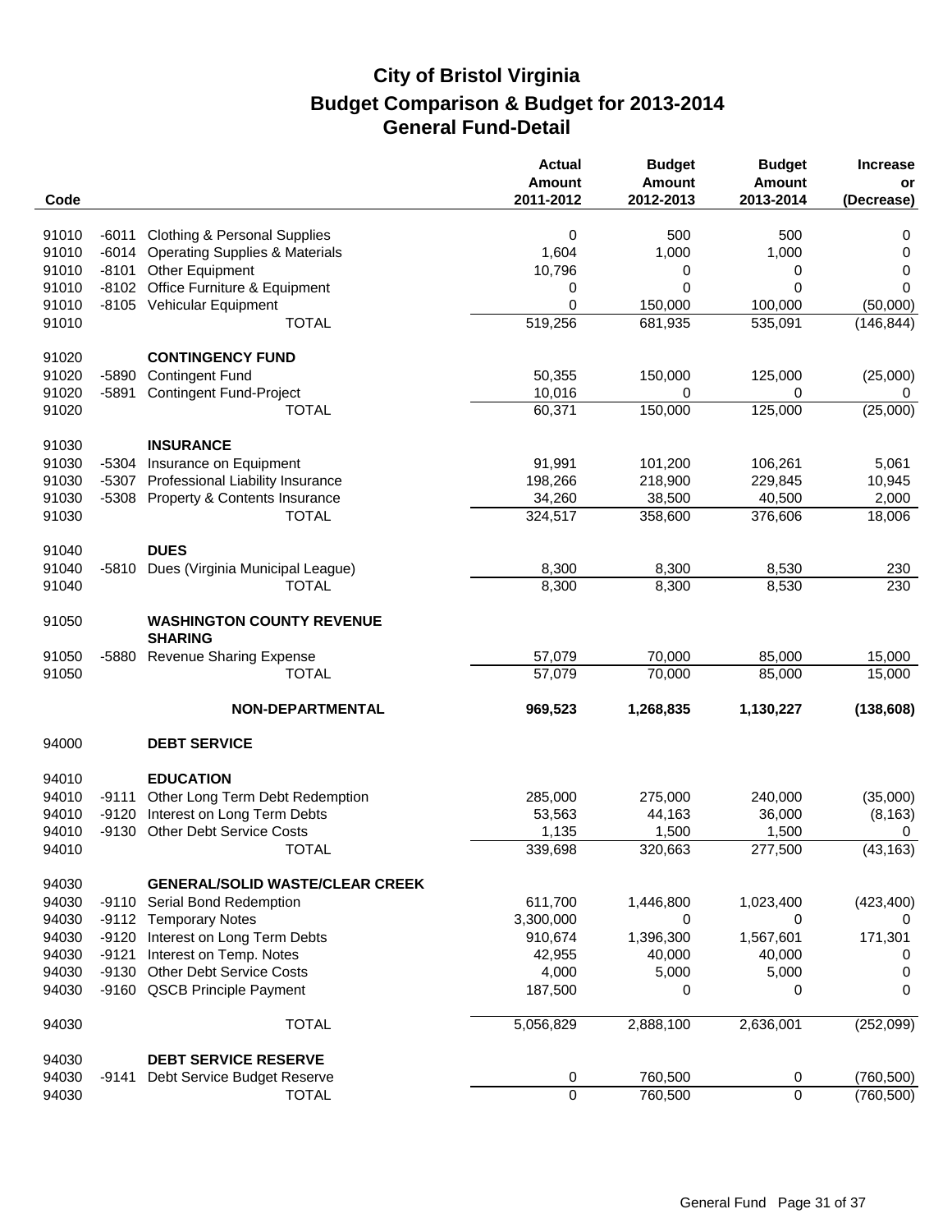# City of Bristol Virginia

## Budget Comparison & Budget for 2013-2014

## General Fund-Detail

| Code | | | Actual Amount 2011-2012 | Budget Amount 2012-2013 | Budget Amount 2013-2014 | Increase or (Decrease) |
|---|---|---|---|---|---|---|
| 91010 | -6011 | Clothing & Personal Supplies | 0 | 500 | 500 | 0 |
| 91010 | -6014 | Operating Supplies & Materials | 1,604 | 1,000 | 1,000 | 0 |
| 91010 | -8101 | Other Equipment | 10,796 | 0 | 0 | 0 |
| 91010 | -8102 | Office Furniture & Equipment | 0 | 0 | 0 | 0 |
| 91010 | -8105 | Vehicular Equipment | 0 | 150,000 | 100,000 | (50,000) |
| 91010 | | TOTAL | 519,256 | 681,935 | 535,091 | (146,844) |
| 91020 | | **CONTINGENCY FUND** | | | | |
| 91020 | -5890 | Contingent Fund | 50,355 | 150,000 | 125,000 | (25,000) |
| 91020 | -5891 | Contingent Fund-Project | 10,016 | 0 | 0 | 0 |
| 91020 | | TOTAL | 60,371 | 150,000 | 125,000 | (25,000) |
| 91030 | | **INSURANCE** | | | | |
| 91030 | -5304 | Insurance on Equipment | 91,991 | 101,200 | 106,261 | 5,061 |
| 91030 | -5307 | Professional Liability Insurance | 198,266 | 218,900 | 229,845 | 10,945 |
| 91030 | -5308 | Property & Contents Insurance | 34,260 | 38,500 | 40,500 | 2,000 |
| 91030 | | TOTAL | 324,517 | 358,600 | 376,606 | 18,006 |
| 91040 | | **DUES** | | | | |
| 91040 | -5810 | Dues (Virginia Municipal League) | 8,300 | 8,300 | 8,530 | 230 |
| 91040 | | TOTAL | 8,300 | 8,300 | 8,530 | 230 |
| 91050 | | **WASHINGTON COUNTY REVENUE SHARING** | | | | |
| 91050 | -5880 | Revenue Sharing Expense | 57,079 | 70,000 | 85,000 | 15,000 |
| 91050 | | TOTAL | 57,079 | 70,000 | 85,000 | 15,000 |
| | | **NON-DEPARTMENTAL** | **969,523** | **1,268,835** | **1,130,227** | **(138,608)** |
| 94000 | | **DEBT SERVICE** | | | | |
| 94010 | | **EDUCATION** | | | | |
| 94010 | -9111 | Other Long Term Debt Redemption | 285,000 | 275,000 | 240,000 | (35,000) |
| 94010 | -9120 | Interest on Long Term Debts | 53,563 | 44,163 | 36,000 | (8,163) |
| 94010 | -9130 | Other Debt Service Costs | 1,135 | 1,500 | 1,500 | 0 |
| 94010 | | TOTAL | 339,698 | 320,663 | 277,500 | (43,163) |
| 94030 | | **GENERAL/SOLID WASTE/CLEAR CREEK** | | | | |
| 94030 | -9110 | Serial Bond Redemption | 611,700 | 1,446,800 | 1,023,400 | (423,400) |
| 94030 | -9112 | Temporary Notes | 3,300,000 | 0 | 0 | 0 |
| 94030 | -9120 | Interest on Long Term Debts | 910,674 | 1,396,300 | 1,567,601 | 171,301 |
| 94030 | -9121 | Interest on Temp. Notes | 42,955 | 40,000 | 40,000 | 0 |
| 94030 | -9130 | Other Debt Service Costs | 4,000 | 5,000 | 5,000 | 0 |
| 94030 | -9160 | QSCB Principle Payment | 187,500 | 0 | 0 | 0 |
| 94030 | | TOTAL | 5,056,829 | 2,888,100 | 2,636,001 | (252,099) |
| 94030 | | **DEBT SERVICE RESERVE** | | | | |
| 94030 | -9141 | Debt Service Budget Reserve | 0 | 760,500 | 0 | (760,500) |
| 94030 | | TOTAL | 0 | 760,500 | 0 | (760,500) |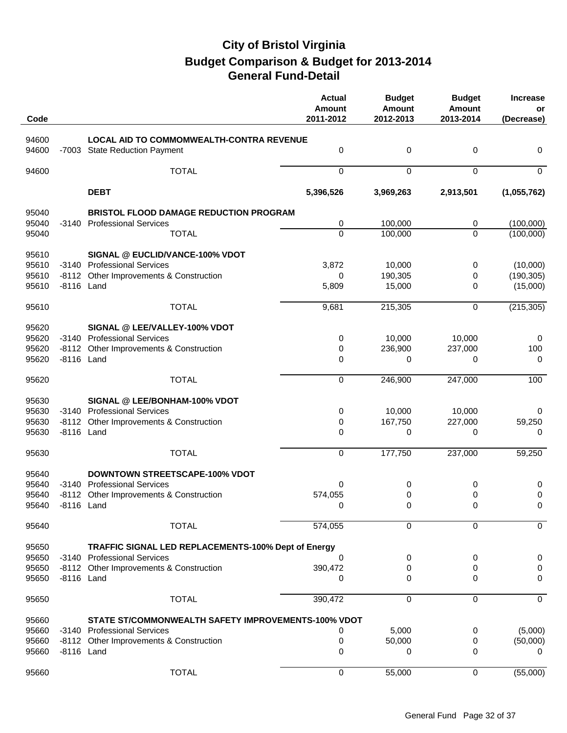# City of Bristol Virginia
## Budget Comparison & Budget for 2013-2014
## General Fund-Detail

| Code | | | Actual Amount 2011-2012 | Budget Amount 2012-2013 | Budget Amount 2013-2014 | Increase or (Decrease) |
|---|---|---|---|---|---|---|
| 94600 | | **LOCAL AID TO COMMOMWEALTH-CONTRA REVENUE** | | | | |
| 94600 | -7003 | State Reduction Payment | 0 | 0 | 0 | 0 |
| 94600 | | TOTAL | 0 | 0 | 0 | 0 |
| | | **DEBT** | **5,396,526** | **3,969,263** | **2,913,501** | **(1,055,762)** |
| 95040 | | **BRISTOL FLOOD DAMAGE REDUCTION PROGRAM** | | | | |
| 95040 | -3140 | Professional Services | 0 | 100,000 | 0 | (100,000) |
| 95040 | | TOTAL | 0 | 100,000 | 0 | (100,000) |
| 95610 | | **SIGNAL @ EUCLID/VANCE-100% VDOT** | | | | |
| 95610 | -3140 | Professional Services | 3,872 | 10,000 | 0 | (10,000) |
| 95610 | -8112 | Other Improvements & Construction | 0 | 190,305 | 0 | (190,305) |
| 95610 | -8116 | Land | 5,809 | 15,000 | 0 | (15,000) |
| 95610 | | TOTAL | 9,681 | 215,305 | 0 | (215,305) |
| 95620 | | **SIGNAL @ LEE/VALLEY-100% VDOT** | | | | |
| 95620 | -3140 | Professional Services | 0 | 10,000 | 10,000 | 0 |
| 95620 | -8112 | Other Improvements & Construction | 0 | 236,900 | 237,000 | 100 |
| 95620 | -8116 | Land | 0 | 0 | 0 | 0 |
| 95620 | | TOTAL | 0 | 246,900 | 247,000 | 100 |
| 95630 | | **SIGNAL @ LEE/BONHAM-100% VDOT** | | | | |
| 95630 | -3140 | Professional Services | 0 | 10,000 | 10,000 | 0 |
| 95630 | -8112 | Other Improvements & Construction | 0 | 167,750 | 227,000 | 59,250 |
| 95630 | -8116 | Land | 0 | 0 | 0 | 0 |
| 95630 | | TOTAL | 0 | 177,750 | 237,000 | 59,250 |
| 95640 | | **DOWNTOWN STREETSCAPE-100% VDOT** | | | | |
| 95640 | -3140 | Professional Services | 0 | 0 | 0 | 0 |
| 95640 | -8112 | Other Improvements & Construction | 574,055 | 0 | 0 | 0 |
| 95640 | -8116 | Land | 0 | 0 | 0 | 0 |
| 95640 | | TOTAL | 574,055 | 0 | 0 | 0 |
| 95650 | | **TRAFFIC SIGNAL LED REPLACEMENTS-100% Dept of Energy** | | | | |
| 95650 | -3140 | Professional Services | 0 | 0 | 0 | 0 |
| 95650 | -8112 | Other Improvements & Construction | 390,472 | 0 | 0 | 0 |
| 95650 | -8116 | Land | 0 | 0 | 0 | 0 |
| 95650 | | TOTAL | 390,472 | 0 | 0 | 0 |
| 95660 | | **STATE ST/COMMONWEALTH SAFETY IMPROVEMENTS-100% VDOT** | | | | |
| 95660 | -3140 | Professional Services | 0 | 5,000 | 0 | (5,000) |
| 95660 | -8112 | Other Improvements & Construction | 0 | 50,000 | 0 | (50,000) |
| 95660 | -8116 | Land | 0 | 0 | 0 | 0 |
| 95660 | | TOTAL | 0 | 55,000 | 0 | (55,000) |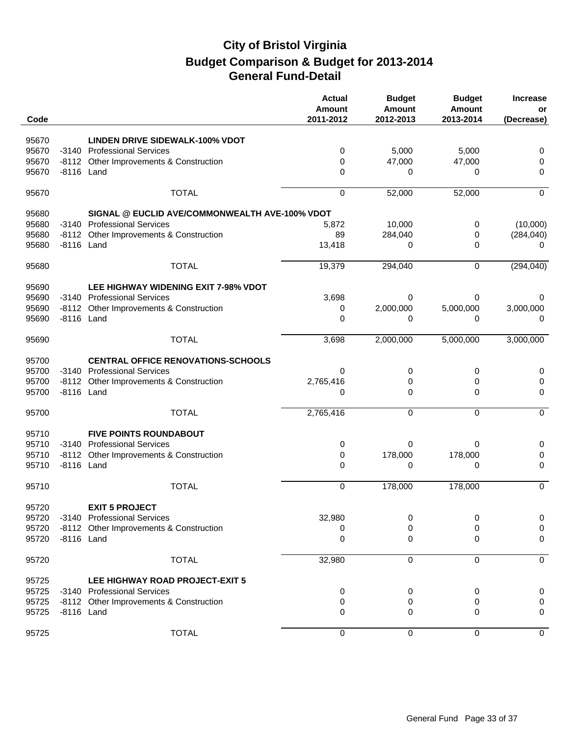# City of Bristol Virginia
## Budget Comparison & Budget for 2013-2014
## General Fund-Detail

| Code | | | Actual Amount 2011-2012 | Budget Amount 2012-2013 | Budget Amount 2013-2014 | Increase or (Decrease) |
|---|---|---|---|---|---|---|
| 95670 | | **LINDEN DRIVE SIDEWALK-100% VDOT** | | | | |
| 95670 | -3140 | Professional Services | 0 | 5,000 | 5,000 | 0 |
| 95670 | -8112 | Other Improvements & Construction | 0 | 47,000 | 47,000 | 0 |
| 95670 | -8116 | Land | 0 | 0 | 0 | 0 |
| 95670 | | TOTAL | 0 | 52,000 | 52,000 | 0 |
| 95680 | | **SIGNAL @ EUCLID AVE/COMMONWEALTH AVE-100% VDOT** | | | | |
| 95680 | -3140 | Professional Services | 5,872 | 10,000 | 0 | (10,000) |
| 95680 | -8112 | Other Improvements & Construction | 89 | 284,040 | 0 | (284,040) |
| 95680 | -8116 | Land | 13,418 | 0 | 0 | 0 |
| 95680 | | TOTAL | 19,379 | 294,040 | 0 | (294,040) |
| 95690 | | **LEE HIGHWAY WIDENING EXIT 7-98% VDOT** | | | | |
| 95690 | -3140 | Professional Services | 3,698 | 0 | 0 | 0 |
| 95690 | -8112 | Other Improvements & Construction | 0 | 2,000,000 | 5,000,000 | 3,000,000 |
| 95690 | -8116 | Land | 0 | 0 | 0 | 0 |
| 95690 | | TOTAL | 3,698 | 2,000,000 | 5,000,000 | 3,000,000 |
| 95700 | | **CENTRAL OFFICE RENOVATIONS-SCHOOLS** | | | | |
| 95700 | -3140 | Professional Services | 0 | 0 | 0 | 0 |
| 95700 | -8112 | Other Improvements & Construction | 2,765,416 | 0 | 0 | 0 |
| 95700 | -8116 | Land | 0 | 0 | 0 | 0 |
| 95700 | | TOTAL | 2,765,416 | 0 | 0 | 0 |
| 95710 | | **FIVE POINTS ROUNDABOUT** | | | | |
| 95710 | -3140 | Professional Services | 0 | 0 | 0 | 0 |
| 95710 | -8112 | Other Improvements & Construction | 0 | 178,000 | 178,000 | 0 |
| 95710 | -8116 | Land | 0 | 0 | 0 | 0 |
| 95710 | | TOTAL | 0 | 178,000 | 178,000 | 0 |
| 95720 | | **EXIT 5 PROJECT** | | | | |
| 95720 | -3140 | Professional Services | 32,980 | 0 | 0 | 0 |
| 95720 | -8112 | Other Improvements & Construction | 0 | 0 | 0 | 0 |
| 95720 | -8116 | Land | 0 | 0 | 0 | 0 |
| 95720 | | TOTAL | 32,980 | 0 | 0 | 0 |
| 95725 | | **LEE HIGHWAY ROAD PROJECT-EXIT 5** | | | | |
| 95725 | -3140 | Professional Services | 0 | 0 | 0 | 0 |
| 95725 | -8112 | Other Improvements & Construction | 0 | 0 | 0 | 0 |
| 95725 | -8116 | Land | 0 | 0 | 0 | 0 |
| 95725 | | TOTAL | 0 | 0 | 0 | 0 |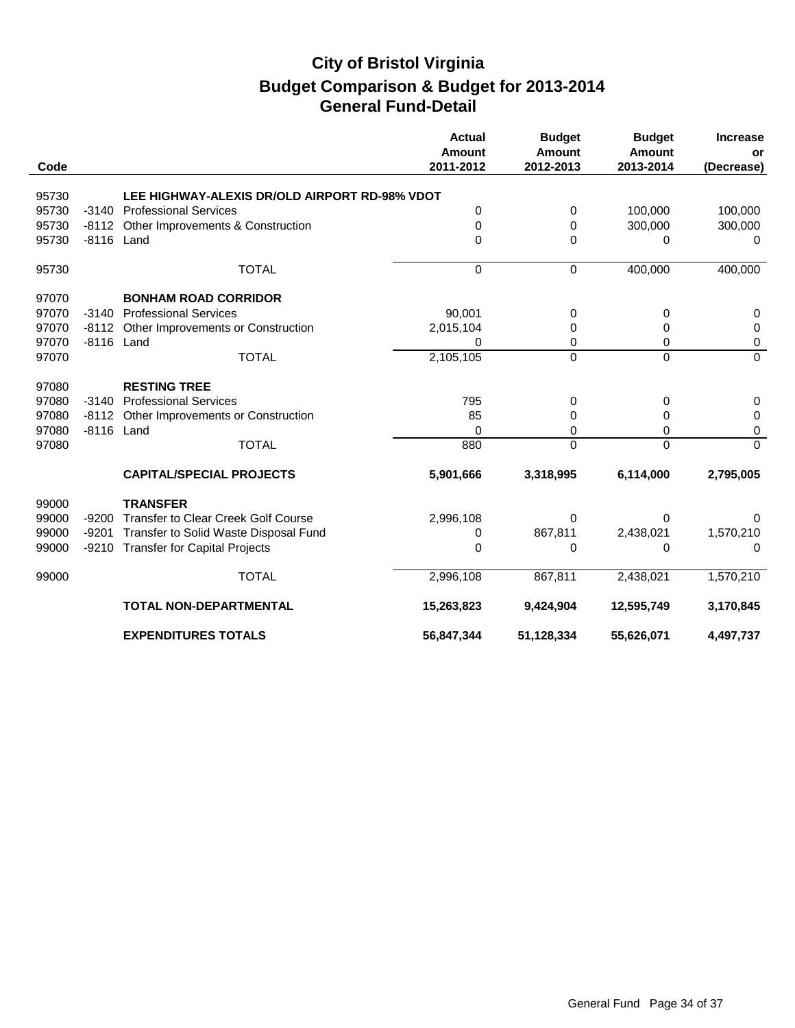# City of Bristol Virginia
## Budget Comparison & Budget for 2013-2014
## General Fund-Detail

| Code | | | Actual Amount 2011-2012 | Budget Amount 2012-2013 | Budget Amount 2013-2014 | Increase or (Decrease) |
|---|---|---|---|---|---|---|
| 95730 | | **LEE HIGHWAY-ALEXIS DR/OLD AIRPORT RD-98% VDOT** | | | | |
| 95730 | -3140 | Professional Services | 0 | 0 | 100,000 | 100,000 |
| 95730 | -8112 | Other Improvements & Construction | 0 | 0 | 300,000 | 300,000 |
| 95730 | -8116 | Land | 0 | 0 | 0 | 0 |
| 95730 | | TOTAL | 0 | 0 | 400,000 | 400,000 |
| 97070 | | **BONHAM ROAD CORRIDOR** | | | | |
| 97070 | -3140 | Professional Services | 90,001 | 0 | 0 | 0 |
| 97070 | -8112 | Other Improvements or Construction | 2,015,104 | 0 | 0 | 0 |
| 97070 | -8116 | Land | 0 | 0 | 0 | 0 |
| 97070 | | TOTAL | 2,105,105 | 0 | 0 | 0 |
| 97080 | | **RESTING TREE** | | | | |
| 97080 | -3140 | Professional Services | 795 | 0 | 0 | 0 |
| 97080 | -8112 | Other Improvements or Construction | 85 | 0 | 0 | 0 |
| 97080 | -8116 | Land | 0 | 0 | 0 | 0 |
| 97080 | | TOTAL | 880 | 0 | 0 | 0 |
| | | **CAPITAL/SPECIAL PROJECTS** | **5,901,666** | **3,318,995** | **6,114,000** | **2,795,005** |
| 99000 | | **TRANSFER** | | | | |
| 99000 | -9200 | Transfer to Clear Creek Golf Course | 2,996,108 | 0 | 0 | 0 |
| 99000 | -9201 | Transfer to Solid Waste Disposal Fund | 0 | 867,811 | 2,438,021 | 1,570,210 |
| 99000 | -9210 | Transfer for Capital Projects | 0 | 0 | 0 | 0 |
| 99000 | | TOTAL | 2,996,108 | 867,811 | 2,438,021 | 1,570,210 |
| | | **TOTAL NON-DEPARTMENTAL** | **15,263,823** | **9,424,904** | **12,595,749** | **3,170,845** |
| | | **EXPENDITURES TOTALS** | **56,847,344** | **51,128,334** | **55,626,071** | **4,497,737** |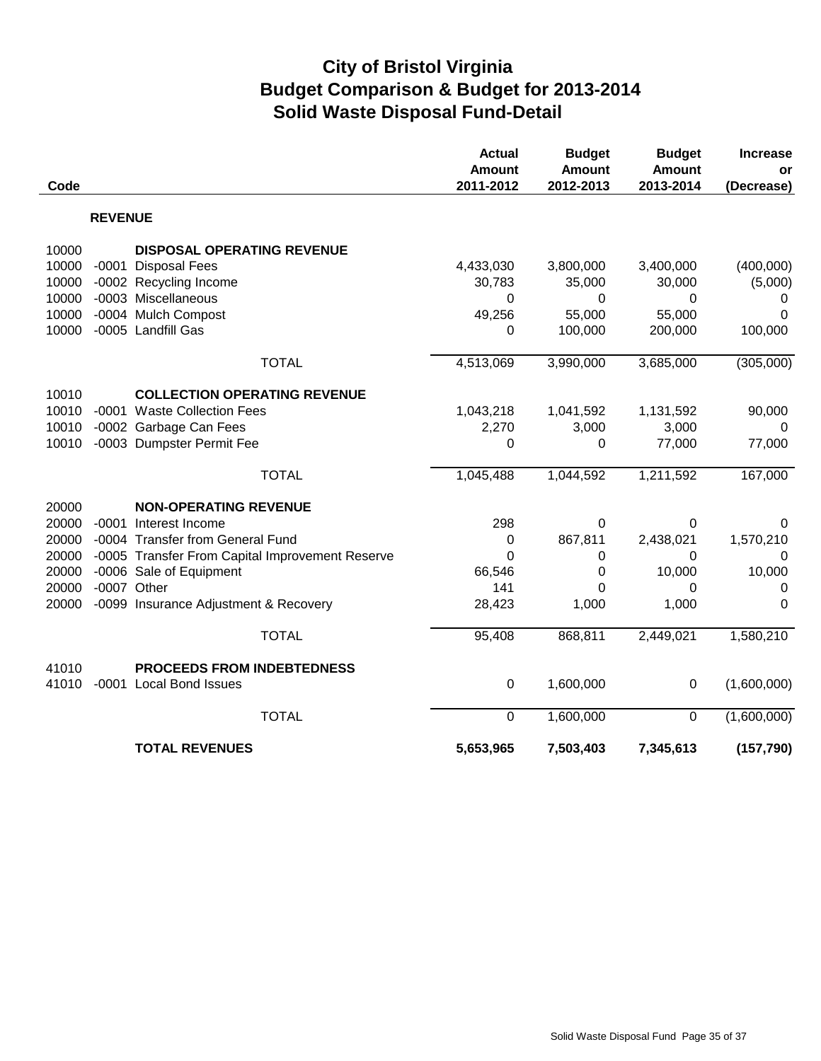# City of Bristol Virginia
## Budget Comparison & Budget for 2013-2014
## Solid Waste Disposal Fund-Detail

| Code | | | Actual Amount 2011-2012 | Budget Amount 2012-2013 | Budget Amount 2013-2014 | Increase or (Decrease) |
|---|---|---|---|---|---|---|
| | | **REVENUE** | | | | |
| 10000 | | **DISPOSAL OPERATING REVENUE** | | | | |
| 10000 | -0001 | Disposal Fees | 4,433,030 | 3,800,000 | 3,400,000 | (400,000) |
| 10000 | -0002 | Recycling Income | 30,783 | 35,000 | 30,000 | (5,000) |
| 10000 | -0003 | Miscellaneous | 0 | 0 | 0 | 0 |
| 10000 | -0004 | Mulch Compost | 49,256 | 55,000 | 55,000 | 0 |
| 10000 | -0005 | Landfill Gas | 0 | 100,000 | 200,000 | 100,000 |
| | | TOTAL | 4,513,069 | 3,990,000 | 3,685,000 | (305,000) |
| 10010 | | **COLLECTION OPERATING REVENUE** | | | | |
| 10010 | -0001 | Waste Collection Fees | 1,043,218 | 1,041,592 | 1,131,592 | 90,000 |
| 10010 | -0002 | Garbage Can Fees | 2,270 | 3,000 | 3,000 | 0 |
| 10010 | -0003 | Dumpster Permit Fee | 0 | 0 | 77,000 | 77,000 |
| | | TOTAL | 1,045,488 | 1,044,592 | 1,211,592 | 167,000 |
| 20000 | | **NON-OPERATING REVENUE** | | | | |
| 20000 | -0001 | Interest Income | 298 | 0 | 0 | 0 |
| 20000 | -0004 | Transfer from General Fund | 0 | 867,811 | 2,438,021 | 1,570,210 |
| 20000 | -0005 | Transfer From Capital Improvement Reserve | 0 | 0 | 0 | 0 |
| 20000 | -0006 | Sale of Equipment | 66,546 | 0 | 10,000 | 10,000 |
| 20000 | -0007 | Other | 141 | 0 | 0 | 0 |
| 20000 | -0099 | Insurance Adjustment & Recovery | 28,423 | 1,000 | 1,000 | 0 |
| | | TOTAL | 95,408 | 868,811 | 2,449,021 | 1,580,210 |
| 41010 | | **PROCEEDS FROM INDEBTEDNESS** | | | | |
| 41010 | -0001 | Local Bond Issues | 0 | 1,600,000 | 0 | (1,600,000) |
| | | TOTAL | 0 | 1,600,000 | 0 | (1,600,000) |
| | | **TOTAL REVENUES** | **5,653,965** | **7,503,403** | **7,345,613** | **(157,790)** |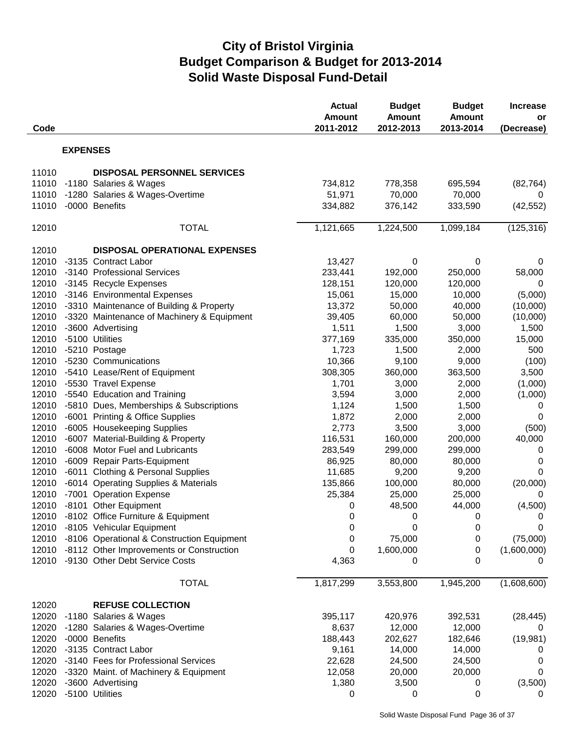# City of Bristol Virginia
## Budget Comparison & Budget for 2013-2014
## Solid Waste Disposal Fund-Detail

| Code | | Actual Amount 2011-2012 | Budget Amount 2012-2013 | Budget Amount 2013-2014 | Increase or (Decrease) |
|---|---|---|---|---|---|
| | **EXPENSES** | | | | |
| 11010 | **DISPOSAL PERSONNEL SERVICES** | | | | |
| 11010 | -1180 Salaries & Wages | 734,812 | 778,358 | 695,594 | (82,764) |
| 11010 | -1280 Salaries & Wages-Overtime | 51,971 | 70,000 | 70,000 | 0 |
| 11010 | -0000 Benefits | 334,882 | 376,142 | 333,590 | (42,552) |
| 12010 | TOTAL | 1,121,665 | 1,224,500 | 1,099,184 | (125,316) |
| 12010 | **DISPOSAL OPERATIONAL EXPENSES** | | | | |
| 12010 | -3135 Contract Labor | 13,427 | 0 | 0 | 0 |
| 12010 | -3140 Professional Services | 233,441 | 192,000 | 250,000 | 58,000 |
| 12010 | -3145 Recycle Expenses | 128,151 | 120,000 | 120,000 | 0 |
| 12010 | -3146 Environmental Expenses | 15,061 | 15,000 | 10,000 | (5,000) |
| 12010 | -3310 Maintenance of Building & Property | 13,372 | 50,000 | 40,000 | (10,000) |
| 12010 | -3320 Maintenance of Machinery & Equipment | 39,405 | 60,000 | 50,000 | (10,000) |
| 12010 | -3600 Advertising | 1,511 | 1,500 | 3,000 | 1,500 |
| 12010 | -5100 Utilities | 377,169 | 335,000 | 350,000 | 15,000 |
| 12010 | -5210 Postage | 1,723 | 1,500 | 2,000 | 500 |
| 12010 | -5230 Communications | 10,366 | 9,100 | 9,000 | (100) |
| 12010 | -5410 Lease/Rent of Equipment | 308,305 | 360,000 | 363,500 | 3,500 |
| 12010 | -5530 Travel Expense | 1,701 | 3,000 | 2,000 | (1,000) |
| 12010 | -5540 Education and Training | 3,594 | 3,000 | 2,000 | (1,000) |
| 12010 | -5810 Dues, Memberships & Subscriptions | 1,124 | 1,500 | 1,500 | 0 |
| 12010 | -6001 Printing & Office Supplies | 1,872 | 2,000 | 2,000 | 0 |
| 12010 | -6005 Housekeeping Supplies | 2,773 | 3,500 | 3,000 | (500) |
| 12010 | -6007 Material-Building & Property | 116,531 | 160,000 | 200,000 | 40,000 |
| 12010 | -6008 Motor Fuel and Lubricants | 283,549 | 299,000 | 299,000 | 0 |
| 12010 | -6009 Repair Parts-Equipment | 86,925 | 80,000 | 80,000 | 0 |
| 12010 | -6011 Clothing & Personal Supplies | 11,685 | 9,200 | 9,200 | 0 |
| 12010 | -6014 Operating Supplies & Materials | 135,866 | 100,000 | 80,000 | (20,000) |
| 12010 | -7001 Operation Expense | 25,384 | 25,000 | 25,000 | 0 |
| 12010 | -8101 Other Equipment | 0 | 48,500 | 44,000 | (4,500) |
| 12010 | -8102 Office Furniture & Equipment | 0 | 0 | 0 | 0 |
| 12010 | -8105 Vehicular Equipment | 0 | 0 | 0 | 0 |
| 12010 | -8106 Operational & Construction Equipment | 0 | 75,000 | 0 | (75,000) |
| 12010 | -8112 Other Improvements or Construction | 0 | 1,600,000 | 0 | (1,600,000) |
| 12010 | -9130 Other Debt Service Costs | 4,363 | 0 | 0 | 0 |
| | TOTAL | 1,817,299 | 3,553,800 | 1,945,200 | (1,608,600) |
| 12020 | **REFUSE COLLECTION** | | | | |
| 12020 | -1180 Salaries & Wages | 395,117 | 420,976 | 392,531 | (28,445) |
| 12020 | -1280 Salaries & Wages-Overtime | 8,637 | 12,000 | 12,000 | 0 |
| 12020 | -0000 Benefits | 188,443 | 202,627 | 182,646 | (19,981) |
| 12020 | -3135 Contract Labor | 9,161 | 14,000 | 14,000 | 0 |
| 12020 | -3140 Fees for Professional Services | 22,628 | 24,500 | 24,500 | 0 |
| 12020 | -3320 Maint. of Machinery & Equipment | 12,058 | 20,000 | 20,000 | 0 |
| 12020 | -3600 Advertising | 1,380 | 3,500 | 0 | (3,500) |
| 12020 | -5100 Utilities | 0 | 0 | 0 | 0 |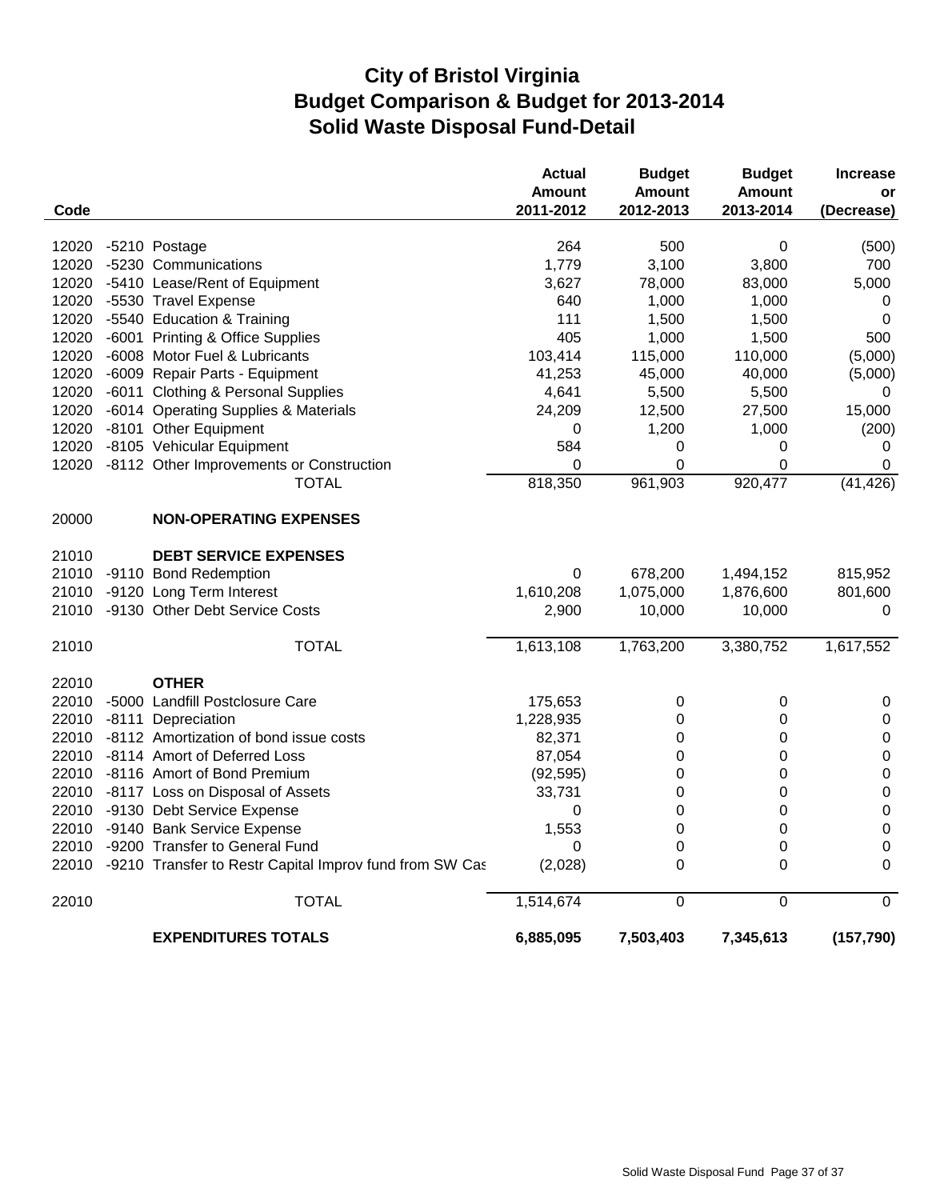# City of Bristol Virginia
## Budget Comparison & Budget for 2013-2014
## Solid Waste Disposal Fund-Detail

| Code | | | Actual Amount 2011-2012 | Budget Amount 2012-2013 | Budget Amount 2013-2014 | Increase or (Decrease) |
|---|---|---|---|---|---|---|
| 12020 | -5210 | Postage | 264 | 500 | 0 | (500) |
| 12020 | -5230 | Communications | 1,779 | 3,100 | 3,800 | 700 |
| 12020 | -5410 | Lease/Rent of Equipment | 3,627 | 78,000 | 83,000 | 5,000 |
| 12020 | -5530 | Travel Expense | 640 | 1,000 | 1,000 | 0 |
| 12020 | -5540 | Education & Training | 111 | 1,500 | 1,500 | 0 |
| 12020 | -6001 | Printing & Office Supplies | 405 | 1,000 | 1,500 | 500 |
| 12020 | -6008 | Motor Fuel & Lubricants | 103,414 | 115,000 | 110,000 | (5,000) |
| 12020 | -6009 | Repair Parts - Equipment | 41,253 | 45,000 | 40,000 | (5,000) |
| 12020 | -6011 | Clothing & Personal Supplies | 4,641 | 5,500 | 5,500 | 0 |
| 12020 | -6014 | Operating Supplies & Materials | 24,209 | 12,500 | 27,500 | 15,000 |
| 12020 | -8101 | Other Equipment | 0 | 1,200 | 1,000 | (200) |
| 12020 | -8105 | Vehicular Equipment | 584 | 0 | 0 | 0 |
| 12020 | -8112 | Other Improvements or Construction | 0 | 0 | 0 | 0 |
| | | TOTAL | 818,350 | 961,903 | 920,477 | (41,426) |
| 20000 | | **NON-OPERATING EXPENSES** | | | | |
| 21010 | | **DEBT SERVICE EXPENSES** | | | | |
| 21010 | -9110 | Bond Redemption | 0 | 678,200 | 1,494,152 | 815,952 |
| 21010 | -9120 | Long Term Interest | 1,610,208 | 1,075,000 | 1,876,600 | 801,600 |
| 21010 | -9130 | Other Debt Service Costs | 2,900 | 10,000 | 10,000 | 0 |
| 21010 | | TOTAL | 1,613,108 | 1,763,200 | 3,380,752 | 1,617,552 |
| 22010 | | **OTHER** | | | | |
| 22010 | -5000 | Landfill Postclosure Care | 175,653 | 0 | 0 | 0 |
| 22010 | -8111 | Depreciation | 1,228,935 | 0 | 0 | 0 |
| 22010 | -8112 | Amortization of bond issue costs | 82,371 | 0 | 0 | 0 |
| 22010 | -8114 | Amort of Deferred Loss | 87,054 | 0 | 0 | 0 |
| 22010 | -8116 | Amort of Bond Premium | (92,595) | 0 | 0 | 0 |
| 22010 | -8117 | Loss on Disposal of Assets | 33,731 | 0 | 0 | 0 |
| 22010 | -9130 | Debt Service Expense | 0 | 0 | 0 | 0 |
| 22010 | -9140 | Bank Service Expense | 1,553 | 0 | 0 | 0 |
| 22010 | -9200 | Transfer to General Fund | 0 | 0 | 0 | 0 |
| 22010 | -9210 | Transfer to Restr Capital Improv fund from SW Cas | (2,028) | 0 | 0 | 0 |
| 22010 | | TOTAL | 1,514,674 | 0 | 0 | 0 |
| | | **EXPENDITURES TOTALS** | **6,885,095** | **7,503,403** | **7,345,613** | **(157,790)** |